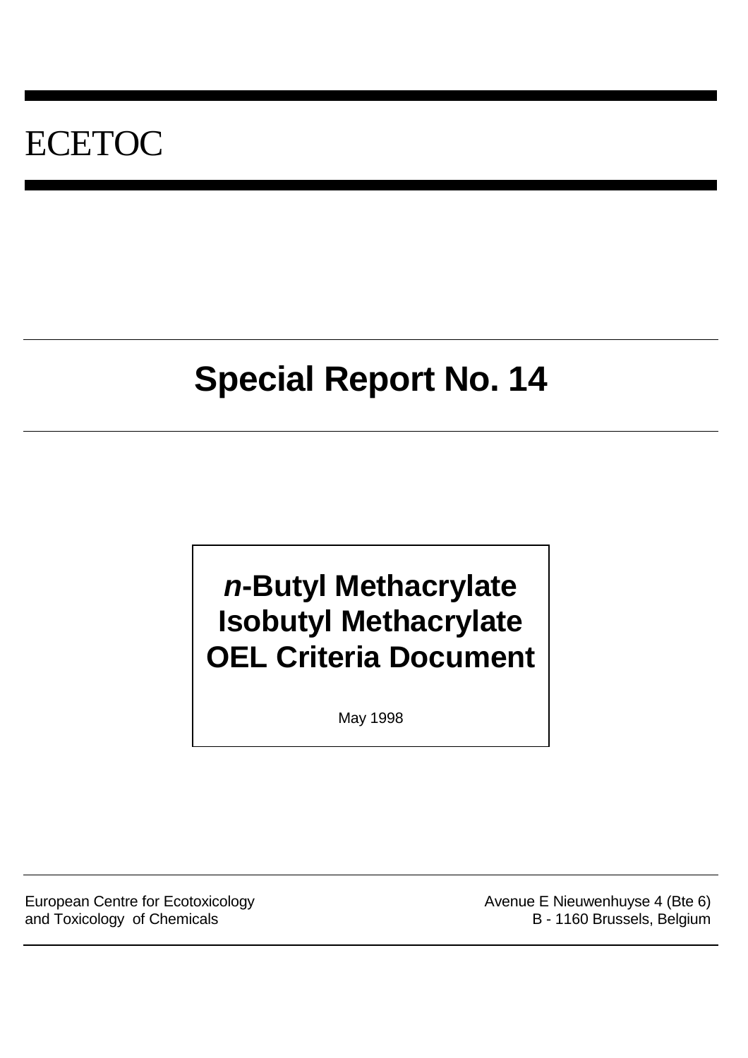# ECETOC

## Special Report No. 14

# *n*-Butyl Methacrylate Isobutyl Methacrylate OEL Criteria Document

May 1998

European Centre for Ecotoxicology and Toxicology of Chemicals

Avenue E Nieuwenhuyse 4 (Bte 6)
B - 1160 Brussels, Belgium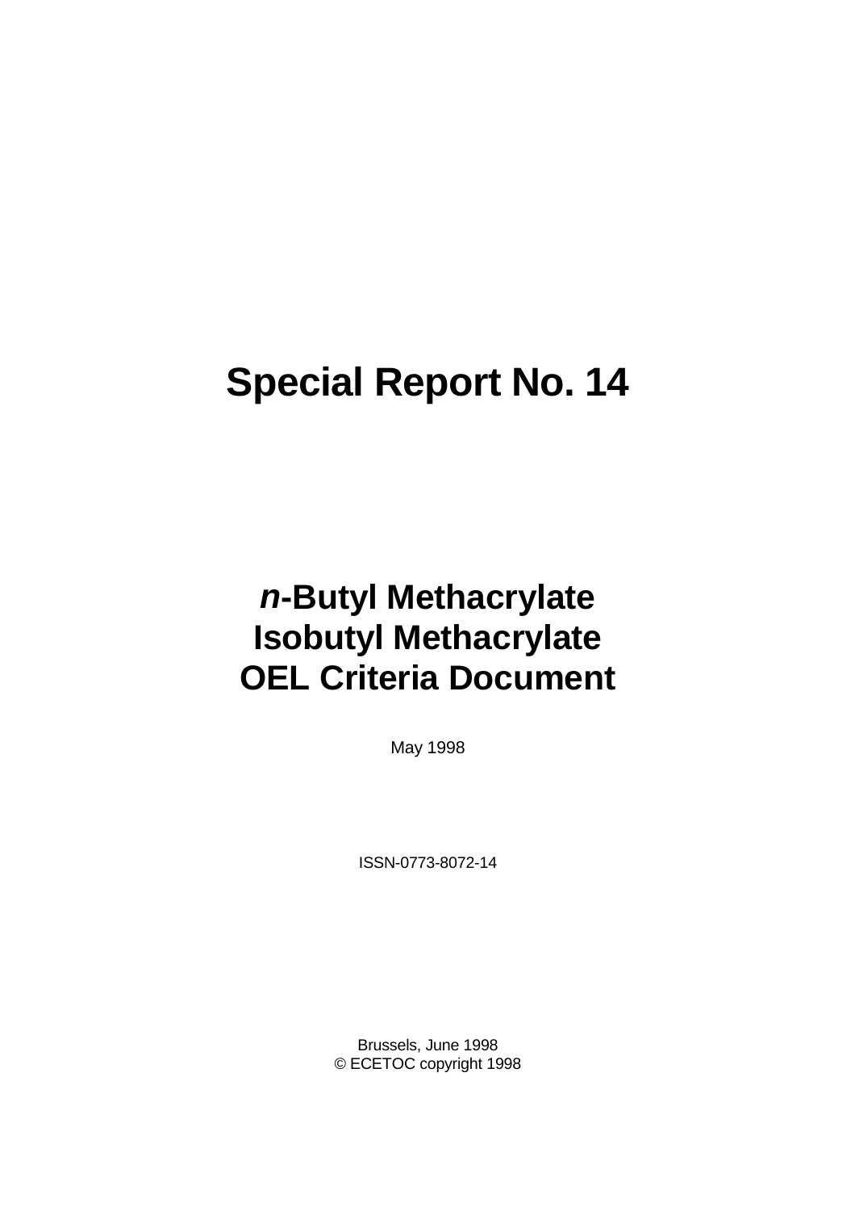# Special Report No. 14

# *n*-Butyl Methacrylate
# Isobutyl Methacrylate
# OEL Criteria Document

May 1998

ISSN-0773-8072-14

Brussels, June 1998
© ECETOC copyright 1998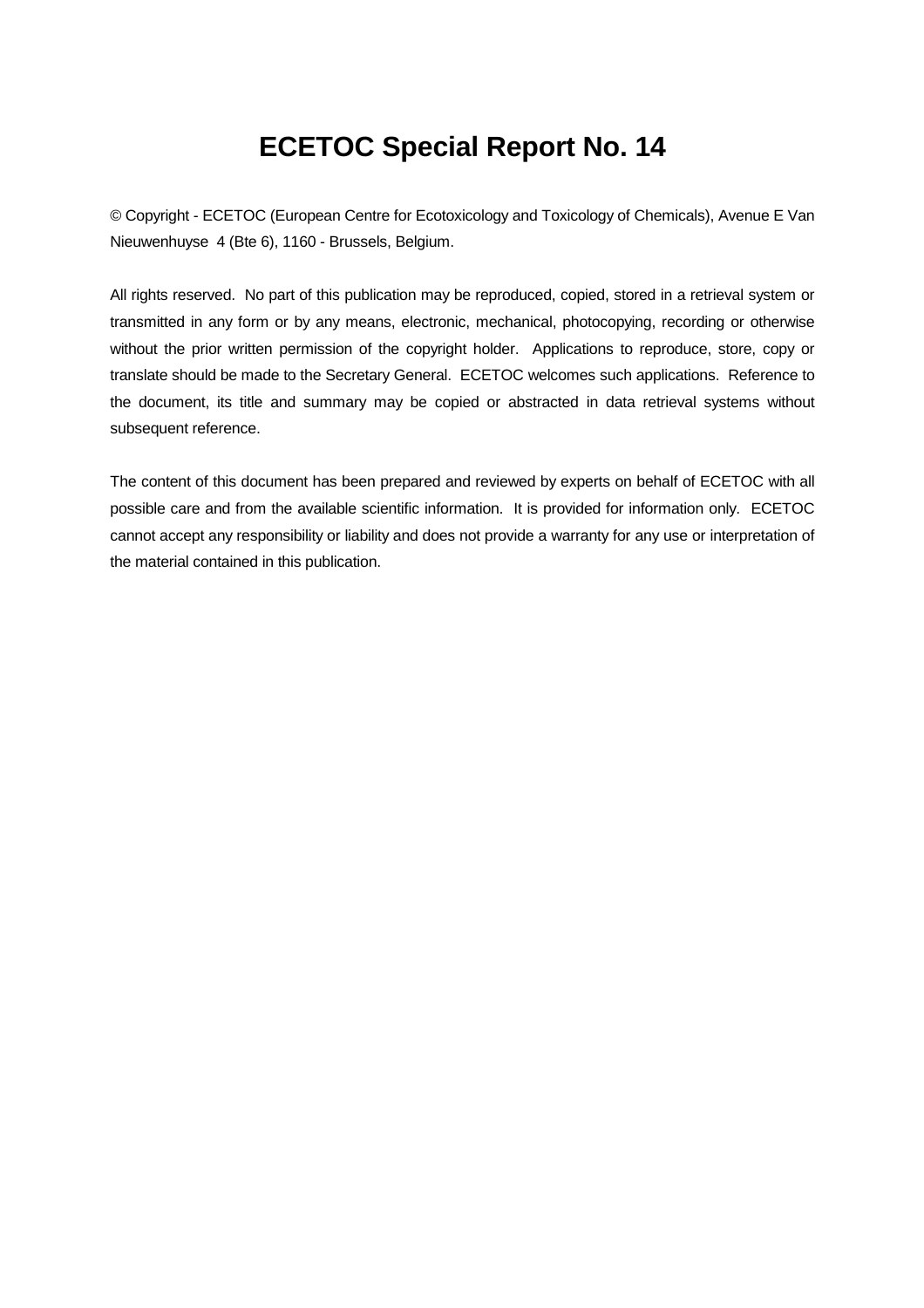# ECETOC Special Report No. 14

© Copyright - ECETOC (European Centre for Ecotoxicology and Toxicology of Chemicals), Avenue E Van Nieuwenhuyse 4 (Bte 6), 1160 - Brussels, Belgium.

All rights reserved. No part of this publication may be reproduced, copied, stored in a retrieval system or transmitted in any form or by any means, electronic, mechanical, photocopying, recording or otherwise without the prior written permission of the copyright holder. Applications to reproduce, store, copy or translate should be made to the Secretary General. ECETOC welcomes such applications. Reference to the document, its title and summary may be copied or abstracted in data retrieval systems without subsequent reference.

The content of this document has been prepared and reviewed by experts on behalf of ECETOC with all possible care and from the available scientific information. It is provided for information only. ECETOC cannot accept any responsibility or liability and does not provide a warranty for any use or interpretation of the material contained in this publication.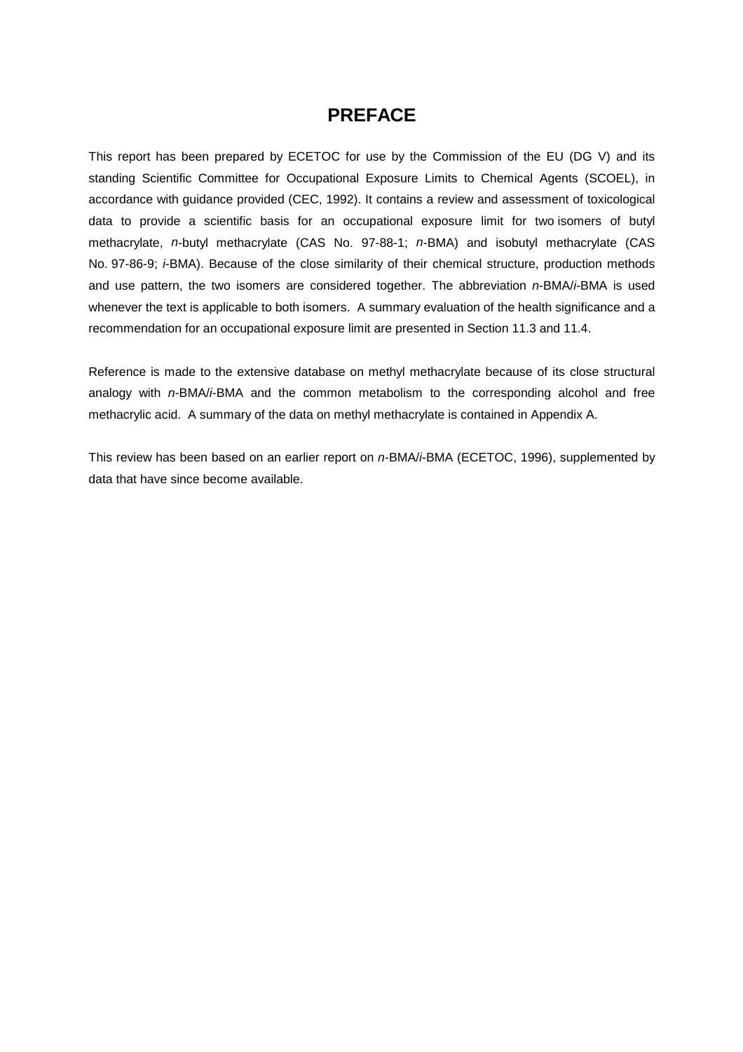# PREFACE

This report has been prepared by ECETOC for use by the Commission of the EU (DG V) and its standing Scientific Committee for Occupational Exposure Limits to Chemical Agents (SCOEL), in accordance with guidance provided (CEC, 1992). It contains a review and assessment of toxicological data to provide a scientific basis for an occupational exposure limit for two isomers of butyl methacrylate, *n*-butyl methacrylate (CAS No. 97-88-1; *n*-BMA) and isobutyl methacrylate (CAS No. 97-86-9; *i*-BMA). Because of the close similarity of their chemical structure, production methods and use pattern, the two isomers are considered together. The abbreviation *n*-BMA/*i*-BMA is used whenever the text is applicable to both isomers. A summary evaluation of the health significance and a recommendation for an occupational exposure limit are presented in Section 11.3 and 11.4.

Reference is made to the extensive database on methyl methacrylate because of its close structural analogy with *n*-BMA/*i*-BMA and the common metabolism to the corresponding alcohol and free methacrylic acid. A summary of the data on methyl methacrylate is contained in Appendix A.

This review has been based on an earlier report on *n*-BMA/*i*-BMA (ECETOC, 1996), supplemented by data that have since become available.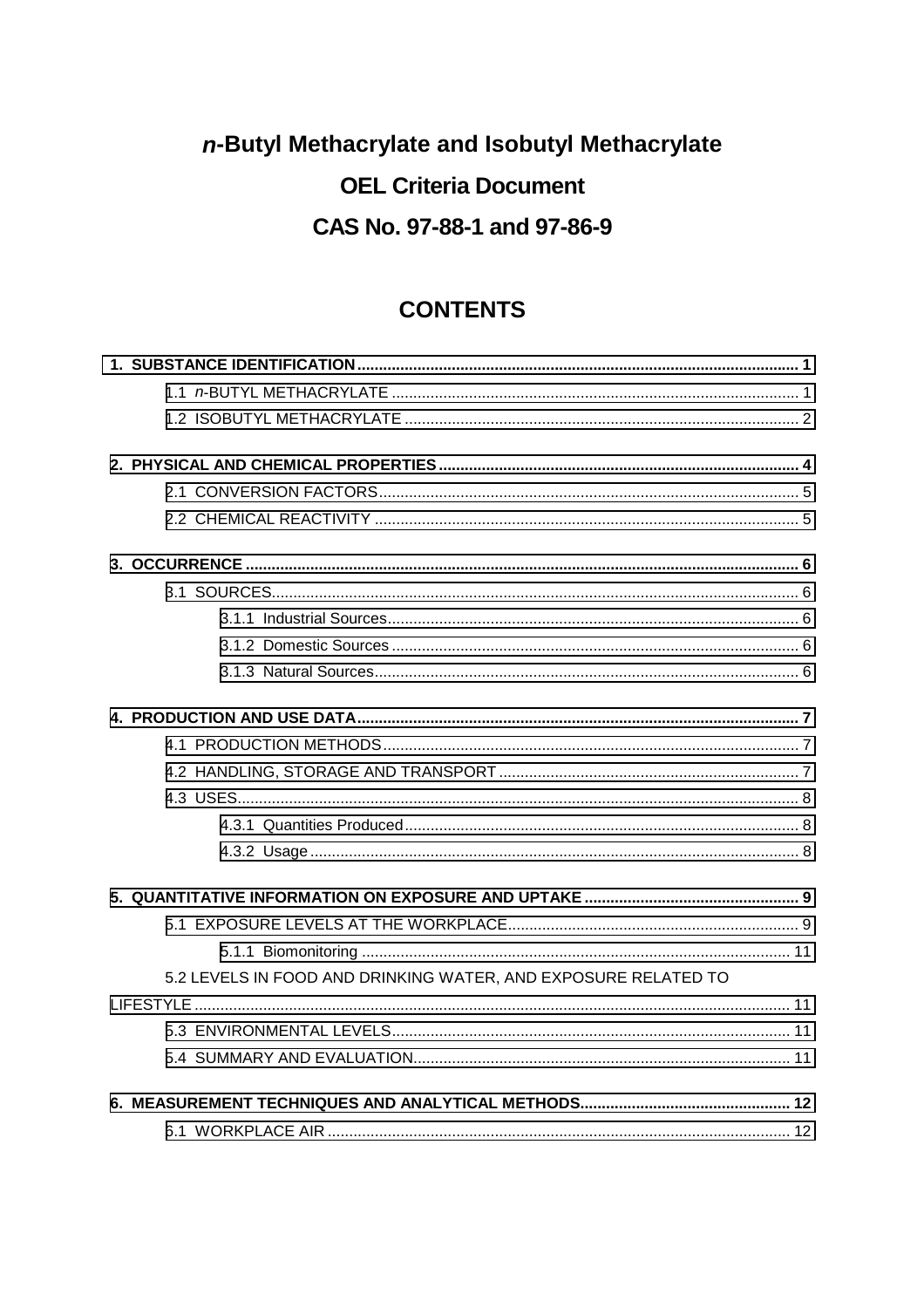# *n*-Butyl Methacrylate and Isobutyl Methacrylate

## OEL Criteria Document

## CAS No. 97-88-1 and 97-86-9

## CONTENTS

**1. SUBSTANCE IDENTIFICATION ...... 1**

- 1.1 *n*-BUTYL METHACRYLATE ...... 1
- 1.2 ISOBUTYL METHACRYLATE ...... 2

**2. PHYSICAL AND CHEMICAL PROPERTIES ...... 4**

- 2.1 CONVERSION FACTORS ...... 5
- 2.2 CHEMICAL REACTIVITY ...... 5

**3. OCCURRENCE ...... 6**

- 3.1 SOURCES ...... 6
  - 3.1.1 Industrial Sources ...... 6
  - 3.1.2 Domestic Sources ...... 6
  - 3.1.3 Natural Sources ...... 6

**4. PRODUCTION AND USE DATA ...... 7**

- 4.1 PRODUCTION METHODS ...... 7
- 4.2 HANDLING, STORAGE AND TRANSPORT ...... 7
- 4.3 USES ...... 8
  - 4.3.1 Quantities Produced ...... 8
  - 4.3.2 Usage ...... 8

**5. QUANTITATIVE INFORMATION ON EXPOSURE AND UPTAKE ...... 9**

- 5.1 EXPOSURE LEVELS AT THE WORKPLACE ...... 9
  - 5.1.1 Biomonitoring ...... 11
- 5.2 LEVELS IN FOOD AND DRINKING WATER, AND EXPOSURE RELATED TO LIFESTYLE ...... 11
- 5.3 ENVIRONMENTAL LEVELS ...... 11
- 5.4 SUMMARY AND EVALUATION ...... 11

**6. MEASUREMENT TECHNIQUES AND ANALYTICAL METHODS ...... 12**

- 6.1 WORKPLACE AIR ...... 12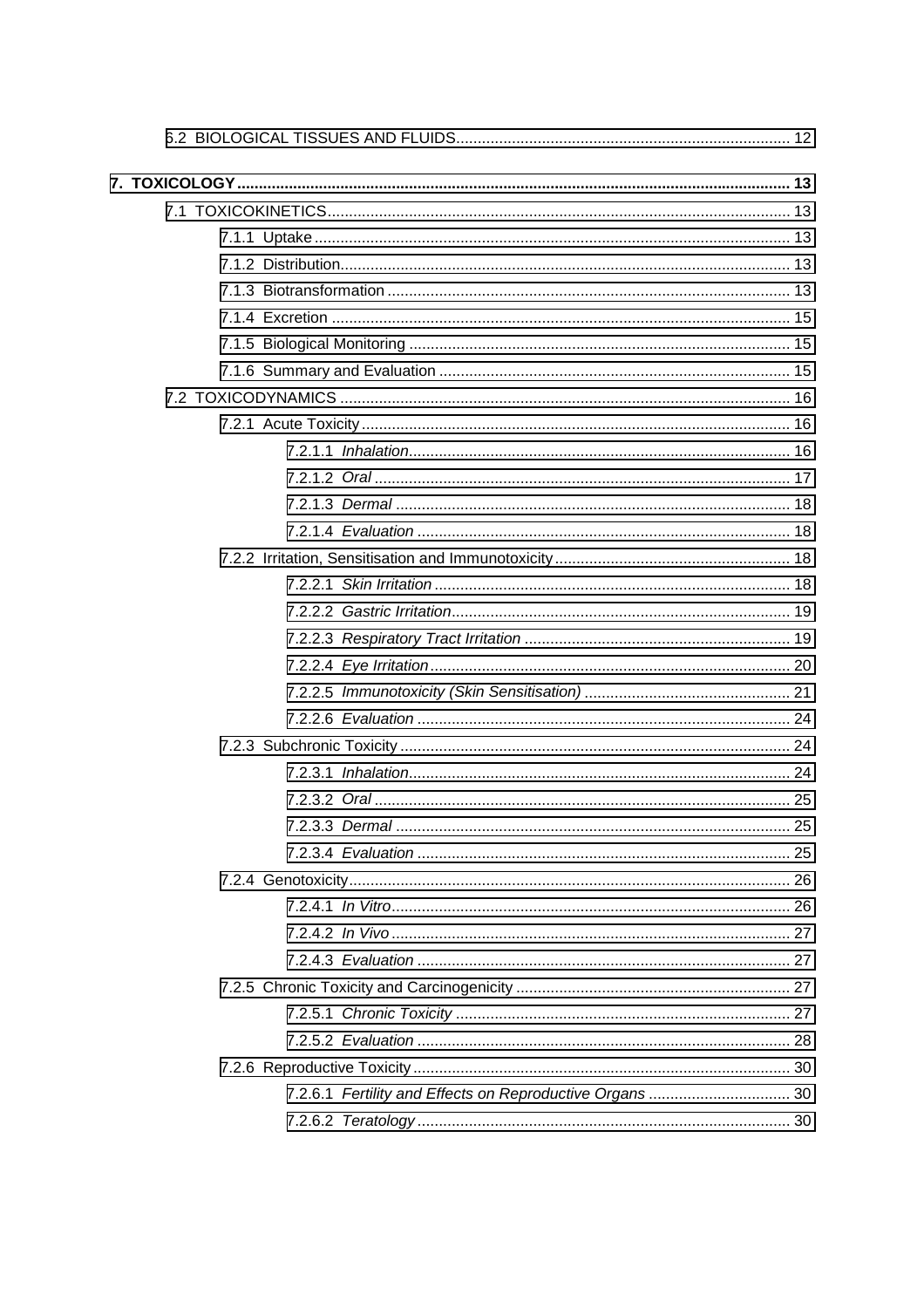6.2 BIOLOGICAL TISSUES AND FLUIDS ........................................................................... 12

**7. TOXICOLOGY** ................................................................................................................. **13**

7.1 TOXICOKINETICS ........................................................................................................ 13

7.1.1 Uptake ......................................................................................................... 13

7.1.2 Distribution .................................................................................................. 13

7.1.3 Biotransformation ......................................................................................... 13

7.1.4 Excretion ..................................................................................................... 15

7.1.5 Biological Monitoring ................................................................................... 15

7.1.6 Summary and Evaluation ............................................................................. 15

7.2 TOXICODYNAMICS ..................................................................................................... 16

7.2.1 Acute Toxicity ............................................................................................... 16

7.2.1.1 *Inhalation* ............................................................................. 16

7.2.1.2 *Oral* ..................................................................................... 17

7.2.1.3 *Dermal* ................................................................................ 18

7.2.1.4 *Evaluation* ........................................................................... 18

7.2.2 Irritation, Sensitisation and Immunotoxicity ................................................... 18

7.2.2.1 *Skin Irritation* ........................................................................ 18

7.2.2.2 *Gastric Irritation* ................................................................... 19

7.2.2.3 *Respiratory Tract Irritation* .................................................... 19

7.2.2.4 *Eye Irritation* ........................................................................ 20

7.2.2.5 *Immunotoxicity (Skin Sensitisation)* ...................................... 21

7.2.2.6 *Evaluation* ........................................................................... 24

7.2.3 Subchronic Toxicity ....................................................................................... 24

7.2.3.1 *Inhalation* ............................................................................. 24

7.2.3.2 *Oral* ..................................................................................... 25

7.2.3.3 *Dermal* ................................................................................ 25

7.2.3.4 *Evaluation* ........................................................................... 25

7.2.4 Genotoxicity .................................................................................................. 26

7.2.4.1 *In Vitro* ................................................................................. 26

7.2.4.2 *In Vivo* ................................................................................. 27

7.2.4.3 *Evaluation* ........................................................................... 27

7.2.5 Chronic Toxicity and Carcinogenicity ............................................................ 27

7.2.5.1 *Chronic Toxicity* ................................................................... 27

7.2.5.2 *Evaluation* ........................................................................... 28

7.2.6 Reproductive Toxicity .................................................................................... 30

7.2.6.1 *Fertility and Effects on Reproductive Organs* ........................ 30

7.2.6.2 *Teratology* ............................................................................ 30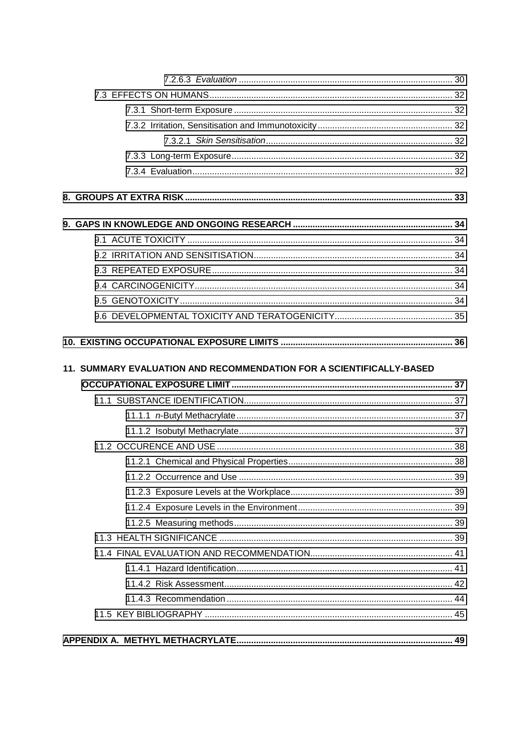7.2.6.3 *Evaluation* ........................................................................................ 30

7.3 EFFECTS ON HUMANS........................................................................................ 32

7.3.1 Short-term Exposure ........................................................................................ 32

7.3.2 Irritation, Sensitisation and Immunotoxicity........................................................ 32

7.3.2.1 *Skin Sensitisation*........................................................................................ 32

7.3.3 Long-term Exposure........................................................................................ 32

7.3.4 Evaluation........................................................................................ 32

**8. GROUPS AT EXTRA RISK........................................................................................ 33**

**9. GAPS IN KNOWLEDGE AND ONGOING RESEARCH ........................................................ 34**

9.1 ACUTE TOXICITY ........................................................................................ 34

9.2 IRRITATION AND SENSITISATION........................................................................ 34

9.3 REPEATED EXPOSURE........................................................................................ 34

9.4 CARCINOGENICITY........................................................................................ 34

9.5 GENOTOXICITY........................................................................................ 34

9.6 DEVELOPMENTAL TOXICITY AND TERATOGENICITY................................................ 35

**10. EXISTING OCCUPATIONAL EXPOSURE LIMITS ........................................................ 36**

**11. SUMMARY EVALUATION AND RECOMMENDATION FOR A SCIENTIFICALLY-BASED OCCUPATIONAL EXPOSURE LIMIT........................................................................................ 37**

11.1 SUBSTANCE IDENTIFICATION........................................................................ 37

11.1.1 *n*-Butyl Methacrylate........................................................................................ 37

11.1.2 Isobutyl Methacrylate........................................................................................ 37

11.2 OCCURENCE AND USE........................................................................................ 38

11.2.1 Chemical and Physical Properties........................................................................ 38

11.2.2 Occurrence and Use ........................................................................................ 39

11.2.3 Exposure Levels at the Workplace........................................................................ 39

11.2.4 Exposure Levels in the Environment........................................................................ 39

11.2.5 Measuring methods........................................................................................ 39

11.3 HEALTH SIGNIFICANCE ........................................................................................ 39

11.4 FINAL EVALUATION AND RECOMMENDATION........................................................ 41

11.4.1 Hazard Identification........................................................................................ 41

11.4.2 Risk Assessment........................................................................................ 42

11.4.3 Recommendation ........................................................................................ 44

11.5 KEY BIBLIOGRAPHY ........................................................................................ 45

**APPENDIX A. METHYL METHACRYLATE........................................................................................ 49**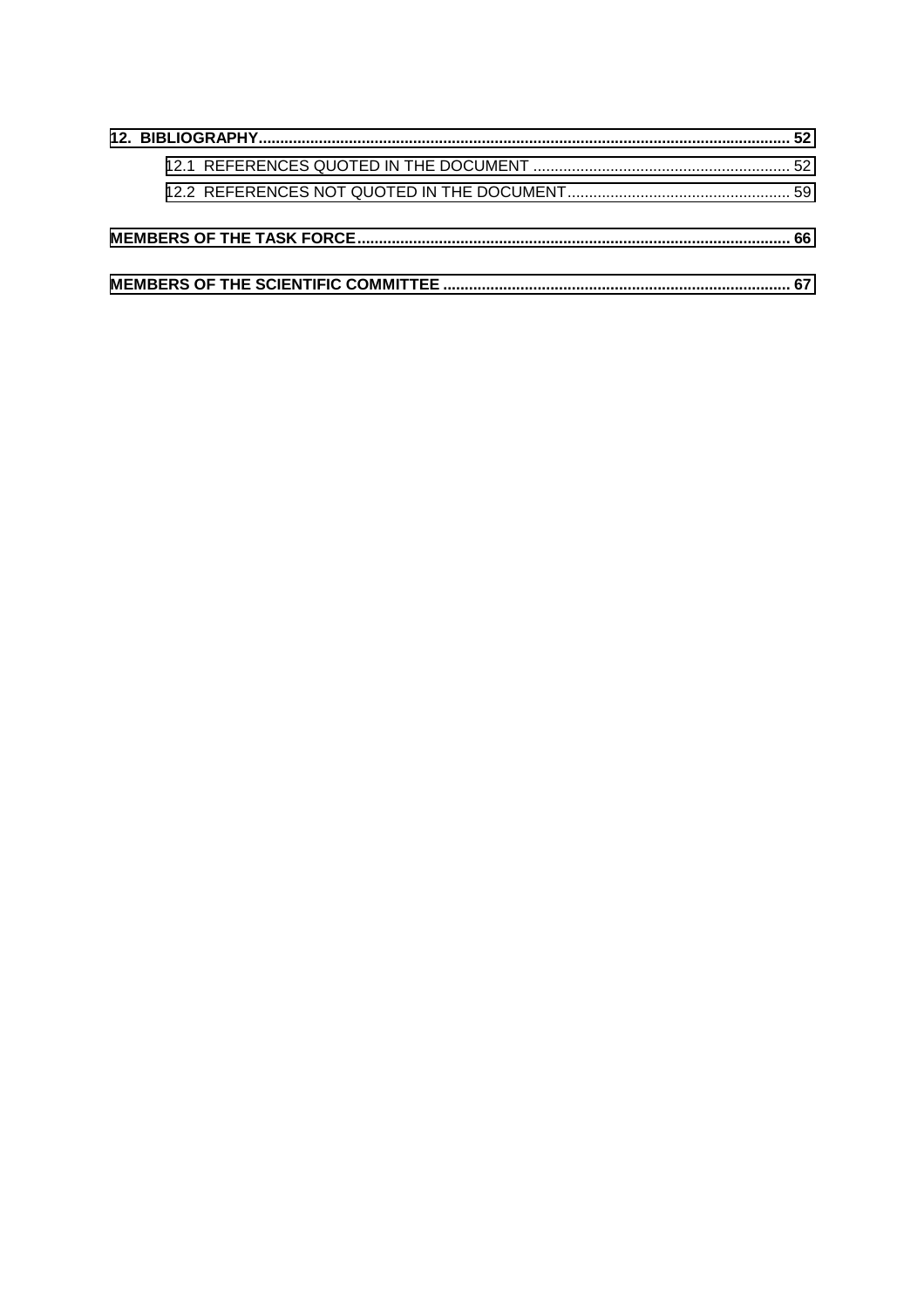**12. BIBLIOGRAPHY.......................................................................................................................... 52**

12.1 REFERENCES QUOTED IN THE DOCUMENT ............................................................ 52

12.2 REFERENCES NOT QUOTED IN THE DOCUMENT.................................................... 59

**MEMBERS OF THE TASK FORCE.................................................................................................... 66**

**MEMBERS OF THE SCIENTIFIC COMMITTEE ................................................................................ 67**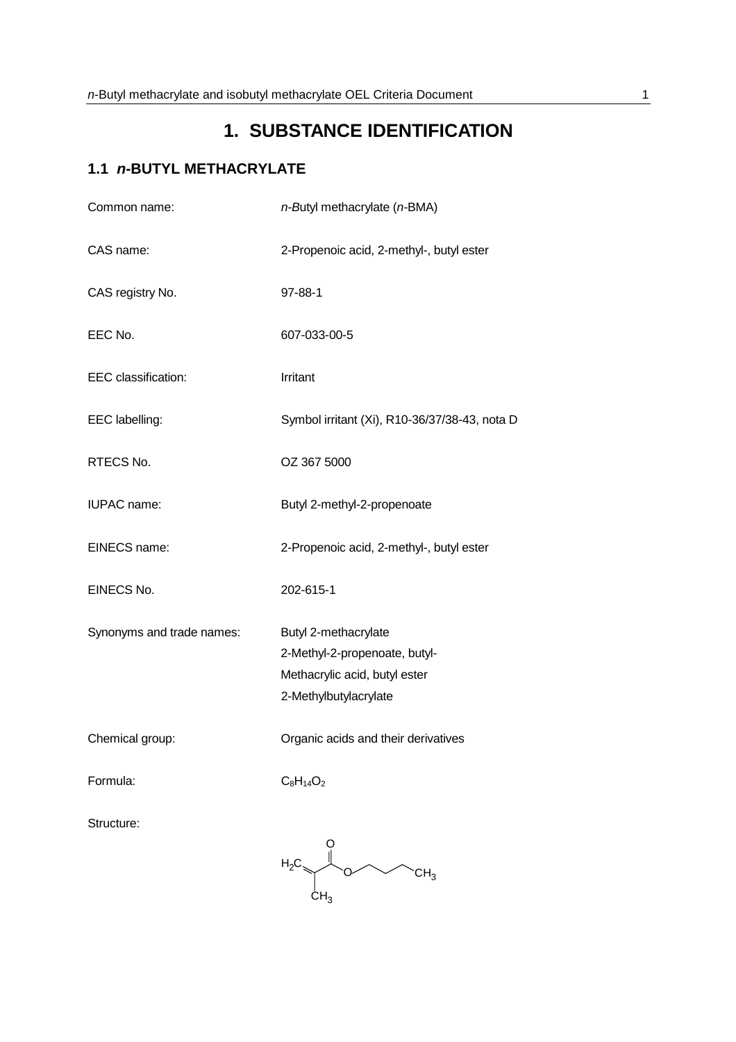# 1. SUBSTANCE IDENTIFICATION

## 1.1 *n*-BUTYL METHACRYLATE

| | |
|---|---|
| Common name: | *n-B*utyl methacrylate (*n*-BMA) |
| CAS name: | 2-Propenoic acid, 2-methyl-, butyl ester |
| CAS registry No. | 97-88-1 |
| EEC No. | 607-033-00-5 |
| EEC classification: | Irritant |
| EEC labelling: | Symbol irritant (Xi), R10-36/37/38-43, nota D |
| RTECS No. | OZ 367 5000 |
| IUPAC name: | Butyl 2-methyl-2-propenoate |
| EINECS name: | 2-Propenoic acid, 2-methyl-, butyl ester |
| EINECS No. | 202-615-1 |
| Synonyms and trade names: | Butyl 2-methacrylate<br>2-Methyl-2-propenoate, butyl-<br>Methacrylic acid, butyl ester<br>2-Methylbutylacrylate |
| Chemical group: | Organic acids and their derivatives |
| Formula: | $C_8H_{14}O_2$ |

Structure:

$$H_2C{=}C(CH_3){-}C({=}O){-}O{-}CH_2CH_2CH_2CH_3$$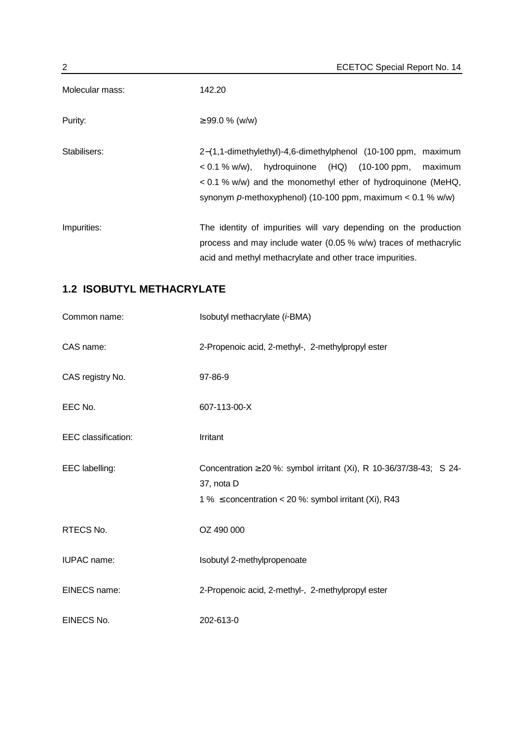| | |
|---|---|
| Molecular mass: | 142.20 |
| Purity: | ≥ 99.0 % (w/w) |
| Stabilisers: | 2−(1,1-dimethylethyl)-4,6-dimethylphenol (10-100 ppm, maximum < 0.1 % w/w), hydroquinone (HQ) (10-100 ppm, maximum < 0.1 % w/w) and the monomethyl ether of hydroquinone (MeHQ, synonym *p*-methoxyphenol) (10-100 ppm, maximum < 0.1 % w/w) |
| Impurities: | The identity of impurities will vary depending on the production process and may include water (0.05 % w/w) traces of methacrylic acid and methyl methacrylate and other trace impurities. |

## 1.2 ISOBUTYL METHACRYLATE

| | |
|---|---|
| Common name: | Isobutyl methacrylate (*i*-BMA) |
| CAS name: | 2-Propenoic acid, 2-methyl-, 2-methylpropyl ester |
| CAS registry No. | 97-86-9 |
| EEC No. | 607-113-00-X |
| EEC classification: | Irritant |
| EEC labelling: | Concentration ≥ 20 %: symbol irritant (Xi), R 10-36/37/38-43; S 24-37, nota D<br>1 % ≤ concentration < 20 %: symbol irritant (Xi), R43 |
| RTECS No. | OZ 490 000 |
| IUPAC name: | Isobutyl 2-methylpropenoate |
| EINECS name: | 2-Propenoic acid, 2-methyl-, 2-methylpropyl ester |
| EINECS No. | 202-613-0 |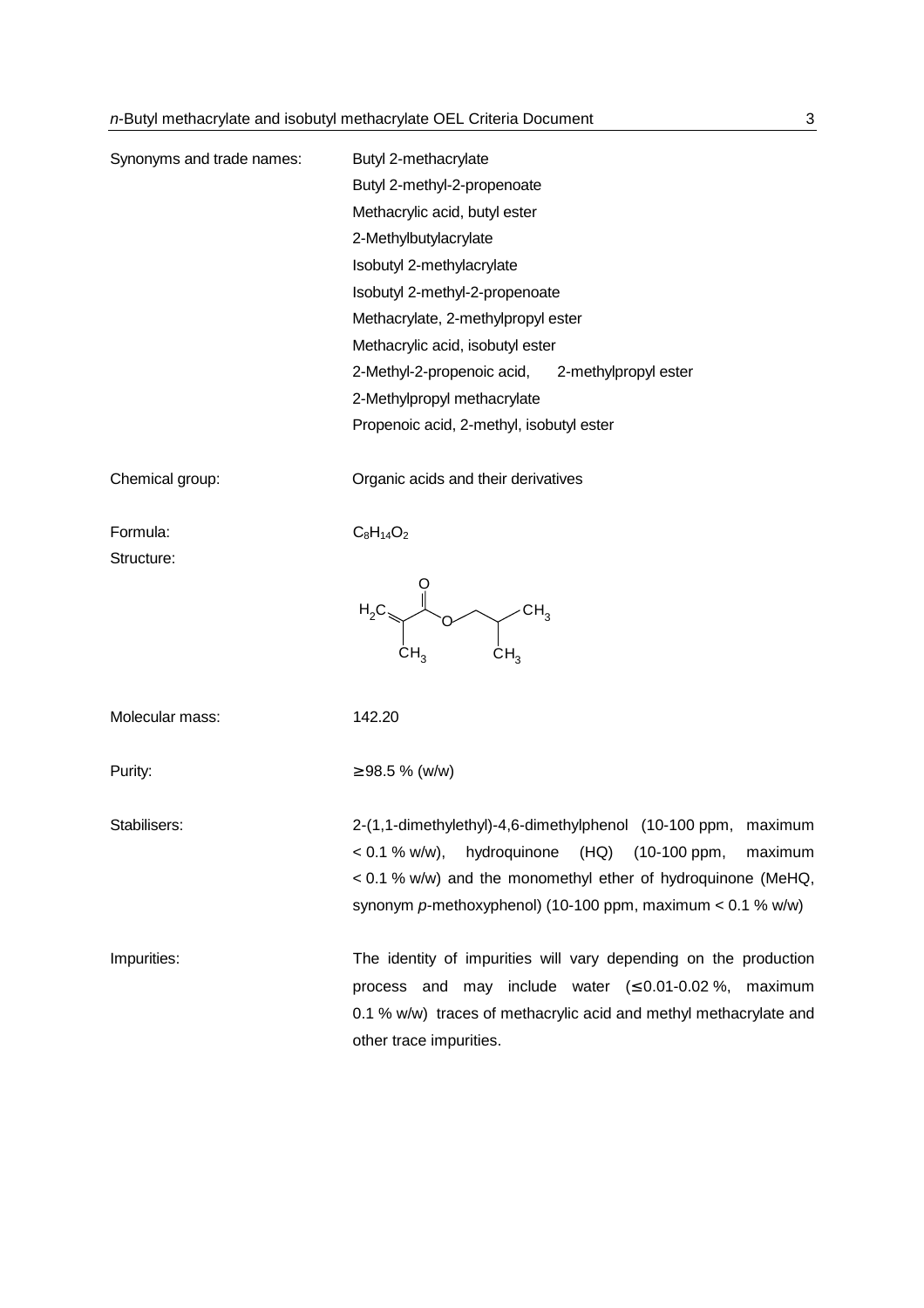| | |
|---|---|
| Synonyms and trade names: | Butyl 2-methacrylate<br>Butyl 2-methyl-2-propenoate<br>Methacrylic acid, butyl ester<br>2-Methylbutylacrylate<br>Isobutyl 2-methylacrylate<br>Isobutyl 2-methyl-2-propenoate<br>Methacrylate, 2-methylpropyl ester<br>Methacrylic acid, isobutyl ester<br>2-Methyl-2-propenoic acid, 2-methylpropyl ester<br>2-Methylpropyl methacrylate<br>Propenoic acid, 2-methyl, isobutyl ester |
| Chemical group: | Organic acids and their derivatives |
| Formula: | $C_8H_{14}O_2$ |
| Structure: | $H_2C{=}C(CH_3){-}C({=}O){-}O{-}CH_2{-}CH(CH_3){-}CH_3$ |
| Molecular mass: | 142.20 |
| Purity: | ≥ 98.5 % (w/w) |
| Stabilisers: | 2-(1,1-dimethylethyl)-4,6-dimethylphenol (10-100 ppm, maximum < 0.1 % w/w), hydroquinone (HQ) (10-100 ppm, maximum < 0.1 % w/w) and the monomethyl ether of hydroquinone (MeHQ, synonym *p*-methoxyphenol) (10-100 ppm, maximum < 0.1 % w/w) |
| Impurities: | The identity of impurities will vary depending on the production process and may include water (≤ 0.01-0.02 %, maximum 0.1 % w/w) traces of methacrylic acid and methyl methacrylate and other trace impurities. |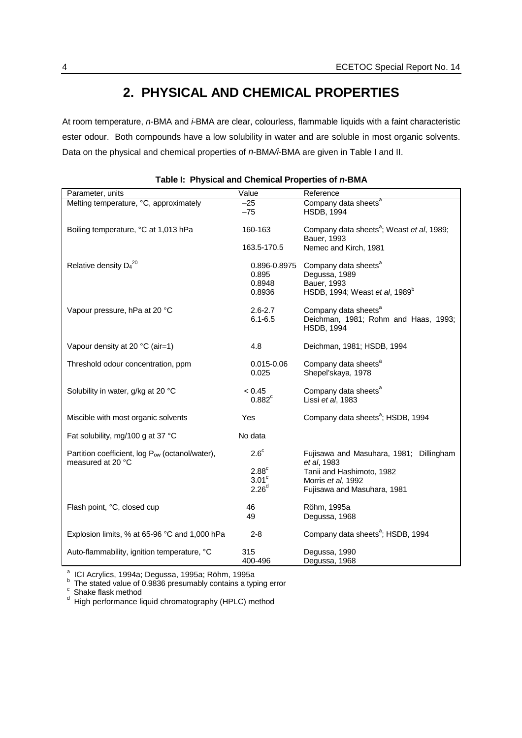# 2. PHYSICAL AND CHEMICAL PROPERTIES

At room temperature, *n*-BMA and *i*-BMA are clear, colourless, flammable liquids with a faint characteristic ester odour. Both compounds have a low solubility in water and are soluble in most organic solvents. Data on the physical and chemical properties of *n*-BMA/*i*-BMA are given in Table I and II.

**Table I: Physical and Chemical Properties of *n*-BMA**

| Parameter, units | Value | Reference |
|---|---|---|
| Melting temperature, °C, approximately | –25 | Company data sheets[a] |
| | –75 | HSDB, 1994 |
| Boiling temperature, °C at 1,013 hPa | 160-163 | Company data sheets[a]; Weast *et al*, 1989; Bauer, 1993 |
| | 163.5-170.5 | Nemec and Kirch, 1981 |
| Relative density $D_4^{20}$ | 0.896-0.8975 | Company data sheets[a] |
| | 0.895 | Degussa, 1989 |
| | 0.8948 | Bauer, 1993 |
| | 0.8936 | HSDB, 1994; Weast *et al*, 1989[b] |
| Vapour pressure, hPa at 20 °C | 2.6-2.7 | Company data sheets[a] |
| | 6.1-6.5 | Deichman, 1981; Rohm and Haas, 1993; HSDB, 1994 |
| Vapour density at 20 °C (air=1) | 4.8 | Deichman, 1981; HSDB, 1994 |
| Threshold odour concentration, ppm | 0.015-0.06 | Company data sheets[a] |
| | 0.025 | Shepel'skaya, 1978 |
| Solubility in water, g/kg at 20 °C | < 0.45 | Company data sheets[a] |
| | 0.882[c] | Lissi *et al*, 1983 |
| Miscible with most organic solvents | Yes | Company data sheets[a]; HSDB, 1994 |
| Fat solubility, mg/100 g at 37 °C | No data | |
| Partition coefficient, log $P_{ow}$ (octanol/water), measured at 20 °C | 2.6[c] | Fujisawa and Masuhara, 1981; Dillingham *et al*, 1983 |
| | 2.88[c] | Tanii and Hashimoto, 1982 |
| | 3.01[c] | Morris *et al*, 1992 |
| | 2.26[d] | Fujisawa and Masuhara, 1981 |
| Flash point, °C, closed cup | 46 | Röhm, 1995a |
| | 49 | Degussa, 1968 |
| Explosion limits, % at 65-96 °C and 1,000 hPa | 2-8 | Company data sheets[a]; HSDB, 1994 |
| Auto-flammability, ignition temperature, °C | 315 | Degussa, 1990 |
| | 400-496 | Degussa, 1968 |

[a] ICI Acrylics, 1994a; Degussa, 1995a; Röhm, 1995a
[b] The stated value of 0.9836 presumably contains a typing error
[c] Shake flask method
[d] High performance liquid chromatography (HPLC) method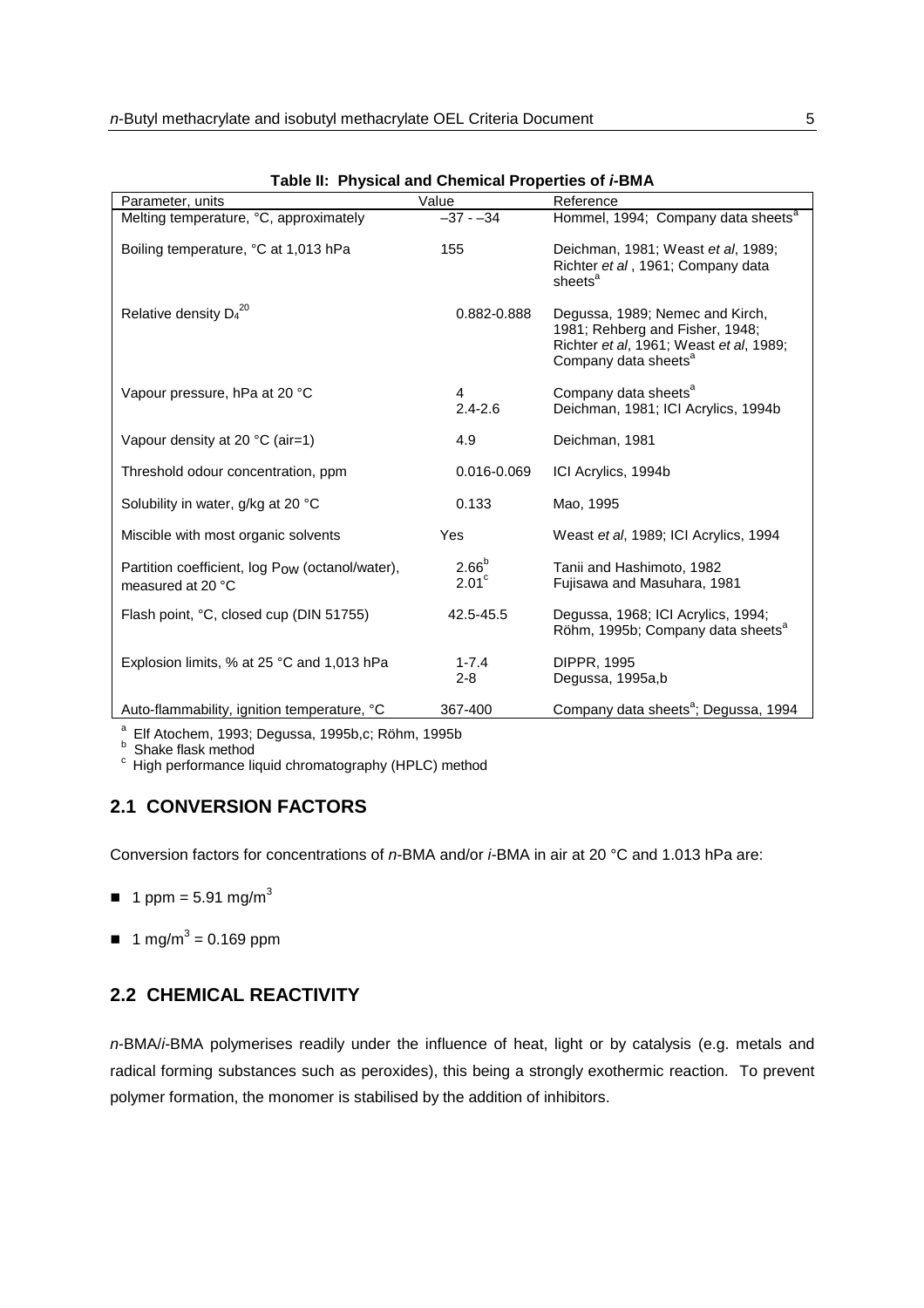**Table II: Physical and Chemical Properties of *i*-BMA**

| Parameter, units | Value | Reference |
|---|---|---|
| Melting temperature, °C, approximately | –37 - –34 | Hommel, 1994; Company data sheets[a] |
| Boiling temperature, °C at 1,013 hPa | 155 | Deichman, 1981; Weast *et al*, 1989; Richter *et al* , 1961; Company data sheets[a] |
| Relative density $D_4^{20}$ | 0.882-0.888 | Degussa, 1989; Nemec and Kirch, 1981; Rehberg and Fisher, 1948; Richter *et al*, 1961; Weast *et al*, 1989; Company data sheets[a] |
| Vapour pressure, hPa at 20 °C | 4<br>2.4-2.6 | Company data sheets[a]<br>Deichman, 1981; ICI Acrylics, 1994b |
| Vapour density at 20 °C (air=1) | 4.9 | Deichman, 1981 |
| Threshold odour concentration, ppm | 0.016-0.069 | ICI Acrylics, 1994b |
| Solubility in water, g/kg at 20 °C | 0.133 | Mao, 1995 |
| Miscible with most organic solvents | Yes | Weast *et al*, 1989; ICI Acrylics, 1994 |
| Partition coefficient, log $P_{ow}$ (octanol/water), measured at 20 °C | 2.66[b]<br>2.01[c] | Tanii and Hashimoto, 1982<br>Fujisawa and Masuhara, 1981 |
| Flash point, °C, closed cup (DIN 51755) | 42.5-45.5 | Degussa, 1968; ICI Acrylics, 1994; Röhm, 1995b; Company data sheets[a] |
| Explosion limits, % at 25 °C and 1,013 hPa | 1-7.4<br>2-8 | DIPPR, 1995<br>Degussa, 1995a,b |
| Auto-flammability, ignition temperature, °C | 367-400 | Company data sheets[a]; Degussa, 1994 |

[a] Elf Atochem, 1993; Degussa, 1995b,c; Röhm, 1995b
[b] Shake flask method
[c] High performance liquid chromatography (HPLC) method

## 2.1 CONVERSION FACTORS

Conversion factors for concentrations of *n*-BMA and/or *i*-BMA in air at 20 °C and 1.013 hPa are:

- 1 ppm = 5.91 mg/m$^3$
- 1 mg/m$^3$ = 0.169 ppm

## 2.2 CHEMICAL REACTIVITY

*n*-BMA/*i*-BMA polymerises readily under the influence of heat, light or by catalysis (e.g. metals and radical forming substances such as peroxides), this being a strongly exothermic reaction. To prevent polymer formation, the monomer is stabilised by the addition of inhibitors.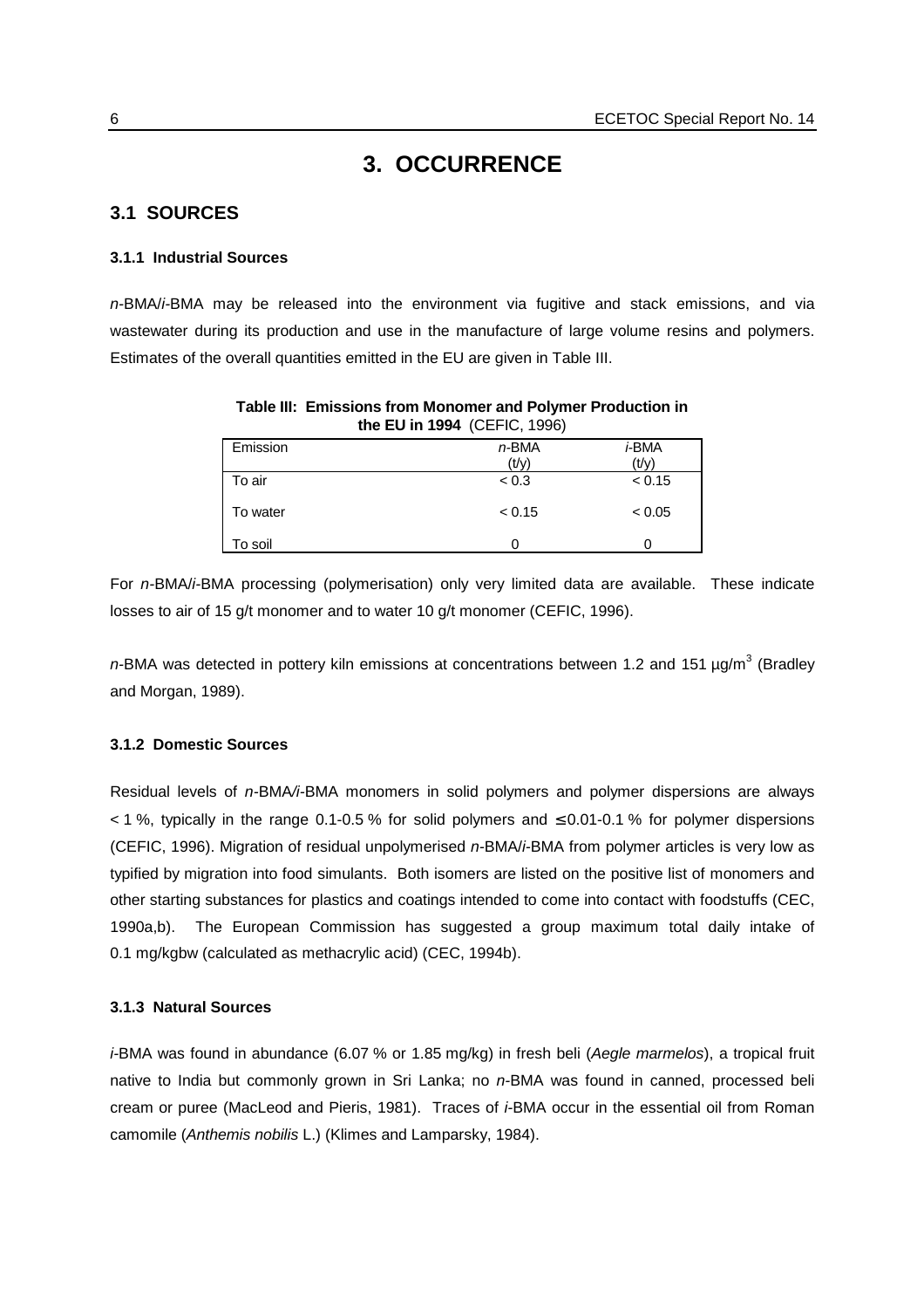# 3. OCCURRENCE

## 3.1 SOURCES

### 3.1.1 Industrial Sources

*n*-BMA/*i*-BMA may be released into the environment via fugitive and stack emissions, and via wastewater during its production and use in the manufacture of large volume resins and polymers. Estimates of the overall quantities emitted in the EU are given in Table III.

**Table III: Emissions from Monomer and Polymer Production in the EU in 1994** (CEFIC, 1996)

| Emission | *n*-BMA (t/y) | *i*-BMA (t/y) |
|---|---|---|
| To air | < 0.3 | < 0.15 |
| To water | < 0.15 | < 0.05 |
| To soil | 0 | 0 |

For *n*-BMA/*i*-BMA processing (polymerisation) only very limited data are available. These indicate losses to air of 15 g/t monomer and to water 10 g/t monomer (CEFIC, 1996).

*n*-BMA was detected in pottery kiln emissions at concentrations between 1.2 and 151 $\mu g/m^3$ (Bradley and Morgan, 1989).

### 3.1.2 Domestic Sources

Residual levels of *n*-BMA/*i*-BMA monomers in solid polymers and polymer dispersions are always < 1 %, typically in the range 0.1-0.5 % for solid polymers and ≤ 0.01-0.1 % for polymer dispersions (CEFIC, 1996). Migration of residual unpolymerised *n*-BMA/*i*-BMA from polymer articles is very low as typified by migration into food simulants. Both isomers are listed on the positive list of monomers and other starting substances for plastics and coatings intended to come into contact with foodstuffs (CEC, 1990a,b). The European Commission has suggested a group maximum total daily intake of 0.1 mg/kgbw (calculated as methacrylic acid) (CEC, 1994b).

### 3.1.3 Natural Sources

*i*-BMA was found in abundance (6.07 % or 1.85 mg/kg) in fresh beli (*Aegle marmelos*), a tropical fruit native to India but commonly grown in Sri Lanka; no *n*-BMA was found in canned, processed beli cream or puree (MacLeod and Pieris, 1981). Traces of *i*-BMA occur in the essential oil from Roman camomile (*Anthemis nobilis* L.) (Klimes and Lamparsky, 1984).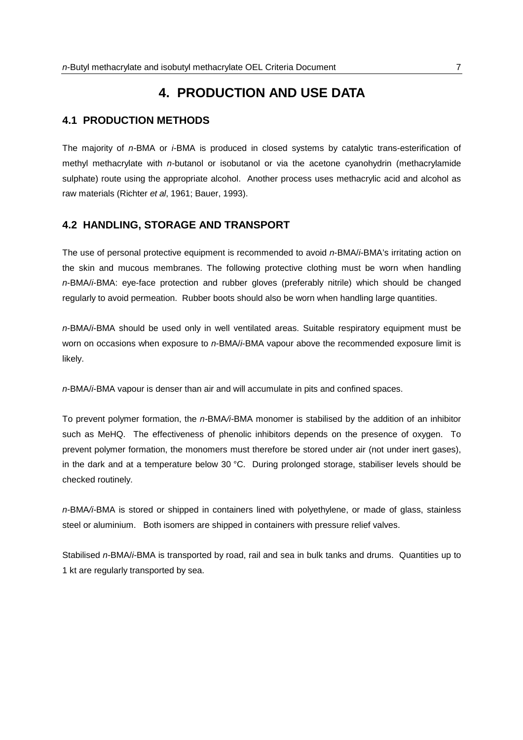# 4. PRODUCTION AND USE DATA

## 4.1 PRODUCTION METHODS

The majority of *n*-BMA or *i*-BMA is produced in closed systems by catalytic trans-esterification of methyl methacrylate with *n*-butanol or isobutanol or via the acetone cyanohydrin (methacrylamide sulphate) route using the appropriate alcohol. Another process uses methacrylic acid and alcohol as raw materials (Richter *et al*, 1961; Bauer, 1993).

## 4.2 HANDLING, STORAGE AND TRANSPORT

The use of personal protective equipment is recommended to avoid *n*-BMA/*i*-BMA's irritating action on the skin and mucous membranes. The following protective clothing must be worn when handling *n*-BMA/*i*-BMA: eye-face protection and rubber gloves (preferably nitrile) which should be changed regularly to avoid permeation. Rubber boots should also be worn when handling large quantities.

*n*-BMA/*i*-BMA should be used only in well ventilated areas. Suitable respiratory equipment must be worn on occasions when exposure to *n*-BMA/*i*-BMA vapour above the recommended exposure limit is likely.

*n*-BMA/*i*-BMA vapour is denser than air and will accumulate in pits and confined spaces.

To prevent polymer formation, the *n*-BMA/*i*-BMA monomer is stabilised by the addition of an inhibitor such as MeHQ. The effectiveness of phenolic inhibitors depends on the presence of oxygen. To prevent polymer formation, the monomers must therefore be stored under air (not under inert gases), in the dark and at a temperature below 30 °C. During prolonged storage, stabiliser levels should be checked routinely.

*n*-BMA/*i*-BMA is stored or shipped in containers lined with polyethylene, or made of glass, stainless steel or aluminium. Both isomers are shipped in containers with pressure relief valves.

Stabilised *n*-BMA/*i*-BMA is transported by road, rail and sea in bulk tanks and drums. Quantities up to 1 kt are regularly transported by sea.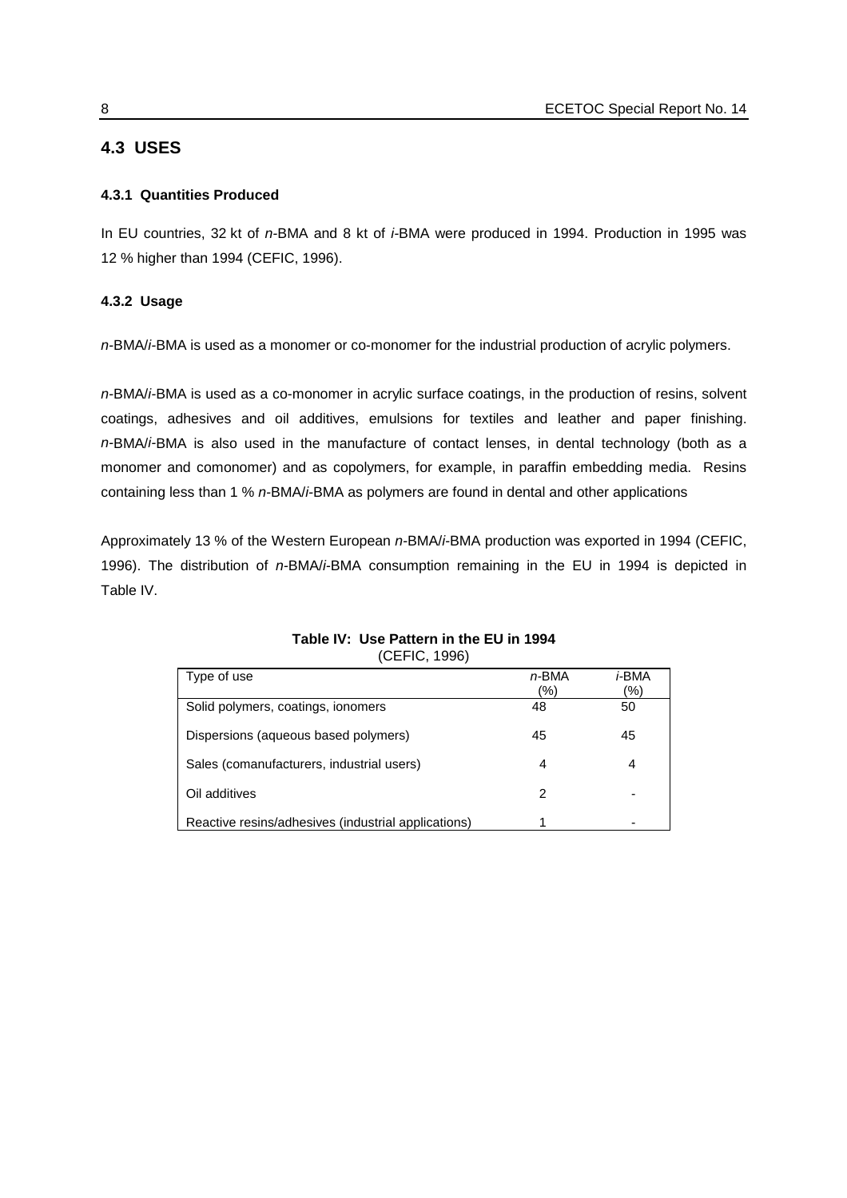## 4.3 USES

### 4.3.1 Quantities Produced

In EU countries, 32 kt of *n*-BMA and 8 kt of *i*-BMA were produced in 1994. Production in 1995 was 12 % higher than 1994 (CEFIC, 1996).

### 4.3.2 Usage

*n*-BMA/*i*-BMA is used as a monomer or co-monomer for the industrial production of acrylic polymers.

*n*-BMA/*i*-BMA is used as a co-monomer in acrylic surface coatings, in the production of resins, solvent coatings, adhesives and oil additives, emulsions for textiles and leather and paper finishing. *n*-BMA/*i*-BMA is also used in the manufacture of contact lenses, in dental technology (both as a monomer and comonomer) and as copolymers, for example, in paraffin embedding media. Resins containing less than 1 % *n*-BMA/*i*-BMA as polymers are found in dental and other applications

Approximately 13 % of the Western European *n*-BMA/*i*-BMA production was exported in 1994 (CEFIC, 1996). The distribution of *n*-BMA/*i*-BMA consumption remaining in the EU in 1994 is depicted in Table IV.

**Table IV: Use Pattern in the EU in 1994**
(CEFIC, 1996)

| Type of use | *n*-BMA (%) | *i*-BMA (%) |
|---|---|---|
| Solid polymers, coatings, ionomers | 48 | 50 |
| Dispersions (aqueous based polymers) | 45 | 45 |
| Sales (comanufacturers, industrial users) | 4 | 4 |
| Oil additives | 2 | - |
| Reactive resins/adhesives (industrial applications) | 1 | - |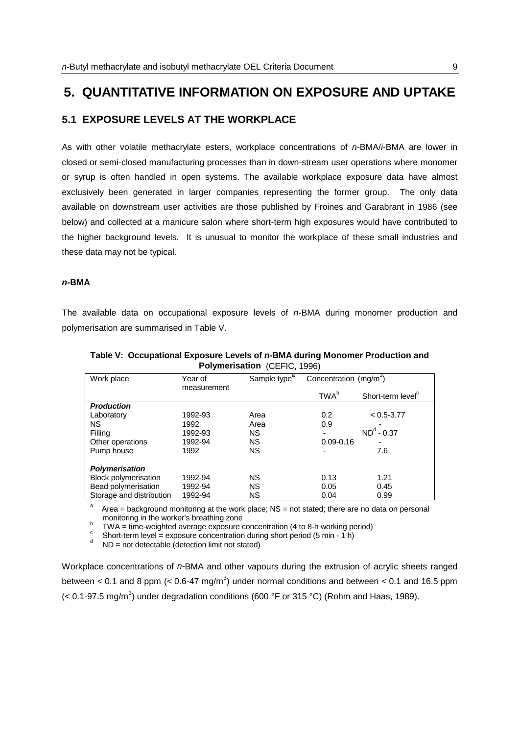# 5. QUANTITATIVE INFORMATION ON EXPOSURE AND UPTAKE

## 5.1 EXPOSURE LEVELS AT THE WORKPLACE

As with other volatile methacrylate esters, workplace concentrations of *n*-BMA/*i*-BMA are lower in closed or semi-closed manufacturing processes than in down-stream user operations where monomer or syrup is often handled in open systems. The available workplace exposure data have almost exclusively been generated in larger companies representing the former group. The only data available on downstream user activities are those published by Froines and Garabrant in 1986 (see below) and collected at a manicure salon where short-term high exposures would have contributed to the higher background levels. It is unusual to monitor the workplace of these small industries and these data may not be typical.

### *n*-BMA

The available data on occupational exposure levels of *n*-BMA during monomer production and polymerisation are summarised in Table V.

**Table V: Occupational Exposure Levels of *n*-BMA during Monomer Production and Polymerisation** (CEFIC, 1996)

| Work place | Year of measurement | Sample type[a] | Concentration ($mg/m^3$) | |
|---|---|---|---|---|
| | | | TWA[b] | Short-term level[c] |
| ***Production*** | | | | |
| Laboratory | 1992-93 | Area | 0.2 | < 0.5-3.77 |
| NS | 1992 | Area | 0.9 | - |
| Filling | 1992-93 | NS | - | ND[d] - 0.37 |
| Other operations | 1992-94 | NS | 0.09-0.16 | - |
| Pump house | 1992 | NS | - | 7.6 |
| ***Polymerisation*** | | | | |
| Block polymerisation | 1992-94 | NS | 0.13 | 1.21 |
| Bead polymerisation | 1992-94 | NS | 0.05 | 0.45 |
| Storage and distribution | 1992-94 | NS | 0.04 | 0.99 |

[a] Area = background monitoring at the work place; NS = not stated; there are no data on personal monitoring in the worker's breathing zone
[b] TWA = time-weighted average exposure concentration (4 to 8-h working period)
[c] Short-term level = exposure concentration during short period (5 min - 1 h)
[d] ND = not detectable (detection limit not stated)

Workplace concentrations of *n*-BMA and other vapours during the extrusion of acrylic sheets ranged between < 0.1 and 8 ppm (< 0.6-47 $mg/m^3$) under normal conditions and between < 0.1 and 16.5 ppm (< 0.1-97.5 $mg/m^3$) under degradation conditions (600 °F or 315 °C) (Rohm and Haas, 1989).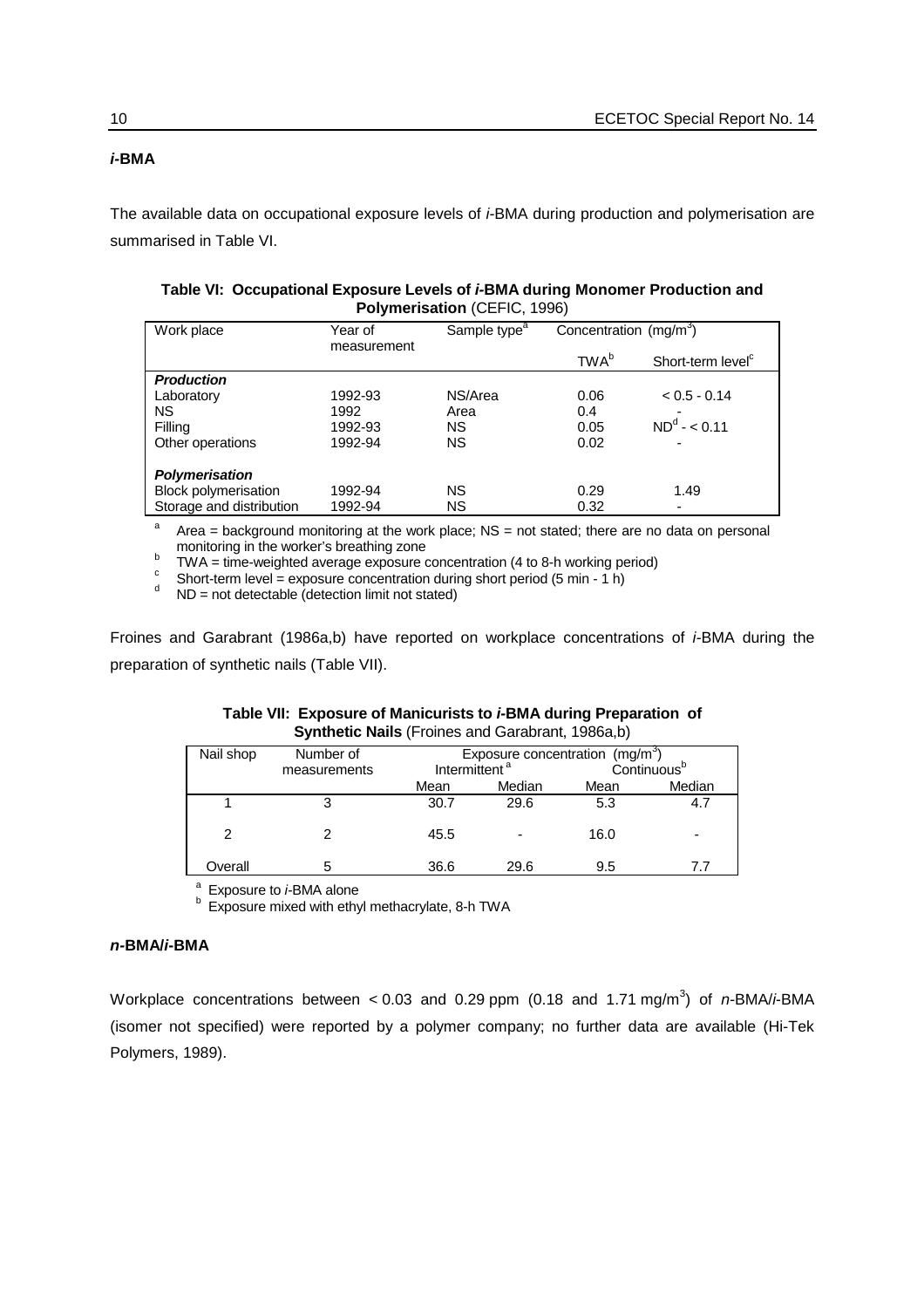### *i*-BMA

The available data on occupational exposure levels of *i*-BMA during production and polymerisation are summarised in Table VI.

**Table VI: Occupational Exposure Levels of *i*-BMA during Monomer Production and Polymerisation** (CEFIC, 1996)

| Work place | Year of measurement | Sample type[a] | Concentration ($mg/m^3$) | |
|---|---|---|---|---|
| | | | TWA[b] | Short-term level[c] |
| ***Production*** | | | | |
| Laboratory | 1992-93 | NS/Area | 0.06 | < 0.5 - 0.14 |
| NS | 1992 | Area | 0.4 | - |
| Filling | 1992-93 | NS | 0.05 | ND[d] - < 0.11 |
| Other operations | 1992-94 | NS | 0.02 | - |
| ***Polymerisation*** | | | | |
| Block polymerisation | 1992-94 | NS | 0.29 | 1.49 |
| Storage and distribution | 1992-94 | NS | 0.32 | - |

[a] Area = background monitoring at the work place; NS = not stated; there are no data on personal monitoring in the worker's breathing zone
[b] TWA = time-weighted average exposure concentration (4 to 8-h working period)
[c] Short-term level = exposure concentration during short period (5 min - 1 h)
[d] ND = not detectable (detection limit not stated)

Froines and Garabrant (1986a,b) have reported on workplace concentrations of *i*-BMA during the preparation of synthetic nails (Table VII).

**Table VII: Exposure of Manicurists to *i*-BMA during Preparation of Synthetic Nails** (Froines and Garabrant, 1986a,b)

| Nail shop | Number of measurements | Exposure concentration ($mg/m^3$) Intermittent[a] | | Continuous[b] | |
|---|---|---|---|---|---|
| | | Mean | Median | Mean | Median |
| 1 | 3 | 30.7 | 29.6 | 5.3 | 4.7 |
| 2 | 2 | 45.5 | - | 16.0 | - |
| Overall | 5 | 36.6 | 29.6 | 9.5 | 7.7 |

[a] Exposure to *i*-BMA alone
[b] Exposure mixed with ethyl methacrylate, 8-h TWA

### *n*-BMA/*i*-BMA

Workplace concentrations between < 0.03 and 0.29 ppm (0.18 and 1.71 $mg/m^3$) of *n*-BMA/*i*-BMA (isomer not specified) were reported by a polymer company; no further data are available (Hi-Tek Polymers, 1989).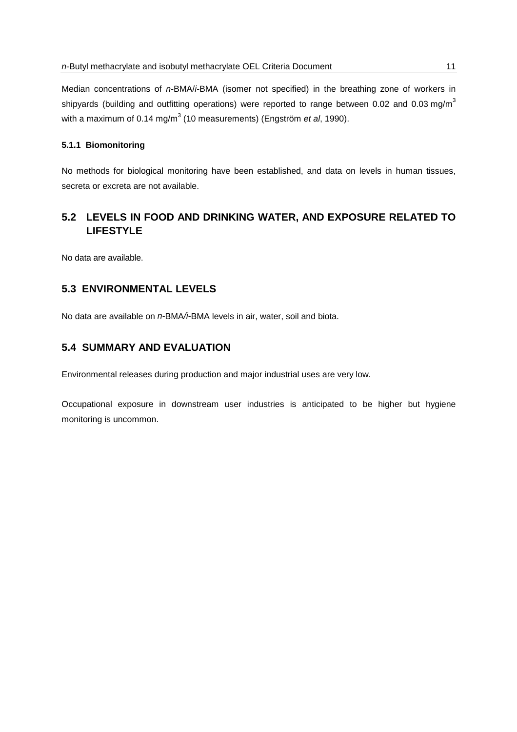Median concentrations of *n*-BMA/*i*-BMA (isomer not specified) in the breathing zone of workers in shipyards (building and outfitting operations) were reported to range between 0.02 and 0.03 mg/m$^3$ with a maximum of 0.14 mg/m$^3$ (10 measurements) (Engström *et al*, 1990).

#### 5.1.1 Biomonitoring

No methods for biological monitoring have been established, and data on levels in human tissues, secreta or excreta are not available.

## 5.2 LEVELS IN FOOD AND DRINKING WATER, AND EXPOSURE RELATED TO LIFESTYLE

No data are available.

## 5.3 ENVIRONMENTAL LEVELS

No data are available on *n*-BMA/*i*-BMA levels in air, water, soil and biota.

## 5.4 SUMMARY AND EVALUATION

Environmental releases during production and major industrial uses are very low.

Occupational exposure in downstream user industries is anticipated to be higher but hygiene monitoring is uncommon.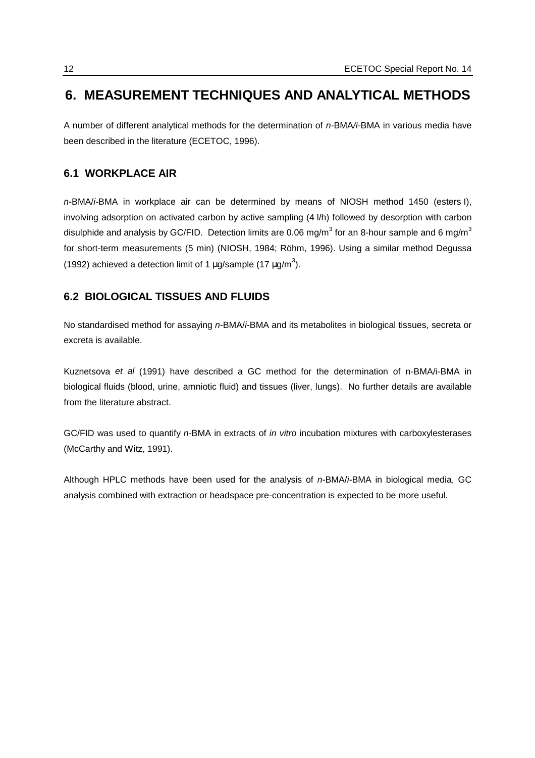# 6. MEASUREMENT TECHNIQUES AND ANALYTICAL METHODS

A number of different analytical methods for the determination of *n*-BMA/*i*-BMA in various media have been described in the literature (ECETOC, 1996).

## 6.1 WORKPLACE AIR

*n*-BMA/*i*-BMA in workplace air can be determined by means of NIOSH method 1450 (esters I), involving adsorption on activated carbon by active sampling (4 l/h) followed by desorption with carbon disulphide and analysis by GC/FID. Detection limits are 0.06 mg/m$^3$ for an 8-hour sample and 6 mg/m$^3$ for short-term measurements (5 min) (NIOSH, 1984; Röhm, 1996). Using a similar method Degussa (1992) achieved a detection limit of 1 µg/sample (17 µg/m$^3$).

## 6.2 BIOLOGICAL TISSUES AND FLUIDS

No standardised method for assaying *n*-BMA/*i*-BMA and its metabolites in biological tissues, secreta or excreta is available.

Kuznetsova *et al* (1991) have described a GC method for the determination of n-BMA/i-BMA in biological fluids (blood, urine, amniotic fluid) and tissues (liver, lungs). No further details are available from the literature abstract.

GC/FID was used to quantify *n*-BMA in extracts of *in vitro* incubation mixtures with carboxylesterases (McCarthy and Witz, 1991).

Although HPLC methods have been used for the analysis of *n*-BMA/*i*-BMA in biological media, GC analysis combined with extraction or headspace pre-concentration is expected to be more useful.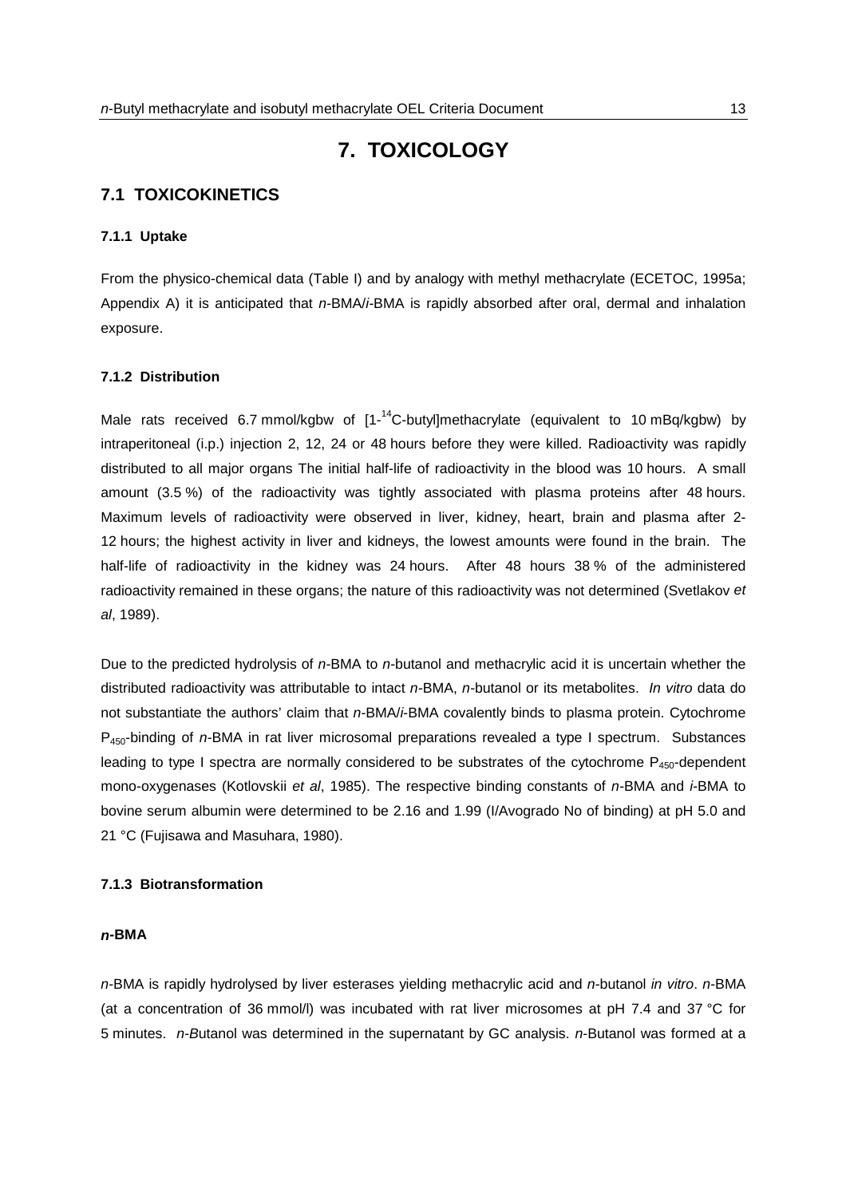# 7. TOXICOLOGY

## 7.1 TOXICOKINETICS

### 7.1.1 Uptake

From the physico-chemical data (Table I) and by analogy with methyl methacrylate (ECETOC, 1995a; Appendix A) it is anticipated that *n*-BMA/*i*-BMA is rapidly absorbed after oral, dermal and inhalation exposure.

### 7.1.2 Distribution

Male rats received 6.7 mmol/kgbw of [1-$^{14}$C-butyl]methacrylate (equivalent to 10 mBq/kgbw) by intraperitoneal (i.p.) injection 2, 12, 24 or 48 hours before they were killed. Radioactivity was rapidly distributed to all major organs The initial half-life of radioactivity in the blood was 10 hours. A small amount (3.5 %) of the radioactivity was tightly associated with plasma proteins after 48 hours. Maximum levels of radioactivity were observed in liver, kidney, heart, brain and plasma after 2-12 hours; the highest activity in liver and kidneys, the lowest amounts were found in the brain. The half-life of radioactivity in the kidney was 24 hours. After 48 hours 38 % of the administered radioactivity remained in these organs; the nature of this radioactivity was not determined (Svetlakov *et al*, 1989).

Due to the predicted hydrolysis of *n*-BMA to *n*-butanol and methacrylic acid it is uncertain whether the distributed radioactivity was attributable to intact *n*-BMA, *n*-butanol or its metabolites. *In vitro* data do not substantiate the authors' claim that *n*-BMA/*i*-BMA covalently binds to plasma protein. Cytochrome $P_{450}$-binding of *n*-BMA in rat liver microsomal preparations revealed a type I spectrum. Substances leading to type I spectra are normally considered to be substrates of the cytochrome $P_{450}$-dependent mono-oxygenases (Kotlovskii *et al*, 1985). The respective binding constants of *n*-BMA and *i*-BMA to bovine serum albumin were determined to be 2.16 and 1.99 (l/Avogrado No of binding) at pH 5.0 and 21 °C (Fujisawa and Masuhara, 1980).

### 7.1.3 Biotransformation

#### *n*-BMA

*n*-BMA is rapidly hydrolysed by liver esterases yielding methacrylic acid and *n*-butanol *in vitro*. *n*-BMA (at a concentration of 36 mmol/l) was incubated with rat liver microsomes at pH 7.4 and 37 °C for 5 minutes. *n-B*utanol was determined in the supernatant by GC analysis. *n*-Butanol was formed at a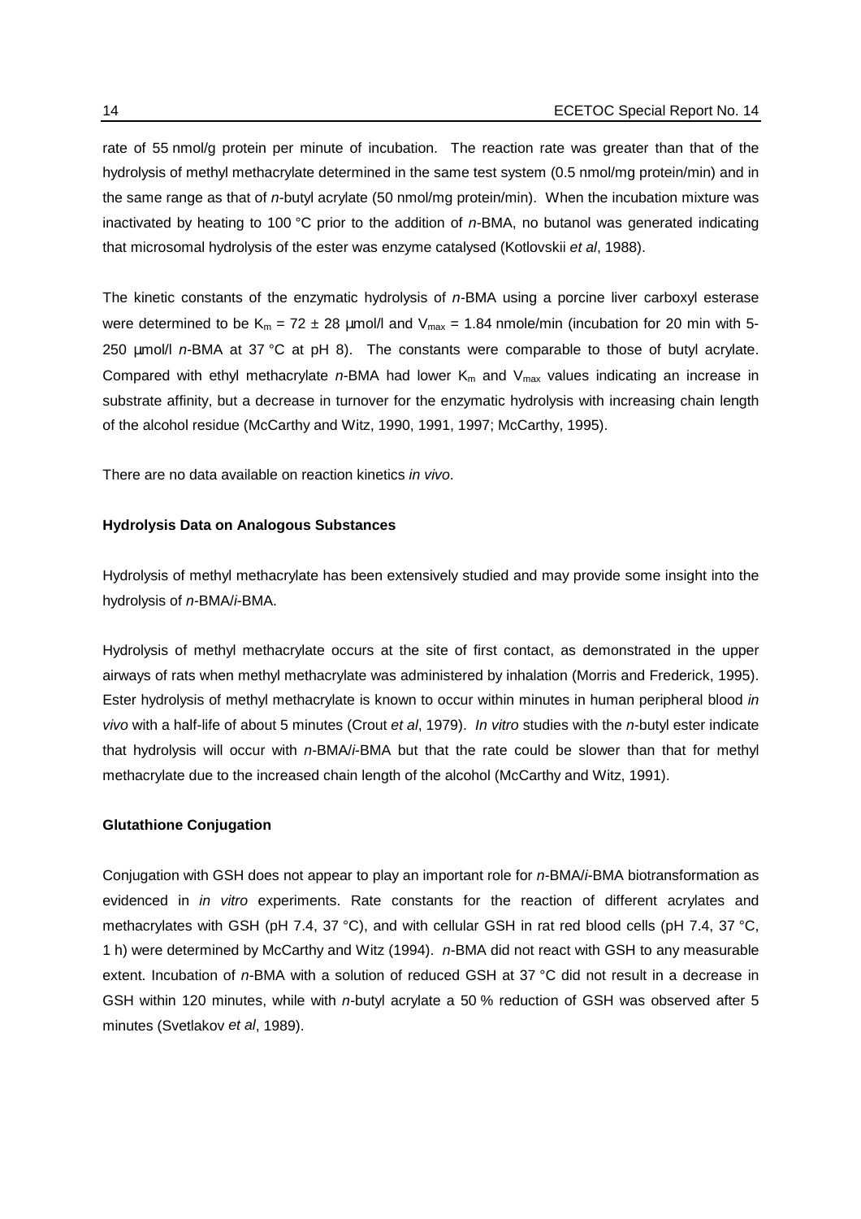rate of 55 nmol/g protein per minute of incubation. The reaction rate was greater than that of the hydrolysis of methyl methacrylate determined in the same test system (0.5 nmol/mg protein/min) and in the same range as that of *n*-butyl acrylate (50 nmol/mg protein/min). When the incubation mixture was inactivated by heating to 100 °C prior to the addition of *n*-BMA, no butanol was generated indicating that microsomal hydrolysis of the ester was enzyme catalysed (Kotlovskii *et al*, 1988).

The kinetic constants of the enzymatic hydrolysis of *n*-BMA using a porcine liver carboxyl esterase were determined to be $K_m = 72 \pm 28$ µmol/l and $V_{max} = 1.84$ nmole/min (incubation for 20 min with 5-250 µmol/l *n*-BMA at 37 °C at pH 8). The constants were comparable to those of butyl acrylate. Compared with ethyl methacrylate *n*-BMA had lower $K_m$ and $V_{max}$ values indicating an increase in substrate affinity, but a decrease in turnover for the enzymatic hydrolysis with increasing chain length of the alcohol residue (McCarthy and Witz, 1990, 1991, 1997; McCarthy, 1995).

There are no data available on reaction kinetics *in vivo*.

**Hydrolysis Data on Analogous Substances**

Hydrolysis of methyl methacrylate has been extensively studied and may provide some insight into the hydrolysis of *n*-BMA/*i*-BMA.

Hydrolysis of methyl methacrylate occurs at the site of first contact, as demonstrated in the upper airways of rats when methyl methacrylate was administered by inhalation (Morris and Frederick, 1995). Ester hydrolysis of methyl methacrylate is known to occur within minutes in human peripheral blood *in vivo* with a half-life of about 5 minutes (Crout *et al*, 1979). *In vitro* studies with the *n*-butyl ester indicate that hydrolysis will occur with *n*-BMA/*i*-BMA but that the rate could be slower than that for methyl methacrylate due to the increased chain length of the alcohol (McCarthy and Witz, 1991).

**Glutathione Conjugation**

Conjugation with GSH does not appear to play an important role for *n*-BMA/*i*-BMA biotransformation as evidenced in *in vitro* experiments. Rate constants for the reaction of different acrylates and methacrylates with GSH (pH 7.4, 37 °C), and with cellular GSH in rat red blood cells (pH 7.4, 37 °C, 1 h) were determined by McCarthy and Witz (1994). *n*-BMA did not react with GSH to any measurable extent. Incubation of *n*-BMA with a solution of reduced GSH at 37 °C did not result in a decrease in GSH within 120 minutes, while with *n*-butyl acrylate a 50 % reduction of GSH was observed after 5 minutes (Svetlakov *et al*, 1989).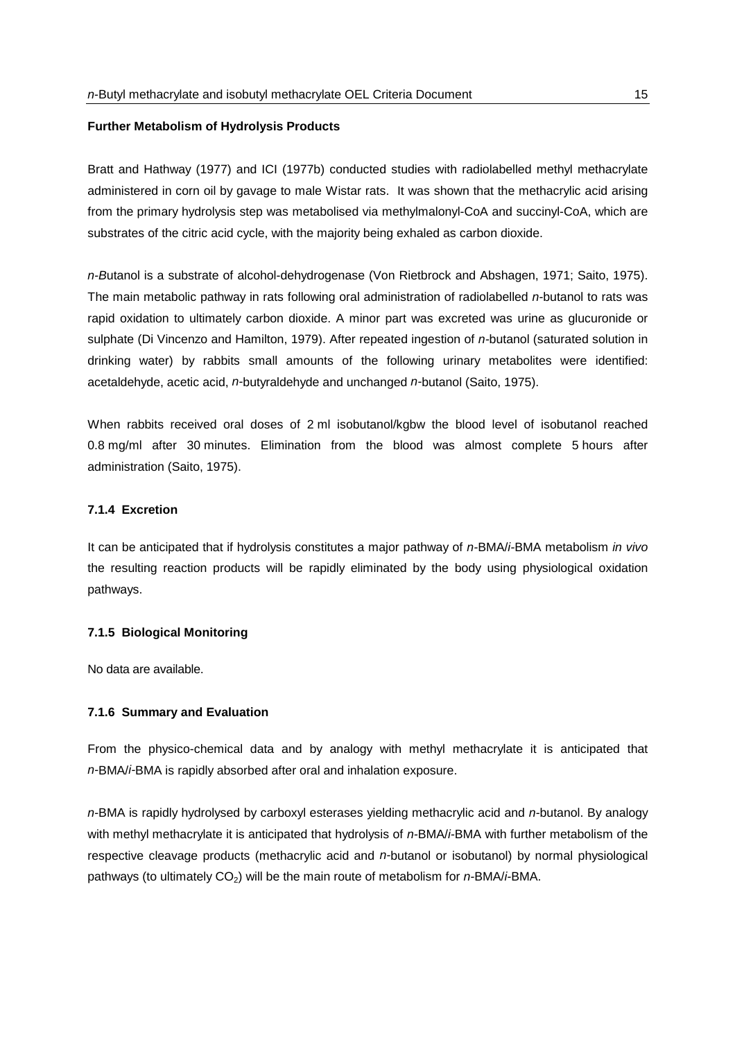**Further Metabolism of Hydrolysis Products**

Bratt and Hathway (1977) and ICI (1977b) conducted studies with radiolabelled methyl methacrylate administered in corn oil by gavage to male Wistar rats. It was shown that the methacrylic acid arising from the primary hydrolysis step was metabolised via methylmalonyl-CoA and succinyl-CoA, which are substrates of the citric acid cycle, with the majority being exhaled as carbon dioxide.

*n-B*utanol is a substrate of alcohol-dehydrogenase (Von Rietbrock and Abshagen, 1971; Saito, 1975). The main metabolic pathway in rats following oral administration of radiolabelled *n*-butanol to rats was rapid oxidation to ultimately carbon dioxide. A minor part was excreted was urine as glucuronide or sulphate (Di Vincenzo and Hamilton, 1979). After repeated ingestion of *n*-butanol (saturated solution in drinking water) by rabbits small amounts of the following urinary metabolites were identified: acetaldehyde, acetic acid, *n*-butyraldehyde and unchanged *n*-butanol (Saito, 1975).

When rabbits received oral doses of 2 ml isobutanol/kgbw the blood level of isobutanol reached 0.8 mg/ml after 30 minutes. Elimination from the blood was almost complete 5 hours after administration (Saito, 1975).

#### 7.1.4 Excretion

It can be anticipated that if hydrolysis constitutes a major pathway of *n*-BMA/*i*-BMA metabolism *in vivo* the resulting reaction products will be rapidly eliminated by the body using physiological oxidation pathways.

#### 7.1.5 Biological Monitoring

No data are available.

#### 7.1.6 Summary and Evaluation

From the physico-chemical data and by analogy with methyl methacrylate it is anticipated that *n*-BMA/*i*-BMA is rapidly absorbed after oral and inhalation exposure.

*n*-BMA is rapidly hydrolysed by carboxyl esterases yielding methacrylic acid and *n*-butanol. By analogy with methyl methacrylate it is anticipated that hydrolysis of *n*-BMA/*i*-BMA with further metabolism of the respective cleavage products (methacrylic acid and *n*-butanol or isobutanol) by normal physiological pathways (to ultimately $CO_2$) will be the main route of metabolism for *n*-BMA/*i*-BMA.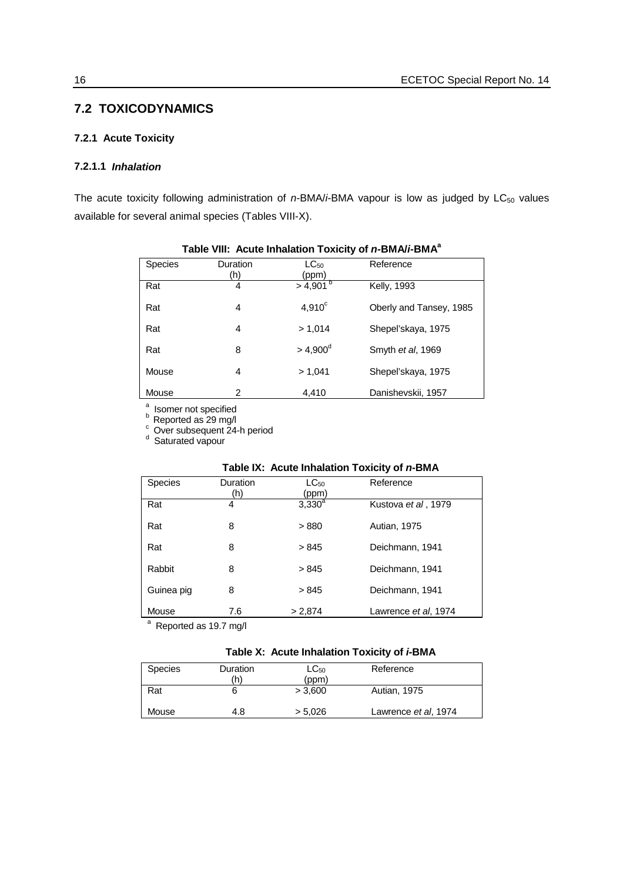## 7.2 TOXICODYNAMICS

### 7.2.1 Acute Toxicity

#### 7.2.1.1 *Inhalation*

The acute toxicity following administration of *n*-BMA/*i*-BMA vapour is low as judged by $LC_{50}$ values available for several animal species (Tables VIII-X).

**Table VIII: Acute Inhalation Toxicity of *n*-BMA/*i*-BMA[a]**

| Species | Duration (h) | $LC_{50}$ (ppm) | Reference |
|---|---|---|---|
| Rat | 4 | > 4,901 [b] | Kelly, 1993 |
| Rat | 4 | 4,910[c] | Oberly and Tansey, 1985 |
| Rat | 4 | > 1,014 | Shepel'skaya, 1975 |
| Rat | 8 | > 4,900[d] | Smyth *et al*, 1969 |
| Mouse | 4 | > 1,041 | Shepel'skaya, 1975 |
| Mouse | 2 | 4,410 | Danishevskii, 1957 |

[a] Isomer not specified
[b] Reported as 29 mg/l
[c] Over subsequent 24-h period
[d] Saturated vapour

**Table IX: Acute Inhalation Toxicity of *n*-BMA**

| Species | Duration (h) | $LC_{50}$ (ppm) | Reference |
|---|---|---|---|
| Rat | 4 | 3,330[a] | Kustova *et al* , 1979 |
| Rat | 8 | > 880 | Autian, 1975 |
| Rat | 8 | > 845 | Deichmann, 1941 |
| Rabbit | 8 | > 845 | Deichmann, 1941 |
| Guinea pig | 8 | > 845 | Deichmann, 1941 |
| Mouse | 7.6 | > 2,874 | Lawrence *et al*, 1974 |

[a] Reported as 19.7 mg/l

**Table X: Acute Inhalation Toxicity of *i*-BMA**

| Species | Duration (h) | $LC_{50}$ (ppm) | Reference |
|---|---|---|---|
| Rat | 6 | > 3,600 | Autian, 1975 |
| Mouse | 4.8 | > 5,026 | Lawrence *et al*, 1974 |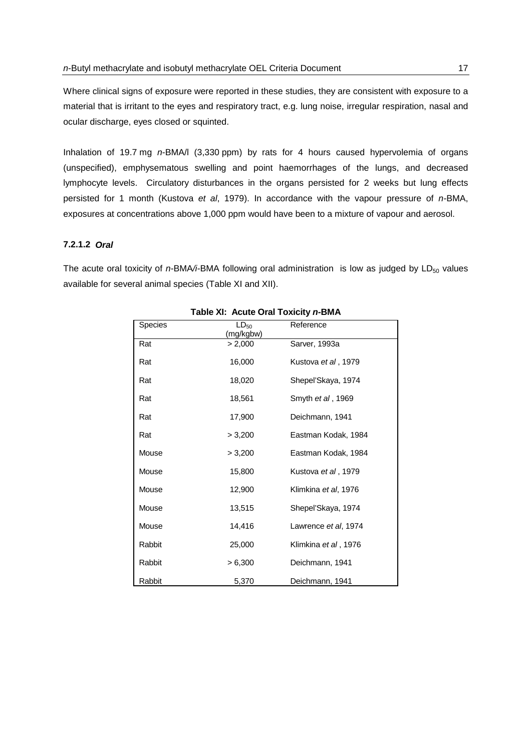Where clinical signs of exposure were reported in these studies, they are consistent with exposure to a material that is irritant to the eyes and respiratory tract, e.g. lung noise, irregular respiration, nasal and ocular discharge, eyes closed or squinted.

Inhalation of 19.7 mg *n*-BMA/l (3,330 ppm) by rats for 4 hours caused hypervolemia of organs (unspecified), emphysematous swelling and point haemorrhages of the lungs, and decreased lymphocyte levels. Circulatory disturbances in the organs persisted for 2 weeks but lung effects persisted for 1 month (Kustova *et al*, 1979). In accordance with the vapour pressure of *n*-BMA, exposures at concentrations above 1,000 ppm would have been to a mixture of vapour and aerosol.

#### 7.2.1.2 *Oral*

The acute oral toxicity of *n*-BMA/*i*-BMA following oral administration is low as judged by $LD_{50}$ values available for several animal species (Table XI and XII).

**Table XI: Acute Oral Toxicity *n*-BMA**

| Species | $LD_{50}$ (mg/kgbw) | Reference |
|---|---|---|
| Rat | > 2,000 | Sarver, 1993a |
| Rat | 16,000 | Kustova *et al* , 1979 |
| Rat | 18,020 | Shepel'Skaya, 1974 |
| Rat | 18,561 | Smyth *et al* , 1969 |
| Rat | 17,900 | Deichmann, 1941 |
| Rat | > 3,200 | Eastman Kodak, 1984 |
| Mouse | > 3,200 | Eastman Kodak, 1984 |
| Mouse | 15,800 | Kustova *et al* , 1979 |
| Mouse | 12,900 | Klimkina *et al*, 1976 |
| Mouse | 13,515 | Shepel'Skaya, 1974 |
| Mouse | 14,416 | Lawrence *et al*, 1974 |
| Rabbit | 25,000 | Klimkina *et al* , 1976 |
| Rabbit | > 6,300 | Deichmann, 1941 |
| Rabbit | 5,370 | Deichmann, 1941 |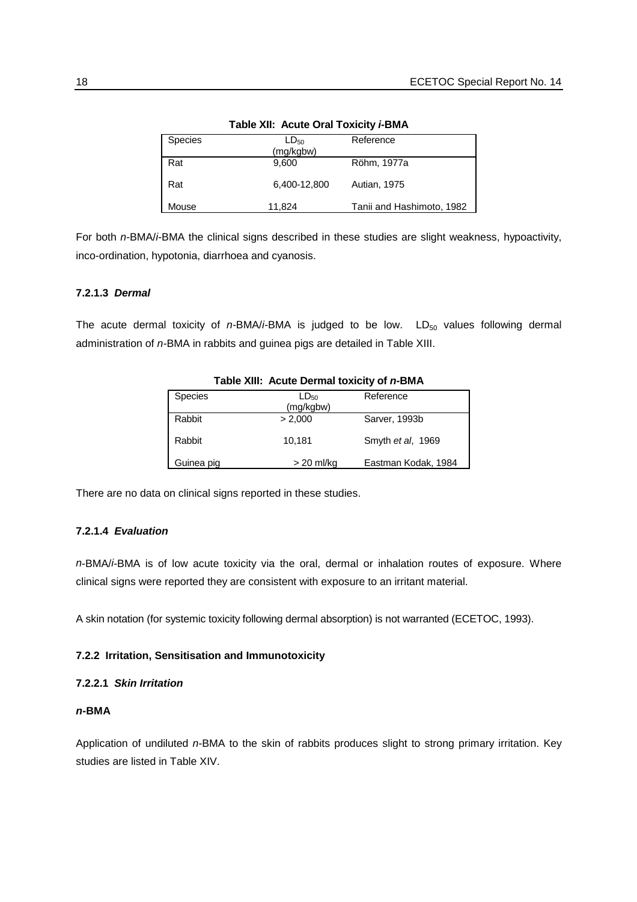**Table XII: Acute Oral Toxicity *i*-BMA**

| Species | $LD_{50}$ (mg/kgbw) | Reference |
|---|---|---|
| Rat | 9,600 | Röhm, 1977a |
| Rat | 6,400-12,800 | Autian, 1975 |
| Mouse | 11,824 | Tanii and Hashimoto, 1982 |

For both *n*-BMA/*i*-BMA the clinical signs described in these studies are slight weakness, hypoactivity, inco-ordination, hypotonia, diarrhoea and cyanosis.

#### 7.2.1.3 *Dermal*

The acute dermal toxicity of *n*-BMA/*i*-BMA is judged to be low. $LD_{50}$ values following dermal administration of *n*-BMA in rabbits and guinea pigs are detailed in Table XIII.

**Table XIII: Acute Dermal toxicity of *n*-BMA**

| Species | $LD_{50}$ (mg/kgbw) | Reference |
|---|---|---|
| Rabbit | > 2,000 | Sarver, 1993b |
| Rabbit | 10,181 | Smyth *et al*, 1969 |
| Guinea pig | > 20 ml/kg | Eastman Kodak, 1984 |

There are no data on clinical signs reported in these studies.

#### 7.2.1.4 *Evaluation*

*n*-BMA/*i*-BMA is of low acute toxicity via the oral, dermal or inhalation routes of exposure. Where clinical signs were reported they are consistent with exposure to an irritant material.

A skin notation (for systemic toxicity following dermal absorption) is not warranted (ECETOC, 1993).

### 7.2.2 Irritation, Sensitisation and Immunotoxicity

#### 7.2.2.1 *Skin Irritation*

***n*-BMA**

Application of undiluted *n*-BMA to the skin of rabbits produces slight to strong primary irritation. Key studies are listed in Table XIV.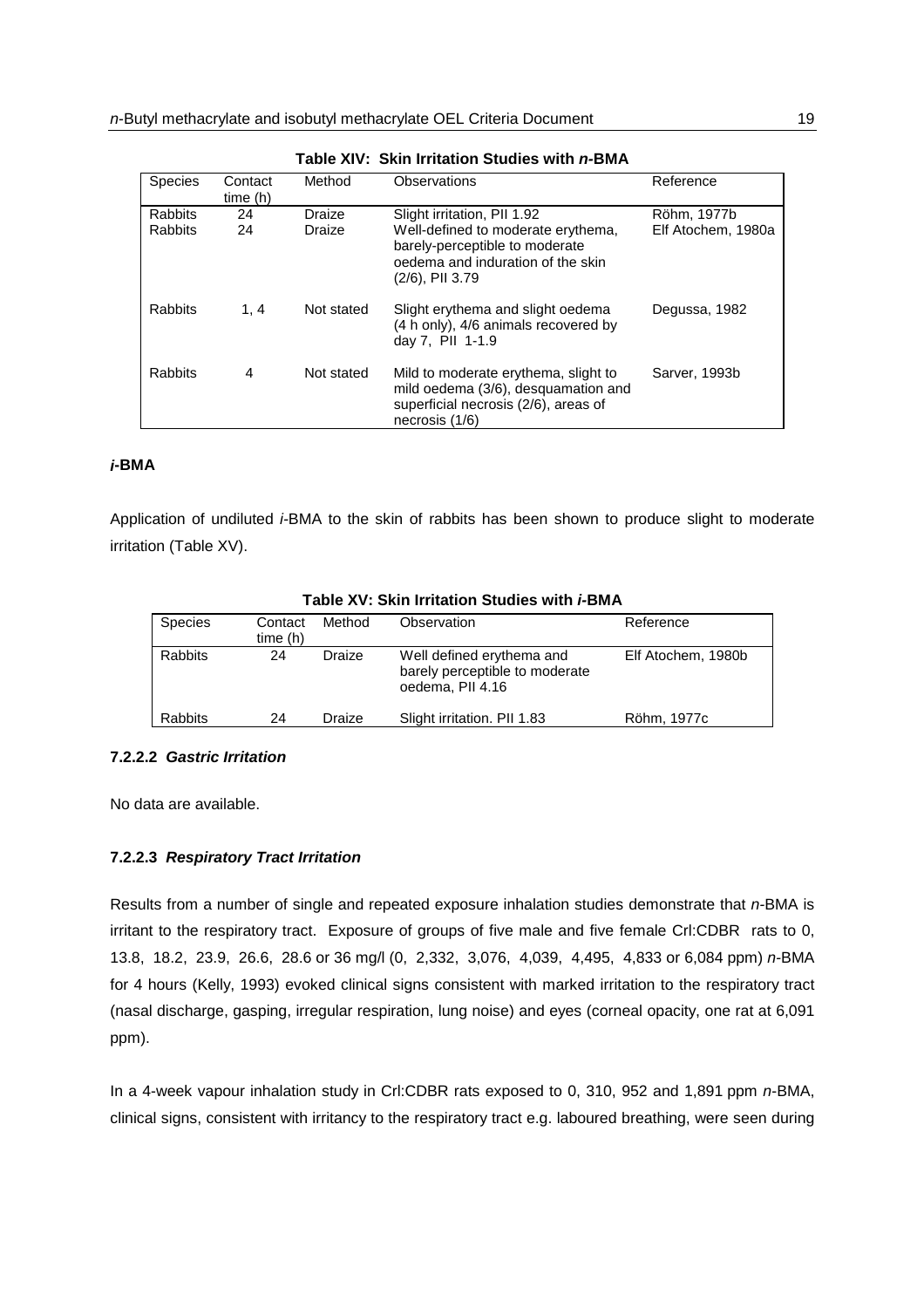**Table XIV: Skin Irritation Studies with *n*-BMA**

| Species | Contact time (h) | Method | Observations | Reference |
|---|---|---|---|---|
| Rabbits | 24 | Draize | Slight irritation, PII 1.92 | Röhm, 1977b |
| Rabbits | 24 | Draize | Well-defined to moderate erythema, barely-perceptible to moderate oedema and induration of the skin (2/6), PII 3.79 | Elf Atochem, 1980a |
| Rabbits | 1, 4 | Not stated | Slight erythema and slight oedema (4 h only), 4/6 animals recovered by day 7, PII 1-1.9 | Degussa, 1982 |
| Rabbits | 4 | Not stated | Mild to moderate erythema, slight to mild oedema (3/6), desquamation and superficial necrosis (2/6), areas of necrosis (1/6) | Sarver, 1993b |

***i*-BMA**

Application of undiluted *i*-BMA to the skin of rabbits has been shown to produce slight to moderate irritation (Table XV).

**Table XV: Skin Irritation Studies with *i*-BMA**

| Species | Contact time (h) | Method | Observation | Reference |
|---|---|---|---|---|
| Rabbits | 24 | Draize | Well defined erythema and barely perceptible to moderate oedema, PII 4.16 | Elf Atochem, 1980b |
| Rabbits | 24 | Draize | Slight irritation. PII 1.83 | Röhm, 1977c |

#### 7.2.2.2 *Gastric Irritation*

No data are available.

#### 7.2.2.3 *Respiratory Tract Irritation*

Results from a number of single and repeated exposure inhalation studies demonstrate that *n*-BMA is irritant to the respiratory tract. Exposure of groups of five male and five female Crl:CDBR rats to 0, 13.8, 18.2, 23.9, 26.6, 28.6 or 36 mg/l (0, 2,332, 3,076, 4,039, 4,495, 4,833 or 6,084 ppm) *n*-BMA for 4 hours (Kelly, 1993) evoked clinical signs consistent with marked irritation to the respiratory tract (nasal discharge, gasping, irregular respiration, lung noise) and eyes (corneal opacity, one rat at 6,091 ppm).

In a 4-week vapour inhalation study in Crl:CDBR rats exposed to 0, 310, 952 and 1,891 ppm *n*-BMA, clinical signs, consistent with irritancy to the respiratory tract e.g. laboured breathing, were seen during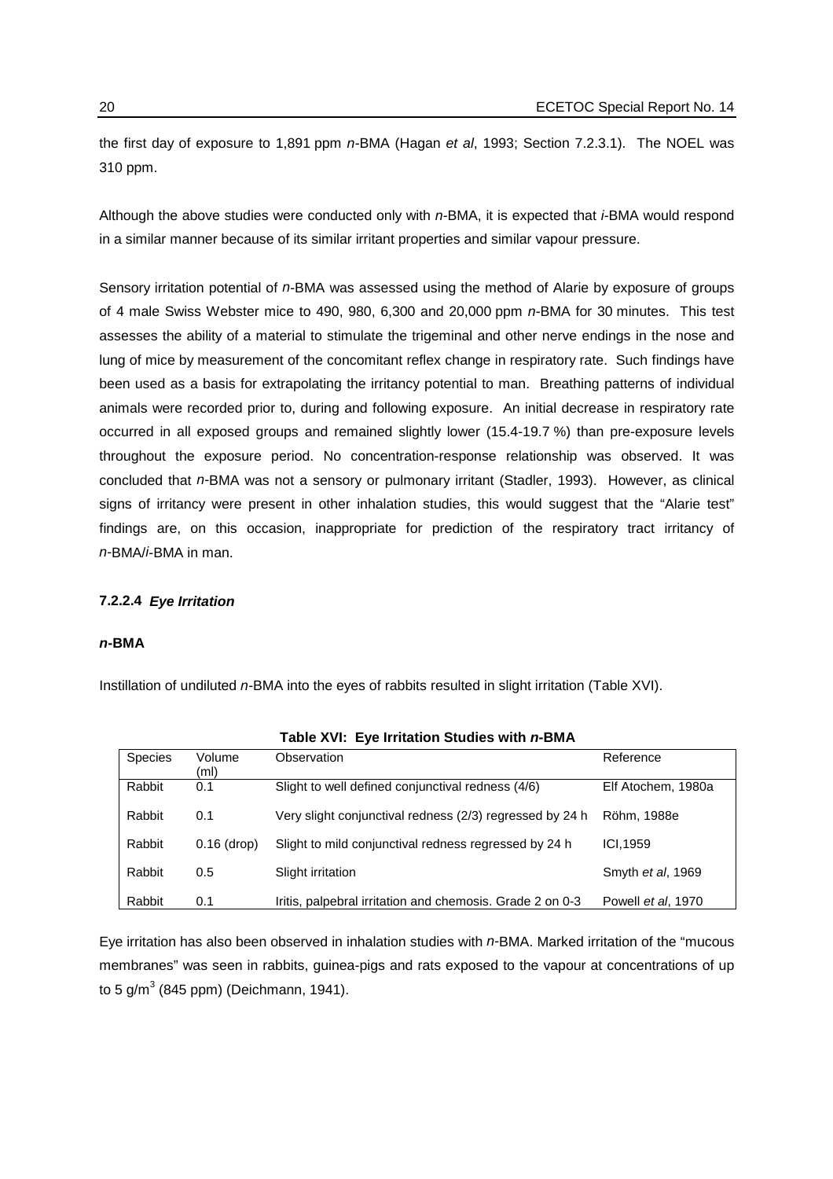the first day of exposure to 1,891 ppm *n*-BMA (Hagan *et al*, 1993; Section 7.2.3.1). The NOEL was 310 ppm.

Although the above studies were conducted only with *n*-BMA, it is expected that *i*-BMA would respond in a similar manner because of its similar irritant properties and similar vapour pressure.

Sensory irritation potential of *n*-BMA was assessed using the method of Alarie by exposure of groups of 4 male Swiss Webster mice to 490, 980, 6,300 and 20,000 ppm *n*-BMA for 30 minutes. This test assesses the ability of a material to stimulate the trigeminal and other nerve endings in the nose and lung of mice by measurement of the concomitant reflex change in respiratory rate. Such findings have been used as a basis for extrapolating the irritancy potential to man. Breathing patterns of individual animals were recorded prior to, during and following exposure. An initial decrease in respiratory rate occurred in all exposed groups and remained slightly lower (15.4-19.7 %) than pre-exposure levels throughout the exposure period. No concentration-response relationship was observed. It was concluded that *n*-BMA was not a sensory or pulmonary irritant (Stadler, 1993). However, as clinical signs of irritancy were present in other inhalation studies, this would suggest that the "Alarie test" findings are, on this occasion, inappropriate for prediction of the respiratory tract irritancy of *n*-BMA/*i*-BMA in man.

#### 7.2.2.4 *Eye Irritation*

***n*-BMA**

Instillation of undiluted *n*-BMA into the eyes of rabbits resulted in slight irritation (Table XVI).

**Table XVI: Eye Irritation Studies with *n*-BMA**

| Species | Volume (ml) | Observation | Reference |
|---|---|---|---|
| Rabbit | 0.1 | Slight to well defined conjunctival redness (4/6) | Elf Atochem, 1980a |
| Rabbit | 0.1 | Very slight conjunctival redness (2/3) regressed by 24 h | Röhm, 1988e |
| Rabbit | 0.16 (drop) | Slight to mild conjunctival redness regressed by 24 h | ICI,1959 |
| Rabbit | 0.5 | Slight irritation | Smyth *et al*, 1969 |
| Rabbit | 0.1 | Iritis, palpebral irritation and chemosis. Grade 2 on 0-3 | Powell *et al*, 1970 |

Eye irritation has also been observed in inhalation studies with *n*-BMA. Marked irritation of the "mucous membranes" was seen in rabbits, guinea-pigs and rats exposed to the vapour at concentrations of up to 5 $g/m^3$ (845 ppm) (Deichmann, 1941).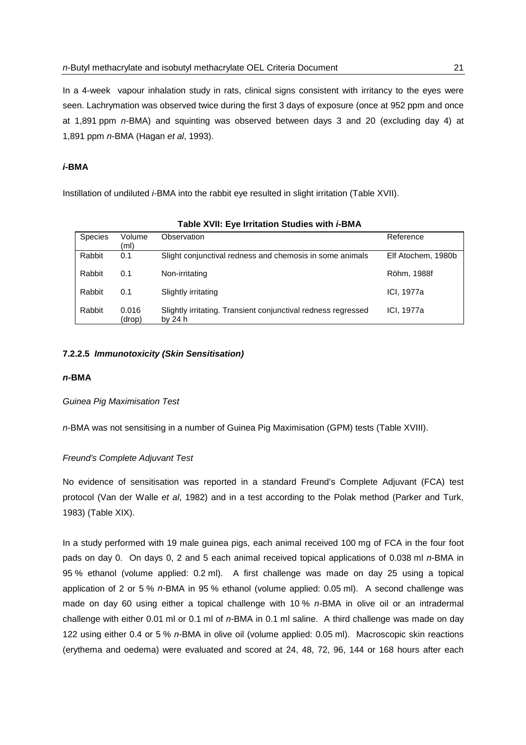In a 4-week vapour inhalation study in rats, clinical signs consistent with irritancy to the eyes were seen. Lachrymation was observed twice during the first 3 days of exposure (once at 952 ppm and once at 1,891 ppm *n*-BMA) and squinting was observed between days 3 and 20 (excluding day 4) at 1,891 ppm *n*-BMA (Hagan *et al*, 1993).

#### *i*-BMA

Instillation of undiluted *i*-BMA into the rabbit eye resulted in slight irritation (Table XVII).

**Table XVII: Eye Irritation Studies with *i*-BMA**

| Species | Volume (ml) | Observation | Reference |
|---|---|---|---|
| Rabbit | 0.1 | Slight conjunctival redness and chemosis in some animals | Elf Atochem, 1980b |
| Rabbit | 0.1 | Non-irritating | Röhm, 1988f |
| Rabbit | 0.1 | Slightly irritating | ICI, 1977a |
| Rabbit | 0.016 (drop) | Slightly irritating. Transient conjunctival redness regressed by 24 h | ICI, 1977a |

### 7.2.2.5 *Immunotoxicity (Skin Sensitisation)*

#### *n*-BMA

*Guinea Pig Maximisation Test*

*n*-BMA was not sensitising in a number of Guinea Pig Maximisation (GPM) tests (Table XVIII).

*Freund's Complete Adjuvant Test*

No evidence of sensitisation was reported in a standard Freund's Complete Adjuvant (FCA) test protocol (Van der Walle *et al*, 1982) and in a test according to the Polak method (Parker and Turk, 1983) (Table XIX).

In a study performed with 19 male guinea pigs, each animal received 100 mg of FCA in the four foot pads on day 0. On days 0, 2 and 5 each animal received topical applications of 0.038 ml *n*-BMA in 95 % ethanol (volume applied: 0.2 ml). A first challenge was made on day 25 using a topical application of 2 or 5 % *n*-BMA in 95 % ethanol (volume applied: 0.05 ml). A second challenge was made on day 60 using either a topical challenge with 10 % *n*-BMA in olive oil or an intradermal challenge with either 0.01 ml or 0.1 ml of *n*-BMA in 0.1 ml saline. A third challenge was made on day 122 using either 0.4 or 5 % *n*-BMA in olive oil (volume applied: 0.05 ml). Macroscopic skin reactions (erythema and oedema) were evaluated and scored at 24, 48, 72, 96, 144 or 168 hours after each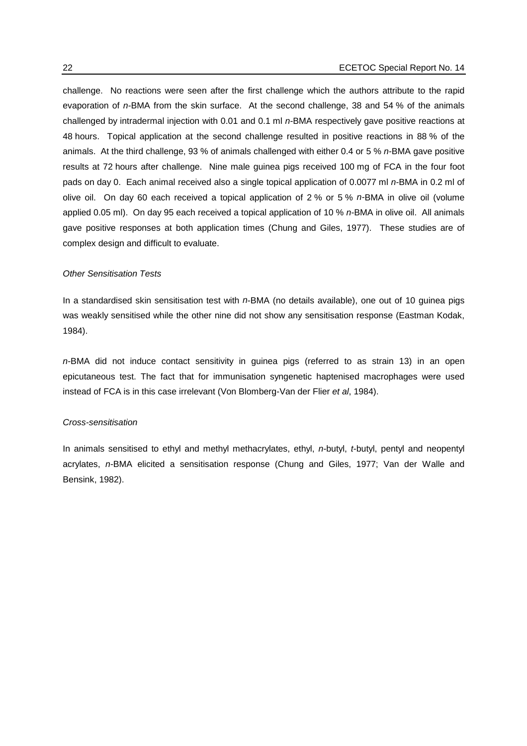challenge. No reactions were seen after the first challenge which the authors attribute to the rapid evaporation of *n*-BMA from the skin surface. At the second challenge, 38 and 54 % of the animals challenged by intradermal injection with 0.01 and 0.1 ml *n*-BMA respectively gave positive reactions at 48 hours. Topical application at the second challenge resulted in positive reactions in 88 % of the animals. At the third challenge, 93 % of animals challenged with either 0.4 or 5 % *n*-BMA gave positive results at 72 hours after challenge. Nine male guinea pigs received 100 mg of FCA in the four foot pads on day 0. Each animal received also a single topical application of 0.0077 ml *n*-BMA in 0.2 ml of olive oil. On day 60 each received a topical application of 2 % or 5 % *n*-BMA in olive oil (volume applied 0.05 ml). On day 95 each received a topical application of 10 % *n*-BMA in olive oil. All animals gave positive responses at both application times (Chung and Giles, 1977). These studies are of complex design and difficult to evaluate.

*Other Sensitisation Tests*

In a standardised skin sensitisation test with *n*-BMA (no details available), one out of 10 guinea pigs was weakly sensitised while the other nine did not show any sensitisation response (Eastman Kodak, 1984).

*n*-BMA did not induce contact sensitivity in guinea pigs (referred to as strain 13) in an open epicutaneous test. The fact that for immunisation syngenetic haptenised macrophages were used instead of FCA is in this case irrelevant (Von Blomberg-Van der Flier *et al*, 1984).

*Cross-sensitisation*

In animals sensitised to ethyl and methyl methacrylates, ethyl, *n*-butyl, *t*-butyl, pentyl and neopentyl acrylates, *n*-BMA elicited a sensitisation response (Chung and Giles, 1977; Van der Walle and Bensink, 1982).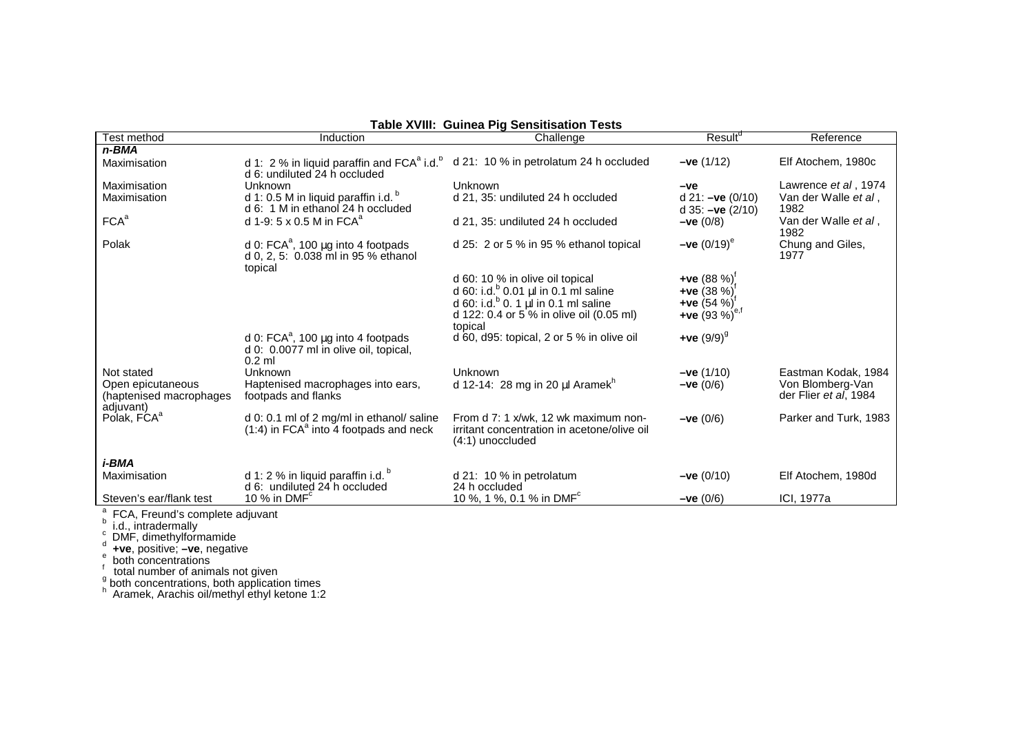**Table XVIII: Guinea Pig Sensitisation Tests**

| Test method | Induction | Challenge | Result[d] | Reference |
|---|---|---|---|---|
| ***n-BMA*** | | | | |
| Maximisation | d 1: 2 % in liquid paraffin and FCA[a] i.d.[b] d 6: undiluted 24 h occluded | d 21: 10 % in petrolatum 24 h occluded | **–ve** (1/12) | Elf Atochem, 1980c |
| Maximisation | Unknown | Unknown | **–ve** | Lawrence *et al* , 1974 |
| Maximisation | d 1: 0.5 M in liquid paraffin i.d. [b] d 6: 1 M in ethanol 24 h occluded | d 21, 35: undiluted 24 h occluded | d 21: **–ve** (0/10) d 35: **–ve** (2/10) | Van der Walle *et al* , 1982 |
| FCA[a] | d 1-9: 5 x 0.5 M in FCA[a] | d 21, 35: undiluted 24 h occluded | **–ve** (0/8) | Van der Walle *et al* , 1982 |
| Polak | d 0: FCA[a], 100 µg into 4 footpads d 0, 2, 5: 0.038 ml in 95 % ethanol topical | d 25: 2 or 5 % in 95 % ethanol topical | **–ve** (0/19)[e] | Chung and Giles, 1977 |
| | | d 60: 10 % in olive oil topical | **+ve** (88 %)[f] | |
| | | d 60: i.d.[b] 0.01 µl in 0.1 ml saline | **+ve** (38 %)[f] | |
| | | d 60: i.d.[b] 0. 1 µl in 0.1 ml saline | **+ve** (54 %)[f] | |
| | | d 122: 0.4 or 5 % in olive oil (0.05 ml) topical | **+ve** (93 %)[e,f] | |
| | d 0: FCA[a], 100 µg into 4 footpads d 0: 0.0077 ml in olive oil, topical, 0.2 ml | d 60, d95: topical, 2 or 5 % in olive oil | **+ve** (9/9)[g] | |
| Not stated | Unknown | Unknown | **–ve** (1/10) | Eastman Kodak, 1984 |
| Open epicutaneous (haptenised macrophages adjuvant) | Haptenised macrophages into ears, footpads and flanks | d 12-14: 28 mg in 20 µl Aramek[h] | **–ve** (0/6) | Von Blomberg-Van der Flier *et al*, 1984 |
| Polak, FCA[a] | d 0: 0.1 ml of 2 mg/ml in ethanol/ saline (1:4) in FCA[a] into 4 footpads and neck | From d 7: 1 x/wk, 12 wk maximum non-irritant concentration in acetone/olive oil (4:1) unoccluded | **–ve** (0/6) | Parker and Turk, 1983 |
| ***i-BMA*** | | | | |
| Maximisation | d 1: 2 % in liquid paraffin i.d. [b] d 6: undiluted 24 h occluded | d 21: 10 % in petrolatum 24 h occluded | **–ve** (0/10) | Elf Atochem, 1980d |
| Steven's ear/flank test | 10 % in DMF[c] | 10 %, 1 %, 0.1 % in DMF[c] | **–ve** (0/6) | ICI, 1977a |

[a] FCA, Freund's complete adjuvant
[b] i.d., intradermally
[c] DMF, dimethylformamide
[d] **+ve**, positive; **–ve**, negative
[e] both concentrations
[f] total number of animals not given
[g] both concentrations, both application times
[h] Aramek, Arachis oil/methyl ethyl ketone 1:2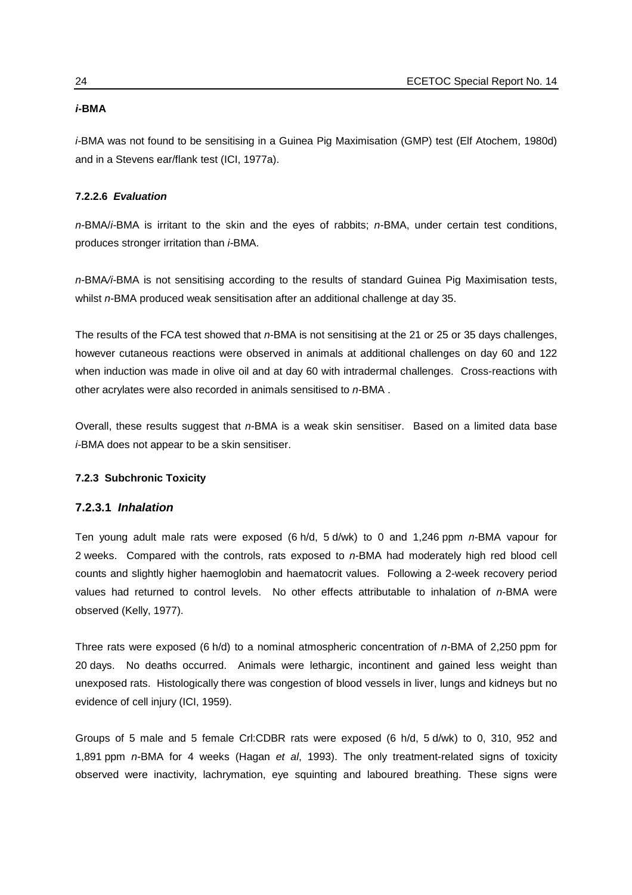***i*-BMA**

*i*-BMA was not found to be sensitising in a Guinea Pig Maximisation (GMP) test (Elf Atochem, 1980d) and in a Stevens ear/flank test (ICI, 1977a).

#### 7.2.2.6 *Evaluation*

*n*-BMA/*i*-BMA is irritant to the skin and the eyes of rabbits; *n*-BMA, under certain test conditions, produces stronger irritation than *i*-BMA.

*n*-BMA/*i*-BMA is not sensitising according to the results of standard Guinea Pig Maximisation tests, whilst *n*-BMA produced weak sensitisation after an additional challenge at day 35.

The results of the FCA test showed that *n*-BMA is not sensitising at the 21 or 25 or 35 days challenges, however cutaneous reactions were observed in animals at additional challenges on day 60 and 122 when induction was made in olive oil and at day 60 with intradermal challenges. Cross-reactions with other acrylates were also recorded in animals sensitised to *n*-BMA .

Overall, these results suggest that *n*-BMA is a weak skin sensitiser. Based on a limited data base *i*-BMA does not appear to be a skin sensitiser.

### 7.2.3 Subchronic Toxicity

#### 7.2.3.1 *Inhalation*

Ten young adult male rats were exposed (6 h/d, 5 d/wk) to 0 and 1,246 ppm *n*-BMA vapour for 2 weeks. Compared with the controls, rats exposed to *n*-BMA had moderately high red blood cell counts and slightly higher haemoglobin and haematocrit values. Following a 2-week recovery period values had returned to control levels. No other effects attributable to inhalation of *n*-BMA were observed (Kelly, 1977).

Three rats were exposed (6 h/d) to a nominal atmospheric concentration of *n*-BMA of 2,250 ppm for 20 days. No deaths occurred. Animals were lethargic, incontinent and gained less weight than unexposed rats. Histologically there was congestion of blood vessels in liver, lungs and kidneys but no evidence of cell injury (ICI, 1959).

Groups of 5 male and 5 female Crl:CDBR rats were exposed (6 h/d, 5 d/wk) to 0, 310, 952 and 1,891 ppm *n*-BMA for 4 weeks (Hagan *et al*, 1993). The only treatment-related signs of toxicity observed were inactivity, lachrymation, eye squinting and laboured breathing. These signs were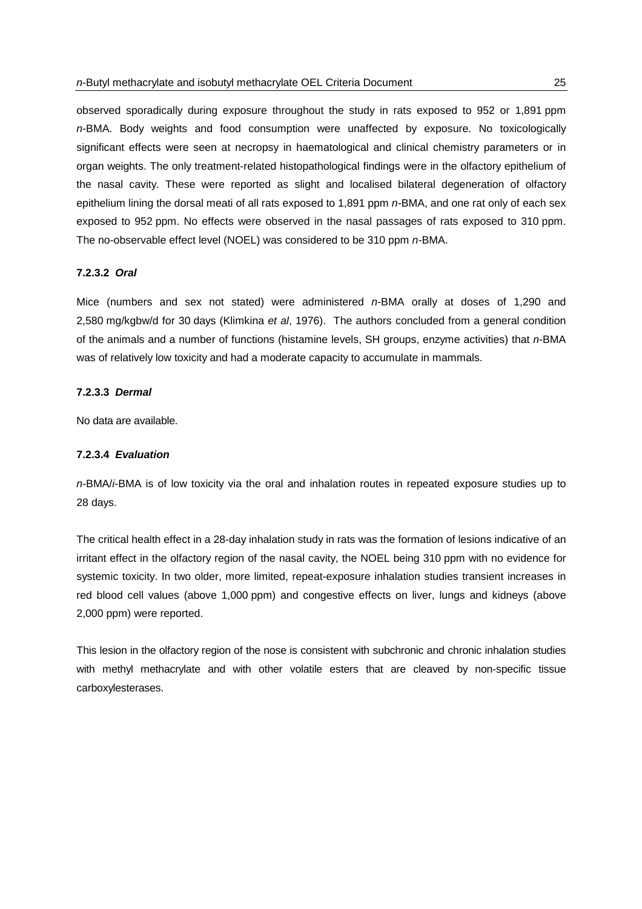observed sporadically during exposure throughout the study in rats exposed to 952 or 1,891 ppm *n*-BMA. Body weights and food consumption were unaffected by exposure. No toxicologically significant effects were seen at necropsy in haematological and clinical chemistry parameters or in organ weights. The only treatment-related histopathological findings were in the olfactory epithelium of the nasal cavity. These were reported as slight and localised bilateral degeneration of olfactory epithelium lining the dorsal meati of all rats exposed to 1,891 ppm *n*-BMA, and one rat only of each sex exposed to 952 ppm. No effects were observed in the nasal passages of rats exposed to 310 ppm. The no-observable effect level (NOEL) was considered to be 310 ppm *n*-BMA.

#### 7.2.3.2 *Oral*

Mice (numbers and sex not stated) were administered *n*-BMA orally at doses of 1,290 and 2,580 mg/kgbw/d for 30 days (Klimkina *et al*, 1976). The authors concluded from a general condition of the animals and a number of functions (histamine levels, SH groups, enzyme activities) that *n*-BMA was of relatively low toxicity and had a moderate capacity to accumulate in mammals.

#### 7.2.3.3 *Dermal*

No data are available.

#### 7.2.3.4 *Evaluation*

*n*-BMA/*i*-BMA is of low toxicity via the oral and inhalation routes in repeated exposure studies up to 28 days.

The critical health effect in a 28-day inhalation study in rats was the formation of lesions indicative of an irritant effect in the olfactory region of the nasal cavity, the NOEL being 310 ppm with no evidence for systemic toxicity. In two older, more limited, repeat-exposure inhalation studies transient increases in red blood cell values (above 1,000 ppm) and congestive effects on liver, lungs and kidneys (above 2,000 ppm) were reported.

This lesion in the olfactory region of the nose is consistent with subchronic and chronic inhalation studies with methyl methacrylate and with other volatile esters that are cleaved by non-specific tissue carboxylesterases.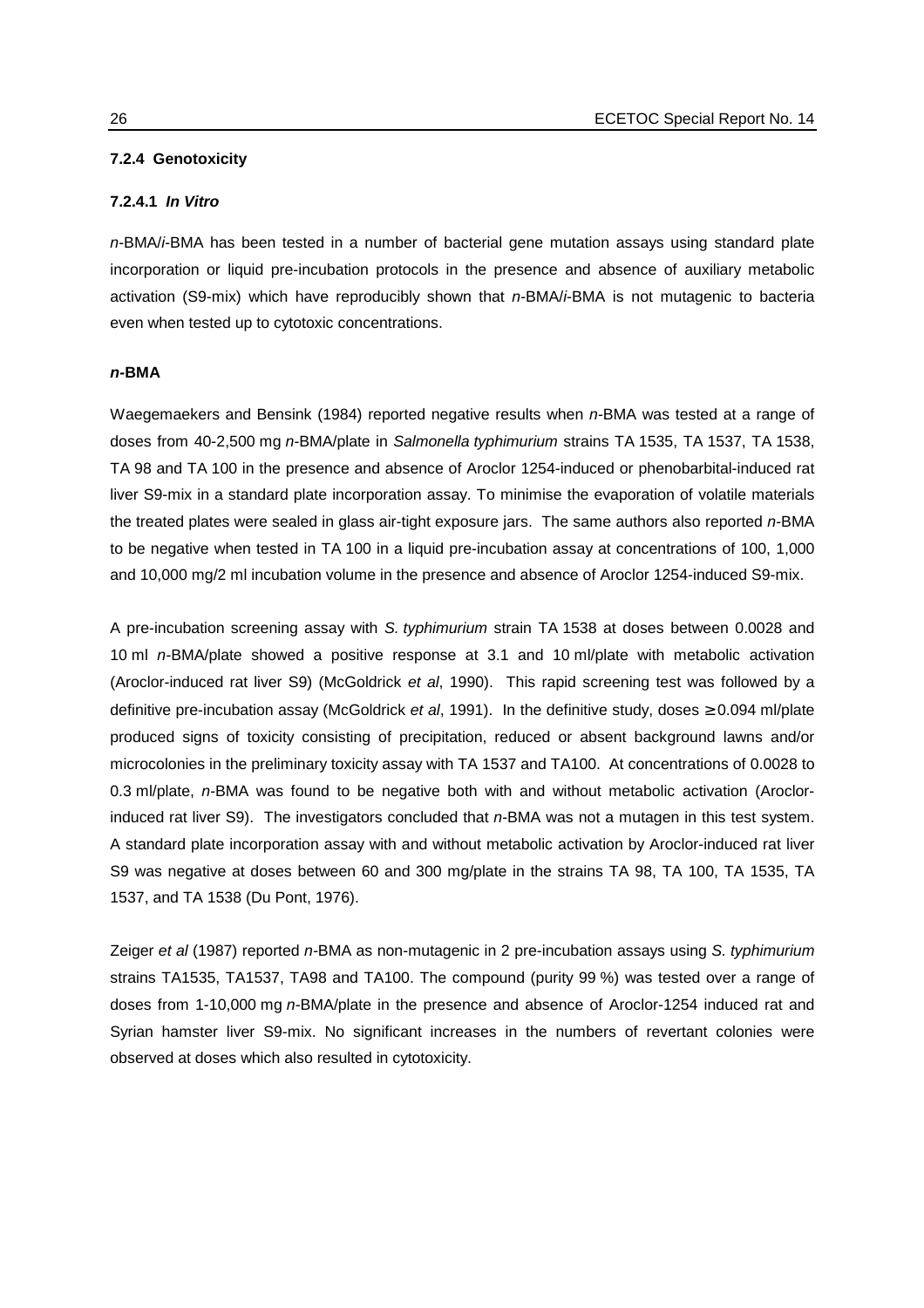### 7.2.4 Genotoxicity

#### 7.2.4.1 *In Vitro*

*n*-BMA/*i*-BMA has been tested in a number of bacterial gene mutation assays using standard plate incorporation or liquid pre-incubation protocols in the presence and absence of auxiliary metabolic activation (S9-mix) which have reproducibly shown that *n*-BMA/*i*-BMA is not mutagenic to bacteria even when tested up to cytotoxic concentrations.

**n-BMA**

Waegemaekers and Bensink (1984) reported negative results when *n*-BMA was tested at a range of doses from 40-2,500 mg *n*-BMA/plate in *Salmonella typhimurium* strains TA 1535, TA 1537, TA 1538, TA 98 and TA 100 in the presence and absence of Aroclor 1254-induced or phenobarbital-induced rat liver S9-mix in a standard plate incorporation assay. To minimise the evaporation of volatile materials the treated plates were sealed in glass air-tight exposure jars. The same authors also reported *n*-BMA to be negative when tested in TA 100 in a liquid pre-incubation assay at concentrations of 100, 1,000 and 10,000 mg/2 ml incubation volume in the presence and absence of Aroclor 1254-induced S9-mix.

A pre-incubation screening assay with *S. typhimurium* strain TA 1538 at doses between 0.0028 and 10 ml *n*-BMA/plate showed a positive response at 3.1 and 10 ml/plate with metabolic activation (Aroclor-induced rat liver S9) (McGoldrick *et al*, 1990). This rapid screening test was followed by a definitive pre-incubation assay (McGoldrick *et al*, 1991). In the definitive study, doses ≥ 0.094 ml/plate produced signs of toxicity consisting of precipitation, reduced or absent background lawns and/or microcolonies in the preliminary toxicity assay with TA 1537 and TA100. At concentrations of 0.0028 to 0.3 ml/plate, *n*-BMA was found to be negative both with and without metabolic activation (Aroclor-induced rat liver S9). The investigators concluded that *n*-BMA was not a mutagen in this test system. A standard plate incorporation assay with and without metabolic activation by Aroclor-induced rat liver S9 was negative at doses between 60 and 300 mg/plate in the strains TA 98, TA 100, TA 1535, TA 1537, and TA 1538 (Du Pont, 1976).

Zeiger *et al* (1987) reported *n*-BMA as non-mutagenic in 2 pre-incubation assays using *S. typhimurium* strains TA1535, TA1537, TA98 and TA100. The compound (purity 99 %) was tested over a range of doses from 1-10,000 mg *n*-BMA/plate in the presence and absence of Aroclor-1254 induced rat and Syrian hamster liver S9-mix. No significant increases in the numbers of revertant colonies were observed at doses which also resulted in cytotoxicity.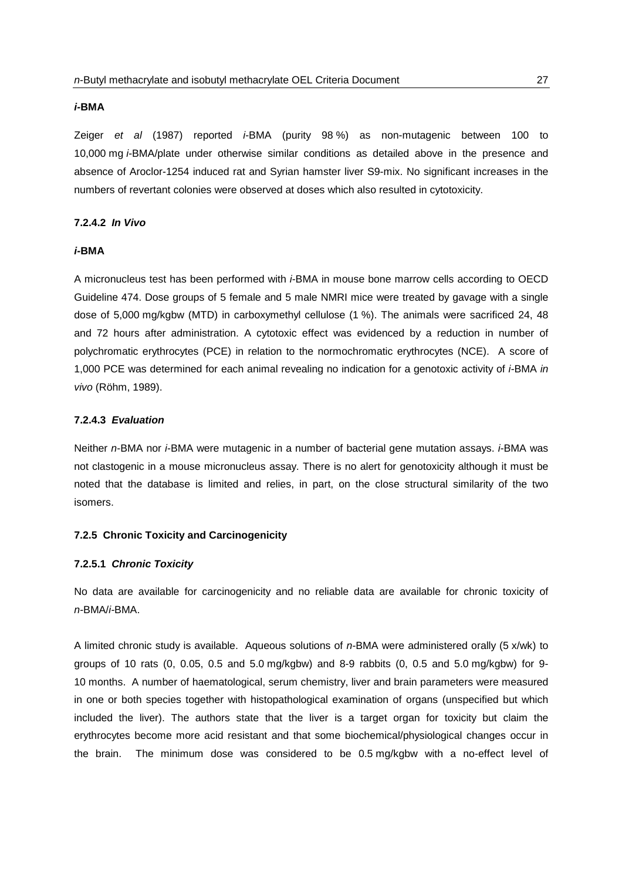***i*-BMA**

Zeiger *et al* (1987) reported *i*-BMA (purity 98 %) as non-mutagenic between 100 to 10,000 mg *i*-BMA/plate under otherwise similar conditions as detailed above in the presence and absence of Aroclor-1254 induced rat and Syrian hamster liver S9-mix. No significant increases in the numbers of revertant colonies were observed at doses which also resulted in cytotoxicity.

#### 7.2.4.2 *In Vivo*

***i*-BMA**

A micronucleus test has been performed with *i*-BMA in mouse bone marrow cells according to OECD Guideline 474. Dose groups of 5 female and 5 male NMRI mice were treated by gavage with a single dose of 5,000 mg/kgbw (MTD) in carboxymethyl cellulose (1 %). The animals were sacrificed 24, 48 and 72 hours after administration. A cytotoxic effect was evidenced by a reduction in number of polychromatic erythrocytes (PCE) in relation to the normochromatic erythrocytes (NCE). A score of 1,000 PCE was determined for each animal revealing no indication for a genotoxic activity of *i*-BMA *in vivo* (Röhm, 1989).

#### 7.2.4.3 *Evaluation*

Neither *n*-BMA nor *i*-BMA were mutagenic in a number of bacterial gene mutation assays. *i*-BMA was not clastogenic in a mouse micronucleus assay. There is no alert for genotoxicity although it must be noted that the database is limited and relies, in part, on the close structural similarity of the two isomers.

### 7.2.5 Chronic Toxicity and Carcinogenicity

#### 7.2.5.1 *Chronic Toxicity*

No data are available for carcinogenicity and no reliable data are available for chronic toxicity of *n*-BMA/*i*-BMA.

A limited chronic study is available. Aqueous solutions of *n*-BMA were administered orally (5 x/wk) to groups of 10 rats (0, 0.05, 0.5 and 5.0 mg/kgbw) and 8-9 rabbits (0, 0.5 and 5.0 mg/kgbw) for 9-10 months. A number of haematological, serum chemistry, liver and brain parameters were measured in one or both species together with histopathological examination of organs (unspecified but which included the liver). The authors state that the liver is a target organ for toxicity but claim the erythrocytes become more acid resistant and that some biochemical/physiological changes occur in the brain. The minimum dose was considered to be 0.5 mg/kgbw with a no-effect level of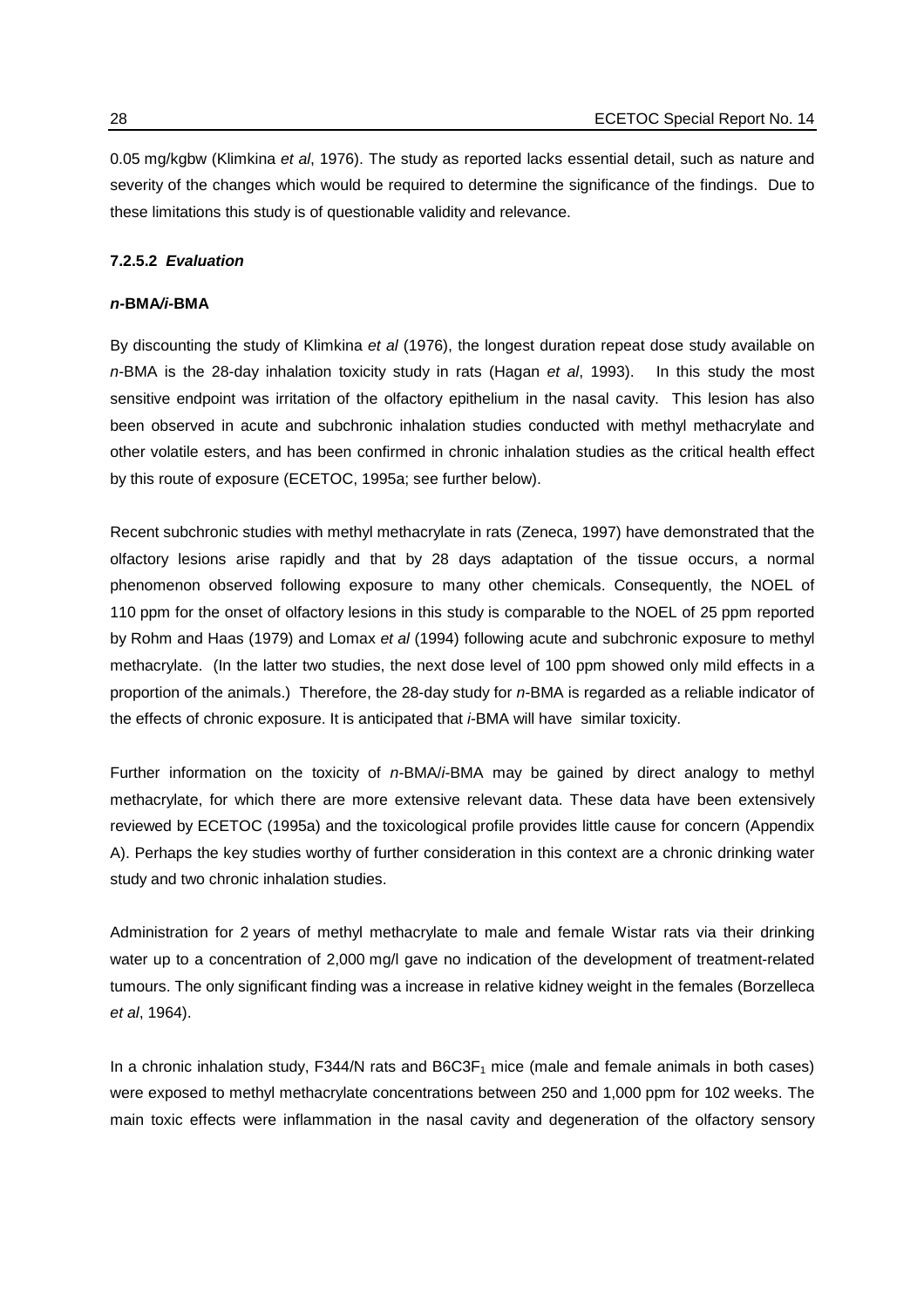0.05 mg/kgbw (Klimkina *et al*, 1976). The study as reported lacks essential detail, such as nature and severity of the changes which would be required to determine the significance of the findings. Due to these limitations this study is of questionable validity and relevance.

#### 7.2.5.2 *Evaluation*

***n*-BMA/*i*-BMA**

By discounting the study of Klimkina *et al* (1976), the longest duration repeat dose study available on *n*-BMA is the 28-day inhalation toxicity study in rats (Hagan *et al*, 1993). In this study the most sensitive endpoint was irritation of the olfactory epithelium in the nasal cavity. This lesion has also been observed in acute and subchronic inhalation studies conducted with methyl methacrylate and other volatile esters, and has been confirmed in chronic inhalation studies as the critical health effect by this route of exposure (ECETOC, 1995a; see further below).

Recent subchronic studies with methyl methacrylate in rats (Zeneca, 1997) have demonstrated that the olfactory lesions arise rapidly and that by 28 days adaptation of the tissue occurs, a normal phenomenon observed following exposure to many other chemicals. Consequently, the NOEL of 110 ppm for the onset of olfactory lesions in this study is comparable to the NOEL of 25 ppm reported by Rohm and Haas (1979) and Lomax *et al* (1994) following acute and subchronic exposure to methyl methacrylate. (In the latter two studies, the next dose level of 100 ppm showed only mild effects in a proportion of the animals.) Therefore, the 28-day study for *n*-BMA is regarded as a reliable indicator of the effects of chronic exposure. It is anticipated that *i*-BMA will have similar toxicity.

Further information on the toxicity of *n*-BMA/*i*-BMA may be gained by direct analogy to methyl methacrylate, for which there are more extensive relevant data. These data have been extensively reviewed by ECETOC (1995a) and the toxicological profile provides little cause for concern (Appendix A). Perhaps the key studies worthy of further consideration in this context are a chronic drinking water study and two chronic inhalation studies.

Administration for 2 years of methyl methacrylate to male and female Wistar rats via their drinking water up to a concentration of 2,000 mg/l gave no indication of the development of treatment-related tumours. The only significant finding was a increase in relative kidney weight in the females (Borzelleca *et al*, 1964).

In a chronic inhalation study, F344/N rats and $B6C3F_1$ mice (male and female animals in both cases) were exposed to methyl methacrylate concentrations between 250 and 1,000 ppm for 102 weeks. The main toxic effects were inflammation in the nasal cavity and degeneration of the olfactory sensory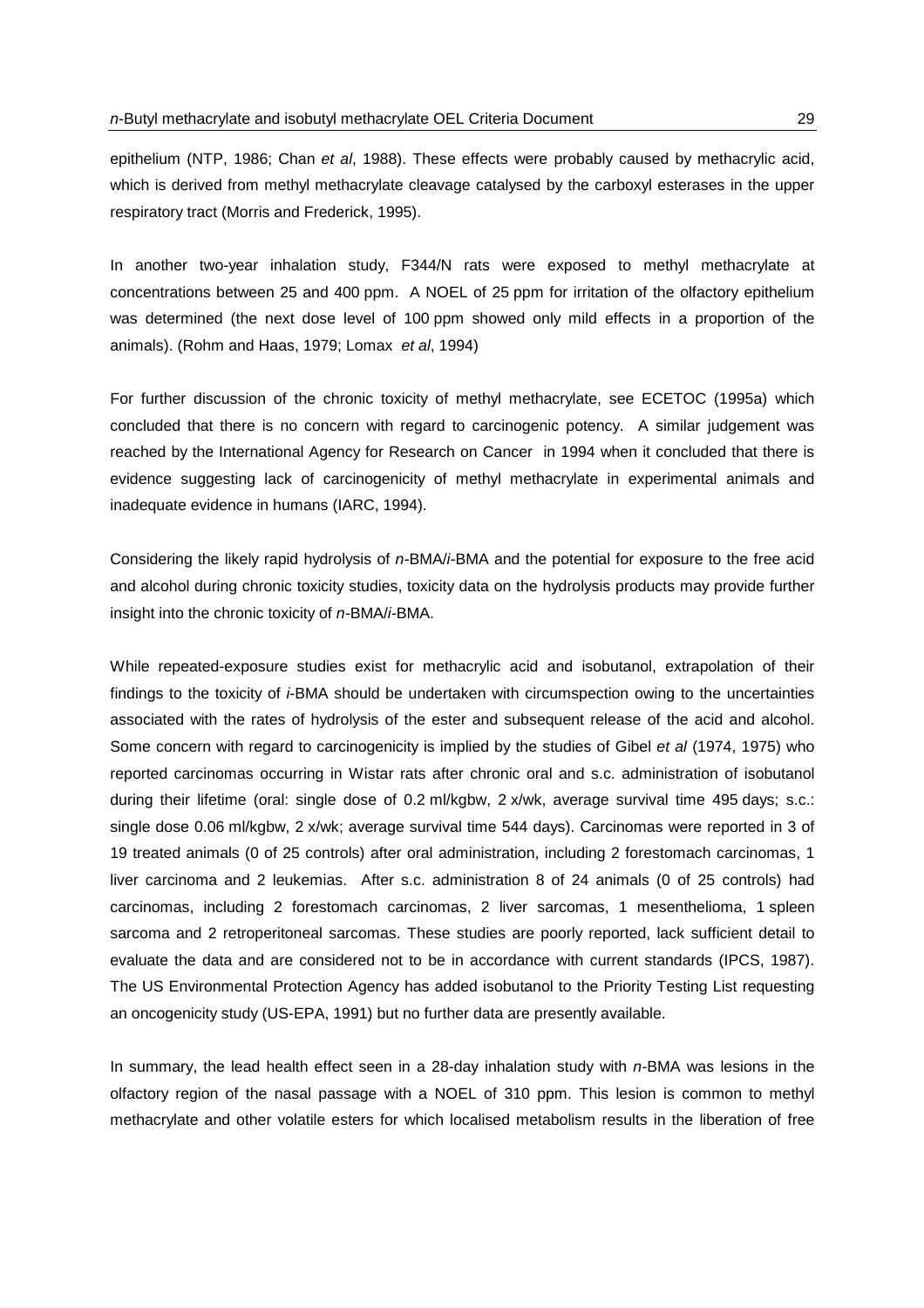epithelium (NTP, 1986; Chan *et al*, 1988). These effects were probably caused by methacrylic acid, which is derived from methyl methacrylate cleavage catalysed by the carboxyl esterases in the upper respiratory tract (Morris and Frederick, 1995).

In another two-year inhalation study, F344/N rats were exposed to methyl methacrylate at concentrations between 25 and 400 ppm. A NOEL of 25 ppm for irritation of the olfactory epithelium was determined (the next dose level of 100 ppm showed only mild effects in a proportion of the animals). (Rohm and Haas, 1979; Lomax *et al*, 1994)

For further discussion of the chronic toxicity of methyl methacrylate, see ECETOC (1995a) which concluded that there is no concern with regard to carcinogenic potency. A similar judgement was reached by the International Agency for Research on Cancer in 1994 when it concluded that there is evidence suggesting lack of carcinogenicity of methyl methacrylate in experimental animals and inadequate evidence in humans (IARC, 1994).

Considering the likely rapid hydrolysis of *n*-BMA/*i*-BMA and the potential for exposure to the free acid and alcohol during chronic toxicity studies, toxicity data on the hydrolysis products may provide further insight into the chronic toxicity of *n*-BMA/*i*-BMA.

While repeated-exposure studies exist for methacrylic acid and isobutanol, extrapolation of their findings to the toxicity of *i*-BMA should be undertaken with circumspection owing to the uncertainties associated with the rates of hydrolysis of the ester and subsequent release of the acid and alcohol. Some concern with regard to carcinogenicity is implied by the studies of Gibel *et al* (1974, 1975) who reported carcinomas occurring in Wistar rats after chronic oral and s.c. administration of isobutanol during their lifetime (oral: single dose of 0.2 ml/kgbw, 2 x/wk, average survival time 495 days; s.c.: single dose 0.06 ml/kgbw, 2 x/wk; average survival time 544 days). Carcinomas were reported in 3 of 19 treated animals (0 of 25 controls) after oral administration, including 2 forestomach carcinomas, 1 liver carcinoma and 2 leukemias. After s.c. administration 8 of 24 animals (0 of 25 controls) had carcinomas, including 2 forestomach carcinomas, 2 liver sarcomas, 1 mesenthelioma, 1 spleen sarcoma and 2 retroperitoneal sarcomas. These studies are poorly reported, lack sufficient detail to evaluate the data and are considered not to be in accordance with current standards (IPCS, 1987). The US Environmental Protection Agency has added isobutanol to the Priority Testing List requesting an oncogenicity study (US-EPA, 1991) but no further data are presently available.

In summary, the lead health effect seen in a 28-day inhalation study with *n*-BMA was lesions in the olfactory region of the nasal passage with a NOEL of 310 ppm. This lesion is common to methyl methacrylate and other volatile esters for which localised metabolism results in the liberation of free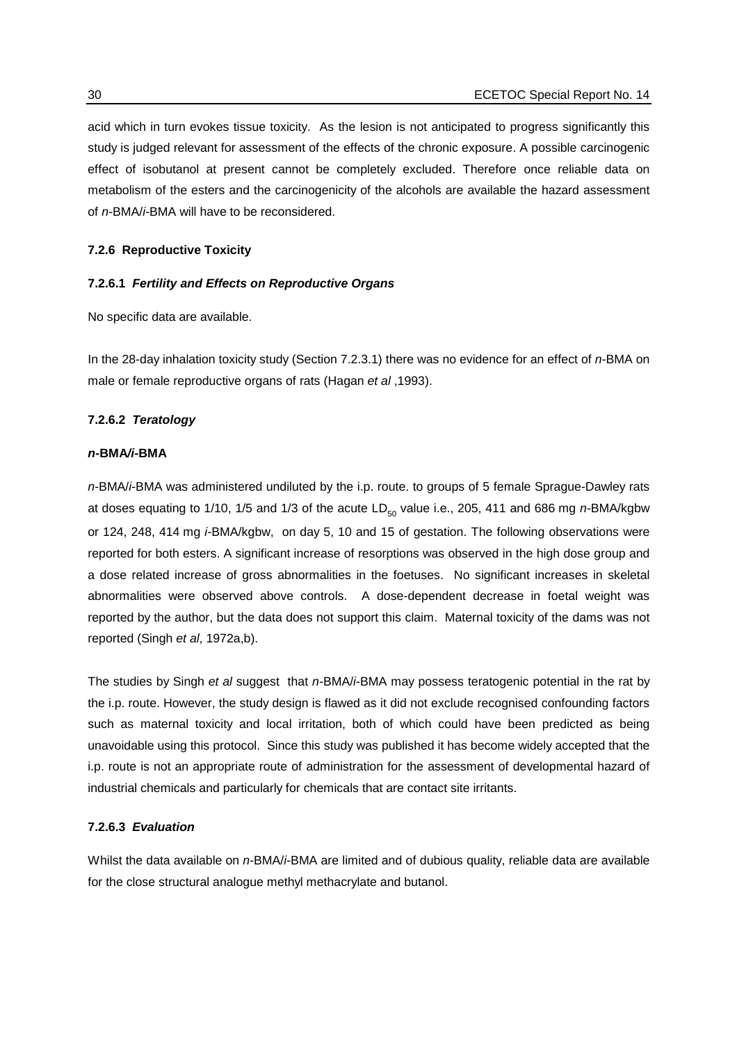acid which in turn evokes tissue toxicity. As the lesion is not anticipated to progress significantly this study is judged relevant for assessment of the effects of the chronic exposure. A possible carcinogenic effect of isobutanol at present cannot be completely excluded. Therefore once reliable data on metabolism of the esters and the carcinogenicity of the alcohols are available the hazard assessment of *n*-BMA/*i*-BMA will have to be reconsidered.

### 7.2.6 Reproductive Toxicity

#### 7.2.6.1 *Fertility and Effects on Reproductive Organs*

No specific data are available.

In the 28-day inhalation toxicity study (Section 7.2.3.1) there was no evidence for an effect of *n*-BMA on male or female reproductive organs of rats (Hagan *et al* ,1993).

#### 7.2.6.2 *Teratology*

***n*-BMA/*i*-BMA**

*n*-BMA/*i*-BMA was administered undiluted by the i.p. route. to groups of 5 female Sprague-Dawley rats at doses equating to 1/10, 1/5 and 1/3 of the acute $LD_{50}$ value i.e., 205, 411 and 686 mg *n*-BMA/kgbw or 124, 248, 414 mg *i*-BMA/kgbw, on day 5, 10 and 15 of gestation. The following observations were reported for both esters. A significant increase of resorptions was observed in the high dose group and a dose related increase of gross abnormalities in the foetuses. No significant increases in skeletal abnormalities were observed above controls. A dose-dependent decrease in foetal weight was reported by the author, but the data does not support this claim. Maternal toxicity of the dams was not reported (Singh *et al*, 1972a,b).

The studies by Singh *et al* suggest that *n*-BMA/*i*-BMA may possess teratogenic potential in the rat by the i.p. route. However, the study design is flawed as it did not exclude recognised confounding factors such as maternal toxicity and local irritation, both of which could have been predicted as being unavoidable using this protocol. Since this study was published it has become widely accepted that the i.p. route is not an appropriate route of administration for the assessment of developmental hazard of industrial chemicals and particularly for chemicals that are contact site irritants.

#### 7.2.6.3 *Evaluation*

Whilst the data available on *n*-BMA/*i*-BMA are limited and of dubious quality, reliable data are available for the close structural analogue methyl methacrylate and butanol.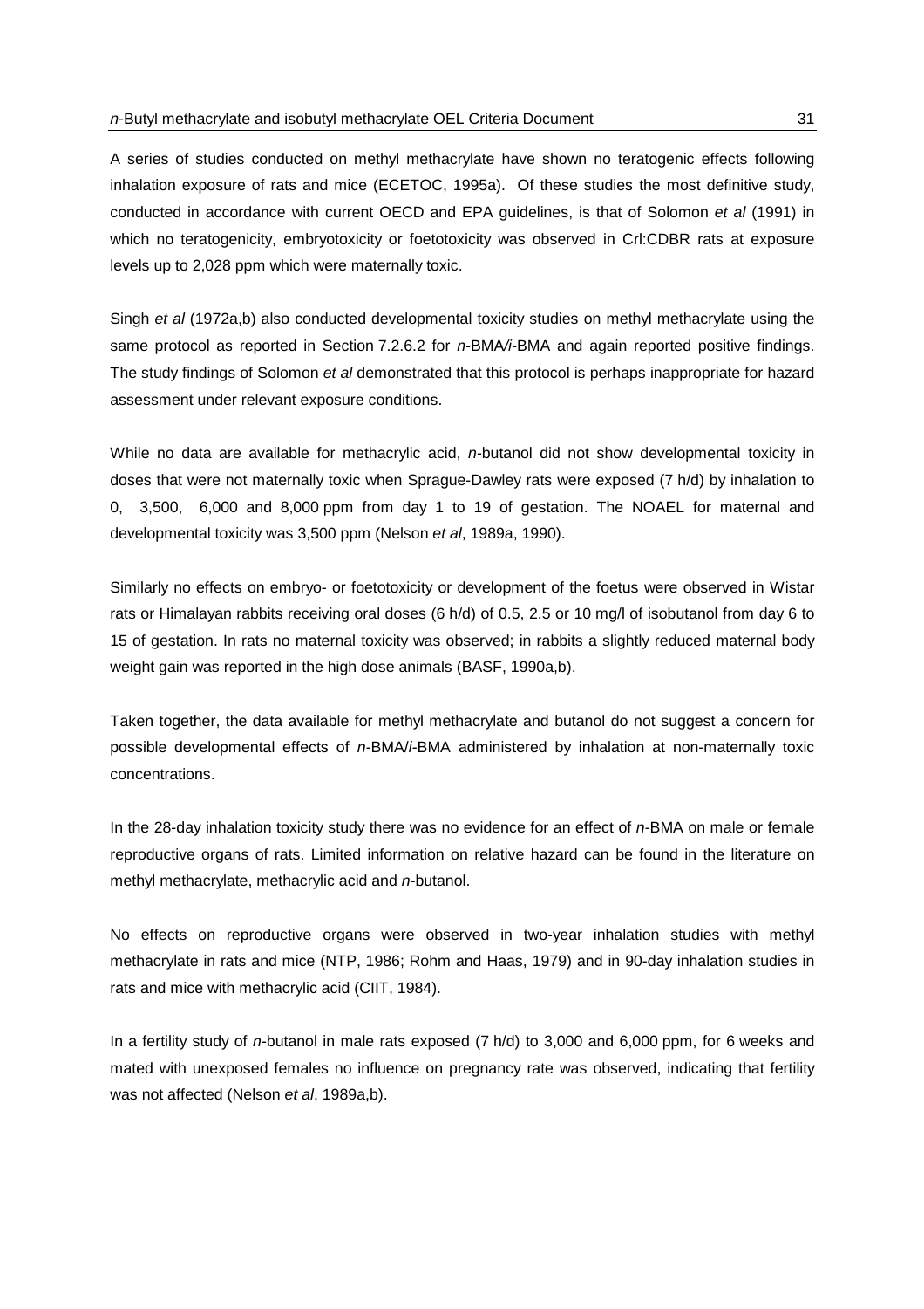A series of studies conducted on methyl methacrylate have shown no teratogenic effects following inhalation exposure of rats and mice (ECETOC, 1995a). Of these studies the most definitive study, conducted in accordance with current OECD and EPA guidelines, is that of Solomon *et al* (1991) in which no teratogenicity, embryotoxicity or foetotoxicity was observed in Crl:CDBR rats at exposure levels up to 2,028 ppm which were maternally toxic.

Singh *et al* (1972a,b) also conducted developmental toxicity studies on methyl methacrylate using the same protocol as reported in Section 7.2.6.2 for *n*-BMA/*i*-BMA and again reported positive findings. The study findings of Solomon *et al* demonstrated that this protocol is perhaps inappropriate for hazard assessment under relevant exposure conditions.

While no data are available for methacrylic acid, *n*-butanol did not show developmental toxicity in doses that were not maternally toxic when Sprague-Dawley rats were exposed (7 h/d) by inhalation to 0, 3,500, 6,000 and 8,000 ppm from day 1 to 19 of gestation. The NOAEL for maternal and developmental toxicity was 3,500 ppm (Nelson *et al*, 1989a, 1990).

Similarly no effects on embryo- or foetotoxicity or development of the foetus were observed in Wistar rats or Himalayan rabbits receiving oral doses (6 h/d) of 0.5, 2.5 or 10 mg/l of isobutanol from day 6 to 15 of gestation. In rats no maternal toxicity was observed; in rabbits a slightly reduced maternal body weight gain was reported in the high dose animals (BASF, 1990a,b).

Taken together, the data available for methyl methacrylate and butanol do not suggest a concern for possible developmental effects of *n*-BMA/*i*-BMA administered by inhalation at non-maternally toxic concentrations.

In the 28-day inhalation toxicity study there was no evidence for an effect of *n*-BMA on male or female reproductive organs of rats. Limited information on relative hazard can be found in the literature on methyl methacrylate, methacrylic acid and *n*-butanol.

No effects on reproductive organs were observed in two-year inhalation studies with methyl methacrylate in rats and mice (NTP, 1986; Rohm and Haas, 1979) and in 90-day inhalation studies in rats and mice with methacrylic acid (CIIT, 1984).

In a fertility study of *n*-butanol in male rats exposed (7 h/d) to 3,000 and 6,000 ppm, for 6 weeks and mated with unexposed females no influence on pregnancy rate was observed, indicating that fertility was not affected (Nelson *et al*, 1989a,b).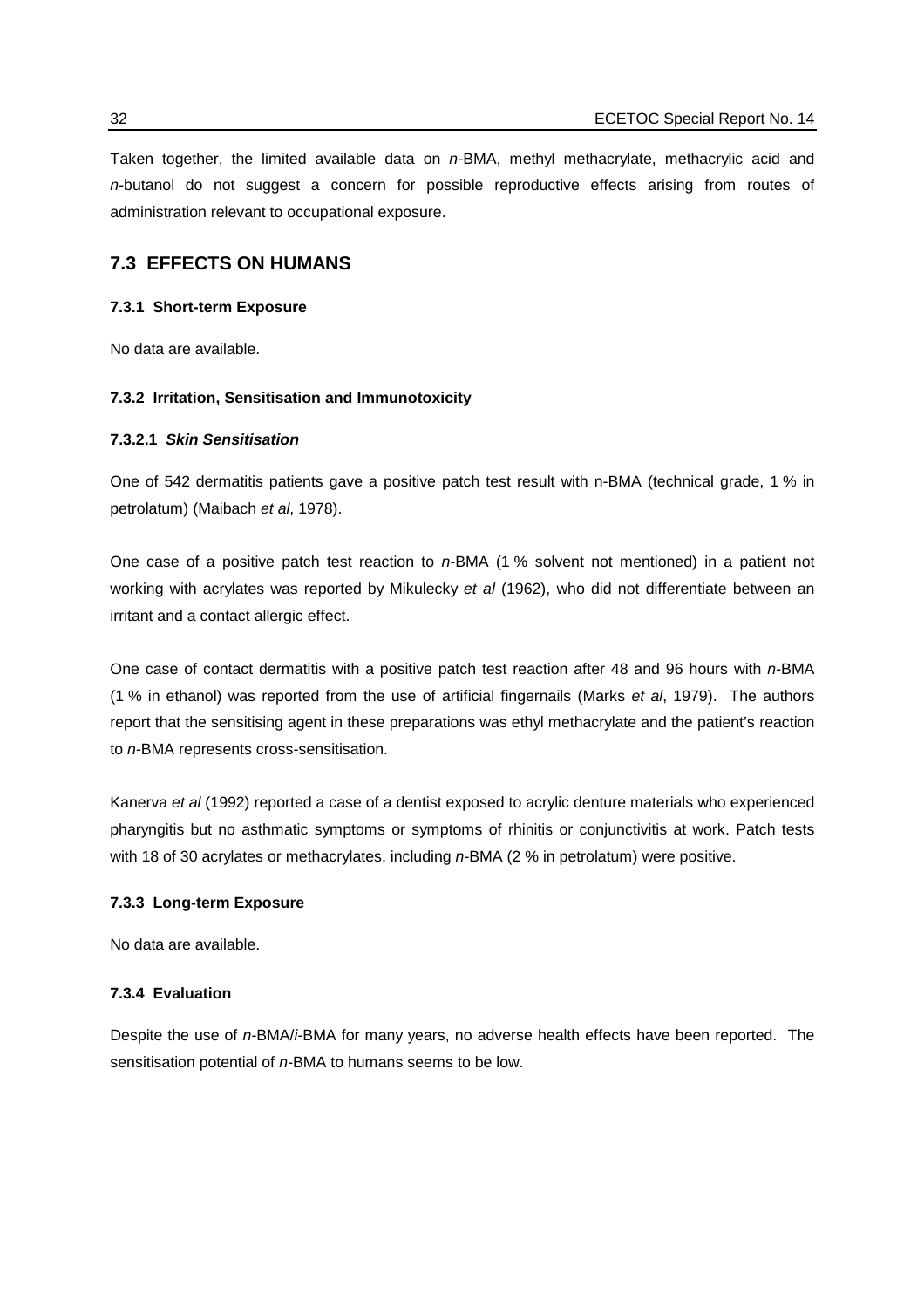Taken together, the limited available data on *n*-BMA, methyl methacrylate, methacrylic acid and *n*-butanol do not suggest a concern for possible reproductive effects arising from routes of administration relevant to occupational exposure.

## 7.3 EFFECTS ON HUMANS

### 7.3.1 Short-term Exposure

No data are available.

### 7.3.2 Irritation, Sensitisation and Immunotoxicity

#### 7.3.2.1 *Skin Sensitisation*

One of 542 dermatitis patients gave a positive patch test result with n-BMA (technical grade, 1 % in petrolatum) (Maibach *et al*, 1978).

One case of a positive patch test reaction to *n*-BMA (1 % solvent not mentioned) in a patient not working with acrylates was reported by Mikulecky *et al* (1962), who did not differentiate between an irritant and a contact allergic effect.

One case of contact dermatitis with a positive patch test reaction after 48 and 96 hours with *n*-BMA (1 % in ethanol) was reported from the use of artificial fingernails (Marks *et al*, 1979). The authors report that the sensitising agent in these preparations was ethyl methacrylate and the patient's reaction to *n*-BMA represents cross-sensitisation.

Kanerva *et al* (1992) reported a case of a dentist exposed to acrylic denture materials who experienced pharyngitis but no asthmatic symptoms or symptoms of rhinitis or conjunctivitis at work. Patch tests with 18 of 30 acrylates or methacrylates, including *n*-BMA (2 % in petrolatum) were positive.

### 7.3.3 Long-term Exposure

No data are available.

### 7.3.4 Evaluation

Despite the use of *n*-BMA/*i*-BMA for many years, no adverse health effects have been reported. The sensitisation potential of *n*-BMA to humans seems to be low.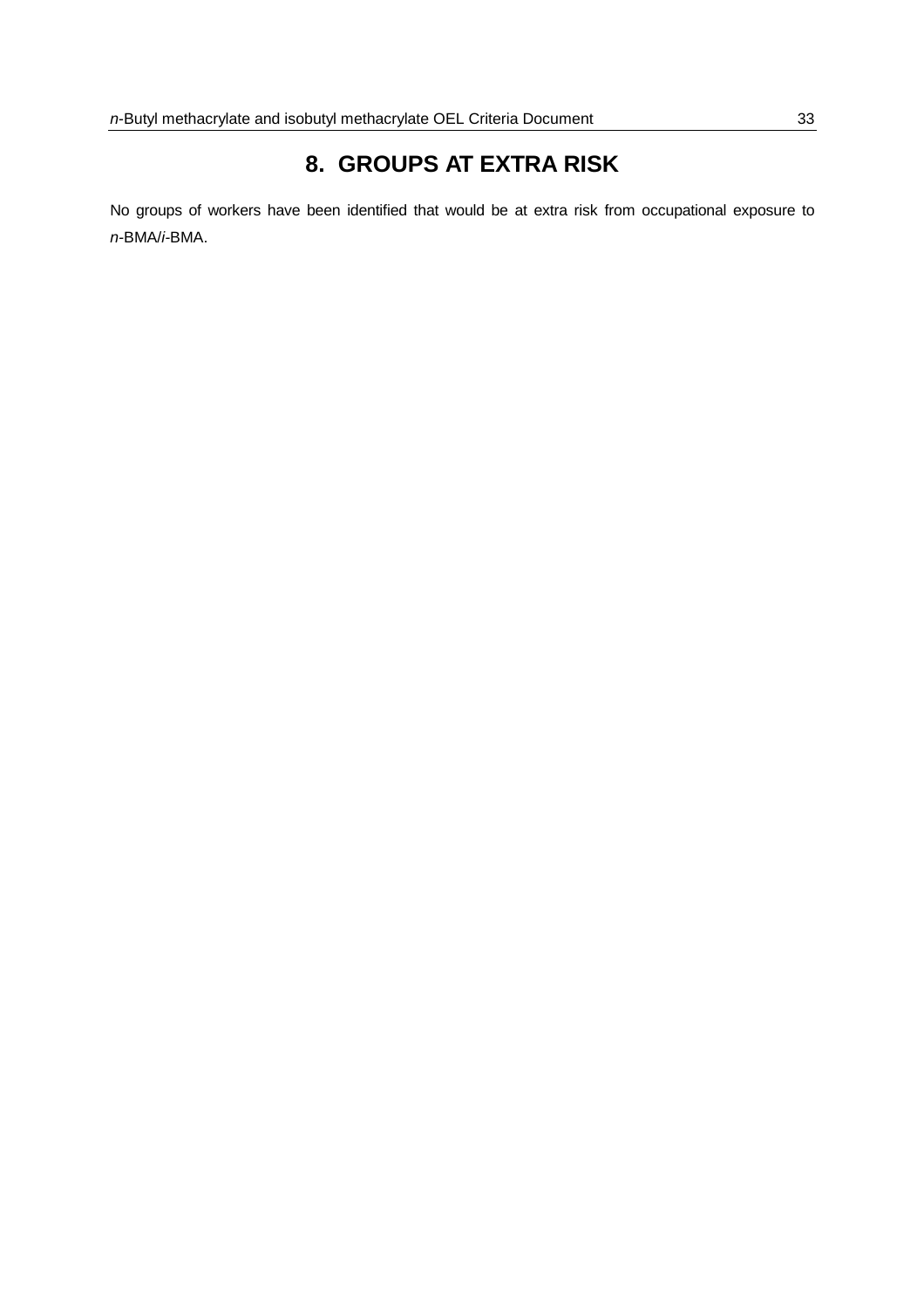# 8. GROUPS AT EXTRA RISK

No groups of workers have been identified that would be at extra risk from occupational exposure to *n*-BMA/*i*-BMA.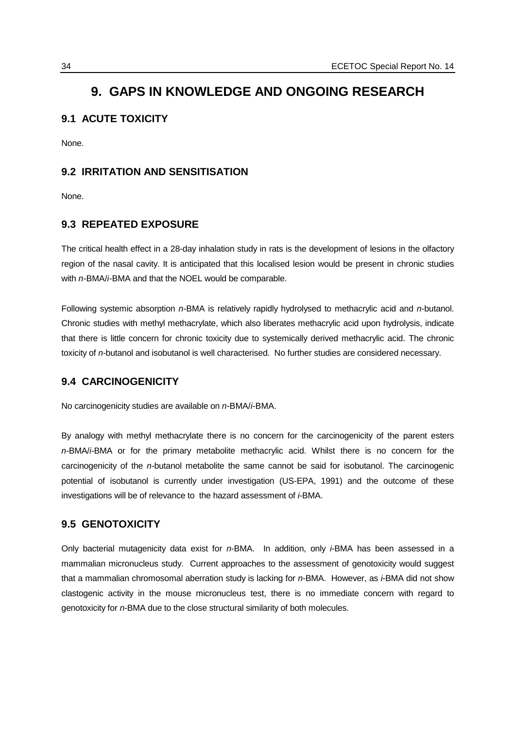# 9. GAPS IN KNOWLEDGE AND ONGOING RESEARCH

## 9.1 ACUTE TOXICITY

None.

## 9.2 IRRITATION AND SENSITISATION

None.

## 9.3 REPEATED EXPOSURE

The critical health effect in a 28-day inhalation study in rats is the development of lesions in the olfactory region of the nasal cavity. It is anticipated that this localised lesion would be present in chronic studies with *n*-BMA/*i*-BMA and that the NOEL would be comparable.

Following systemic absorption *n*-BMA is relatively rapidly hydrolysed to methacrylic acid and *n*-butanol. Chronic studies with methyl methacrylate, which also liberates methacrylic acid upon hydrolysis, indicate that there is little concern for chronic toxicity due to systemically derived methacrylic acid. The chronic toxicity of *n*-butanol and isobutanol is well characterised. No further studies are considered necessary.

## 9.4 CARCINOGENICITY

No carcinogenicity studies are available on *n*-BMA/*i*-BMA.

By analogy with methyl methacrylate there is no concern for the carcinogenicity of the parent esters *n*-BMA/*i*-BMA or for the primary metabolite methacrylic acid. Whilst there is no concern for the carcinogenicity of the *n*-butanol metabolite the same cannot be said for isobutanol. The carcinogenic potential of isobutanol is currently under investigation (US-EPA, 1991) and the outcome of these investigations will be of relevance to the hazard assessment of *i*-BMA.

## 9.5 GENOTOXICITY

Only bacterial mutagenicity data exist for *n*-BMA. In addition, only *i*-BMA has been assessed in a mammalian micronucleus study. Current approaches to the assessment of genotoxicity would suggest that a mammalian chromosomal aberration study is lacking for *n*-BMA. However, as *i*-BMA did not show clastogenic activity in the mouse micronucleus test, there is no immediate concern with regard to genotoxicity for *n*-BMA due to the close structural similarity of both molecules.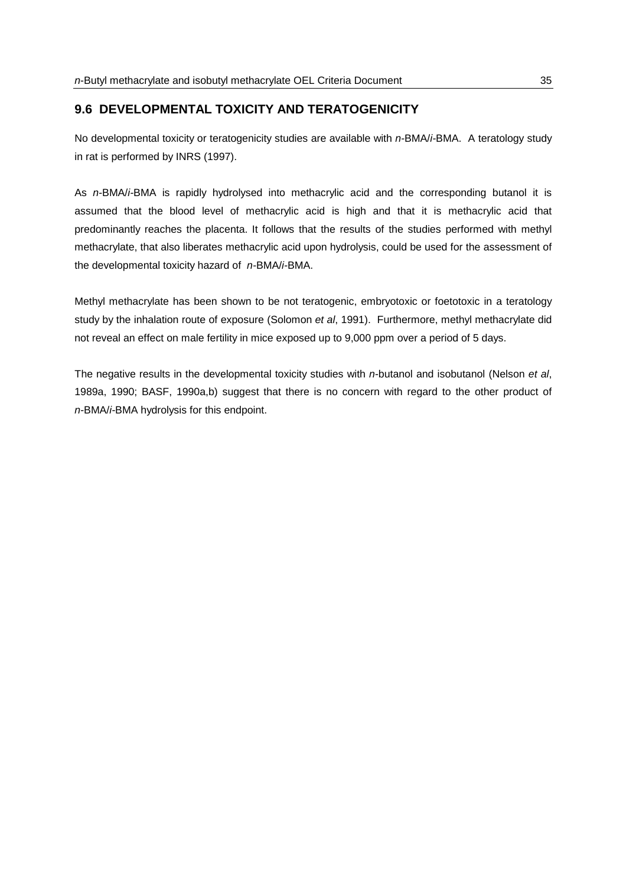## 9.6 DEVELOPMENTAL TOXICITY AND TERATOGENICITY

No developmental toxicity or teratogenicity studies are available with *n*-BMA/*i*-BMA. A teratology study in rat is performed by INRS (1997).

As *n*-BMA/*i*-BMA is rapidly hydrolysed into methacrylic acid and the corresponding butanol it is assumed that the blood level of methacrylic acid is high and that it is methacrylic acid that predominantly reaches the placenta. It follows that the results of the studies performed with methyl methacrylate, that also liberates methacrylic acid upon hydrolysis, could be used for the assessment of the developmental toxicity hazard of *n*-BMA/*i*-BMA.

Methyl methacrylate has been shown to be not teratogenic, embryotoxic or foetotoxic in a teratology study by the inhalation route of exposure (Solomon *et al*, 1991). Furthermore, methyl methacrylate did not reveal an effect on male fertility in mice exposed up to 9,000 ppm over a period of 5 days.

The negative results in the developmental toxicity studies with *n*-butanol and isobutanol (Nelson *et al*, 1989a, 1990; BASF, 1990a,b) suggest that there is no concern with regard to the other product of *n*-BMA/*i*-BMA hydrolysis for this endpoint.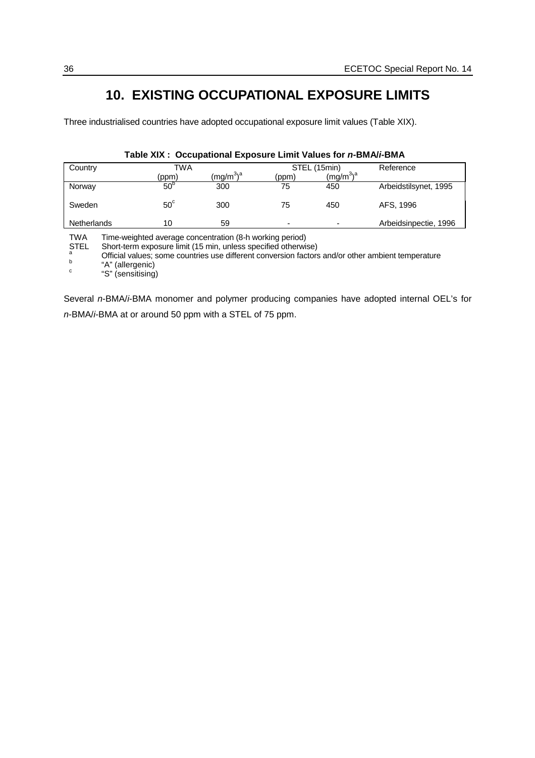# 10. EXISTING OCCUPATIONAL EXPOSURE LIMITS

Three industrialised countries have adopted occupational exposure limit values (Table XIX).

**Table XIX : Occupational Exposure Limit Values for *n*-BMA/*i*-BMA**

| Country | TWA | | STEL (15min) | | Reference |
|---|---|---|---|---|---|
| | (ppm) | $(mg/m^3)^a$ | (ppm) | $(mg/m^3)^a$ | |
| Norway | 50[b] | 300 | 75 | 450 | Arbeidstilsynet, 1995 |
| Sweden | 50[c] | 300 | 75 | 450 | AFS, 1996 |
| Netherlands | 10 | 59 | - | - | Arbeidsinpectie, 1996 |

TWA Time-weighted average concentration (8-h working period)
STEL Short-term exposure limit (15 min, unless specified otherwise)
[a] Official values; some countries use different conversion factors and/or other ambient temperature
[b] "A" (allergenic)
[c] "S" (sensitising)

Several *n*-BMA/*i*-BMA monomer and polymer producing companies have adopted internal OEL's for *n*-BMA/*i*-BMA at or around 50 ppm with a STEL of 75 ppm.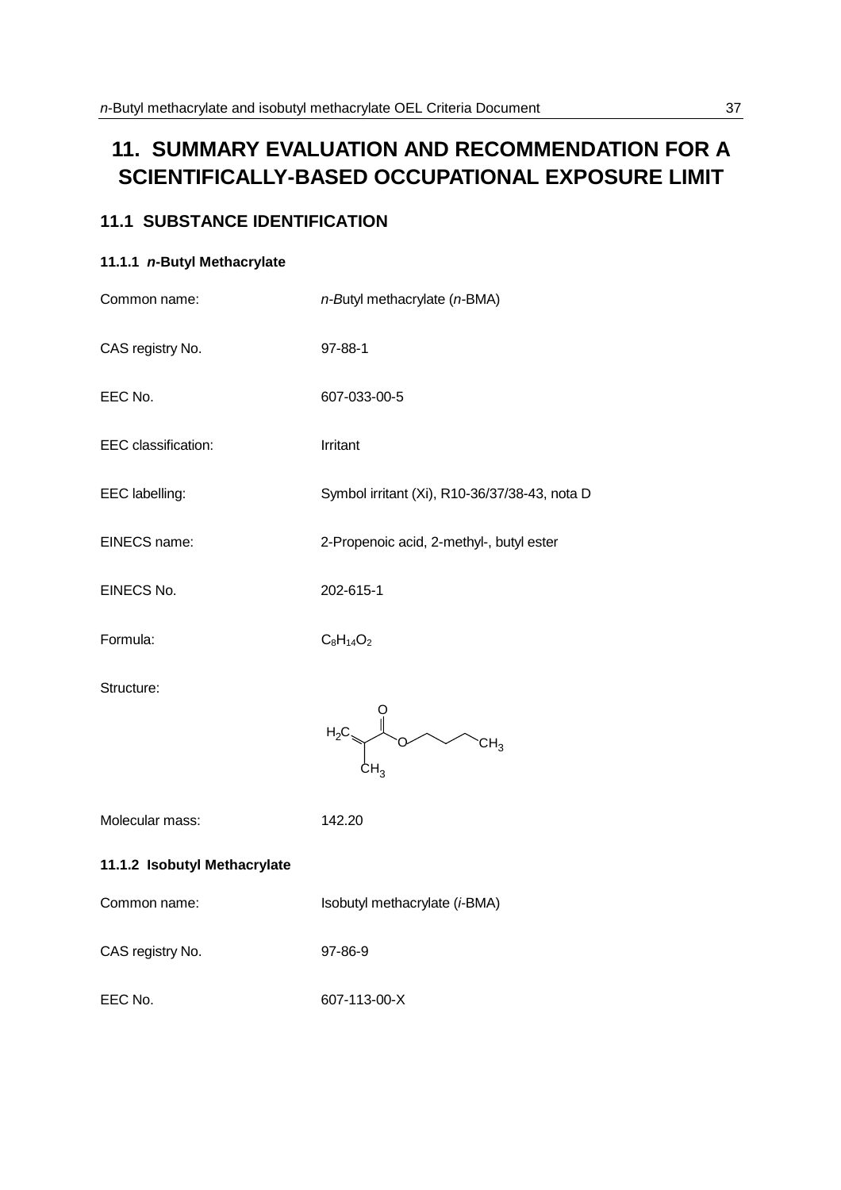# 11. SUMMARY EVALUATION AND RECOMMENDATION FOR A SCIENTIFICALLY-BASED OCCUPATIONAL EXPOSURE LIMIT

## 11.1 SUBSTANCE IDENTIFICATION

### 11.1.1 *n*-Butyl Methacrylate

| | |
|---|---|
| Common name: | *n-B*utyl methacrylate (*n*-BMA) |
| CAS registry No. | 97-88-1 |
| EEC No. | 607-033-00-5 |
| EEC classification: | Irritant |
| EEC labelling: | Symbol irritant (Xi), R10-36/37/38-43, nota D |
| EINECS name: | 2-Propenoic acid, 2-methyl-, butyl ester |
| EINECS No. | 202-615-1 |
| Formula: | $C_8H_{14}O_2$ |
| Structure: | $H_2C{=}C(CH_3){-}C({=}O){-}O{-}CH_2CH_2CH_2CH_3$ |
| Molecular mass: | 142.20 |

### 11.1.2 Isobutyl Methacrylate

| | |
|---|---|
| Common name: | Isobutyl methacrylate (*i*-BMA) |
| CAS registry No. | 97-86-9 |
| EEC No. | 607-113-00-X |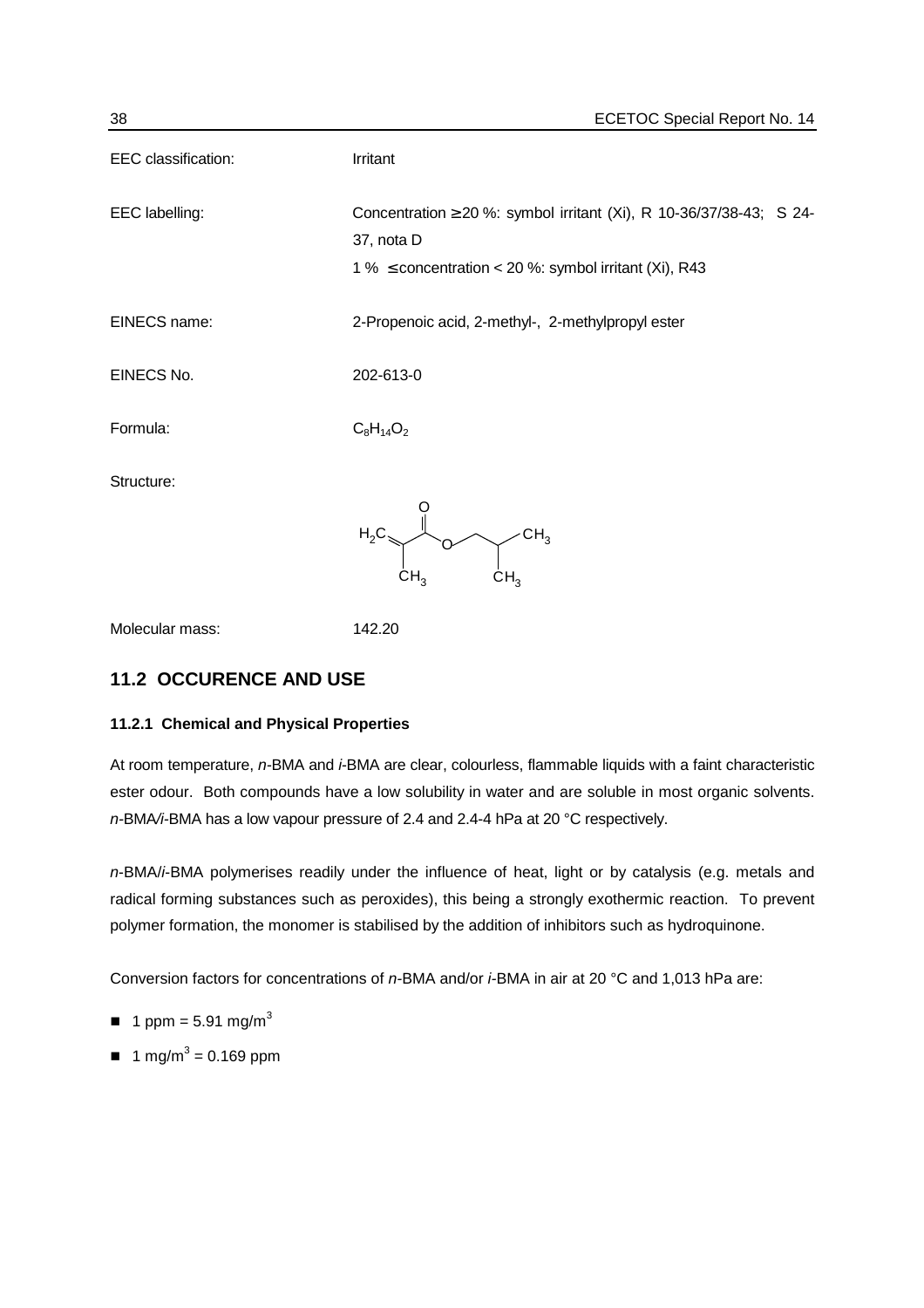| | |
|---|---|
| EEC classification: | Irritant |
| EEC labelling: | Concentration ≥ 20 %: symbol irritant (Xi), R 10-36/37/38-43; S 24-37, nota D<br>1 % ≤ concentration < 20 %: symbol irritant (Xi), R43 |
| EINECS name: | 2-Propenoic acid, 2-methyl-, 2-methylpropyl ester |
| EINECS No. | 202-613-0 |
| Formula: | $C_8H_{14}O_2$ |
| Structure: | |
| Molecular mass: | 142.20 |

## 11.2 OCCURENCE AND USE

### 11.2.1 Chemical and Physical Properties

At room temperature, *n*-BMA and *i*-BMA are clear, colourless, flammable liquids with a faint characteristic ester odour. Both compounds have a low solubility in water and are soluble in most organic solvents. *n*-BMA/*i*-BMA has a low vapour pressure of 2.4 and 2.4-4 hPa at 20 °C respectively.

*n*-BMA/*i*-BMA polymerises readily under the influence of heat, light or by catalysis (e.g. metals and radical forming substances such as peroxides), this being a strongly exothermic reaction. To prevent polymer formation, the monomer is stabilised by the addition of inhibitors such as hydroquinone.

Conversion factors for concentrations of *n*-BMA and/or *i*-BMA in air at 20 °C and 1,013 hPa are:

- 1 ppm = 5.91 mg/m$^3$
- 1 mg/m$^3$ = 0.169 ppm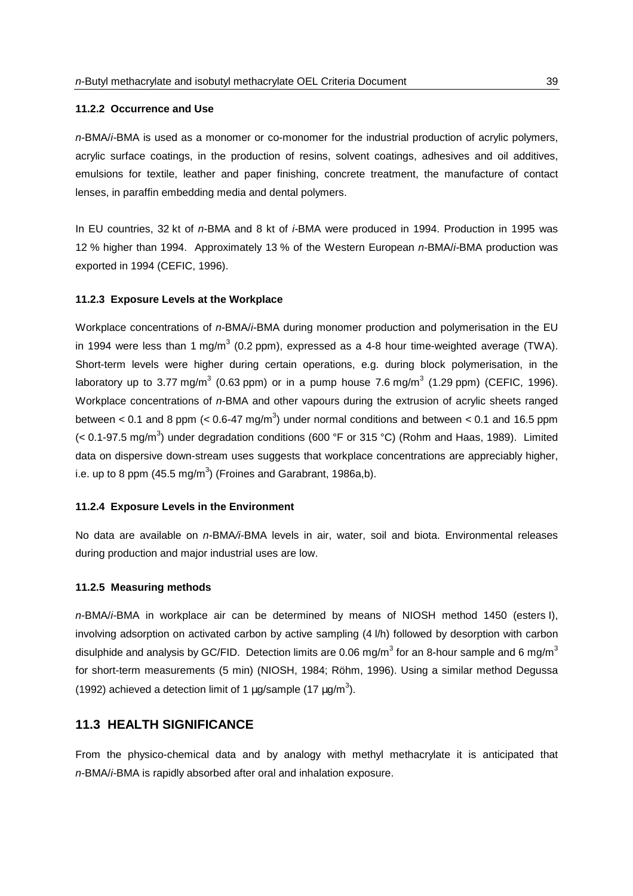### 11.2.2 Occurrence and Use

*n*-BMA/*i*-BMA is used as a monomer or co-monomer for the industrial production of acrylic polymers, acrylic surface coatings, in the production of resins, solvent coatings, adhesives and oil additives, emulsions for textile, leather and paper finishing, concrete treatment, the manufacture of contact lenses, in paraffin embedding media and dental polymers.

In EU countries, 32 kt of *n*-BMA and 8 kt of *i*-BMA were produced in 1994. Production in 1995 was 12 % higher than 1994. Approximately 13 % of the Western European *n*-BMA/*i*-BMA production was exported in 1994 (CEFIC, 1996).

### 11.2.3 Exposure Levels at the Workplace

Workplace concentrations of *n*-BMA/*i*-BMA during monomer production and polymerisation in the EU in 1994 were less than 1 mg/m$^3$ (0.2 ppm), expressed as a 4-8 hour time-weighted average (TWA). Short-term levels were higher during certain operations, e.g. during block polymerisation, in the laboratory up to 3.77 mg/m$^3$ (0.63 ppm) or in a pump house 7.6 mg/m$^3$ (1.29 ppm) (CEFIC, 1996). Workplace concentrations of *n*-BMA and other vapours during the extrusion of acrylic sheets ranged between < 0.1 and 8 ppm (< 0.6-47 mg/m$^3$) under normal conditions and between < 0.1 and 16.5 ppm (< 0.1-97.5 mg/m$^3$) under degradation conditions (600 °F or 315 °C) (Rohm and Haas, 1989). Limited data on dispersive down-stream uses suggests that workplace concentrations are appreciably higher, i.e. up to 8 ppm (45.5 mg/m$^3$) (Froines and Garabrant, 1986a,b).

### 11.2.4 Exposure Levels in the Environment

No data are available on *n*-BMA/*i*-BMA levels in air, water, soil and biota. Environmental releases during production and major industrial uses are low.

### 11.2.5 Measuring methods

*n*-BMA/*i*-BMA in workplace air can be determined by means of NIOSH method 1450 (esters I), involving adsorption on activated carbon by active sampling (4 l/h) followed by desorption with carbon disulphide and analysis by GC/FID. Detection limits are 0.06 mg/m$^3$ for an 8-hour sample and 6 mg/m$^3$ for short-term measurements (5 min) (NIOSH, 1984; Röhm, 1996). Using a similar method Degussa (1992) achieved a detection limit of 1 µg/sample (17 µg/m$^3$).

## 11.3 HEALTH SIGNIFICANCE

From the physico-chemical data and by analogy with methyl methacrylate it is anticipated that *n*-BMA/*i*-BMA is rapidly absorbed after oral and inhalation exposure.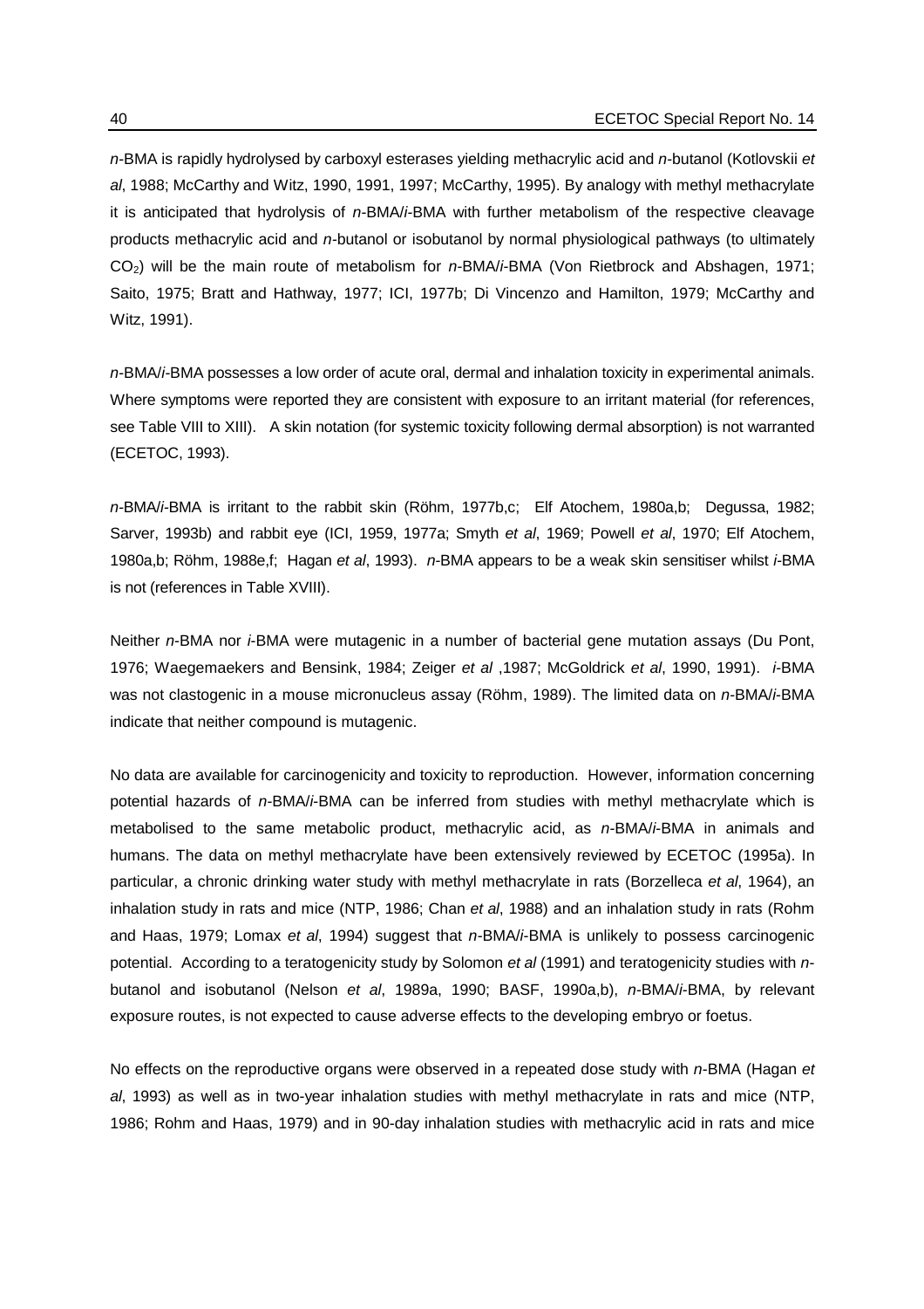*n*-BMA is rapidly hydrolysed by carboxyl esterases yielding methacrylic acid and *n*-butanol (Kotlovskii *et al*, 1988; McCarthy and Witz, 1990, 1991, 1997; McCarthy, 1995). By analogy with methyl methacrylate it is anticipated that hydrolysis of *n*-BMA/*i*-BMA with further metabolism of the respective cleavage products methacrylic acid and *n*-butanol or isobutanol by normal physiological pathways (to ultimately $CO_2$) will be the main route of metabolism for *n*-BMA/*i*-BMA (Von Rietbrock and Abshagen, 1971; Saito, 1975; Bratt and Hathway, 1977; ICI, 1977b; Di Vincenzo and Hamilton, 1979; McCarthy and Witz, 1991).

*n*-BMA/*i*-BMA possesses a low order of acute oral, dermal and inhalation toxicity in experimental animals. Where symptoms were reported they are consistent with exposure to an irritant material (for references, see Table VIII to XIII). A skin notation (for systemic toxicity following dermal absorption) is not warranted (ECETOC, 1993).

*n*-BMA/*i*-BMA is irritant to the rabbit skin (Röhm, 1977b,c; Elf Atochem, 1980a,b; Degussa, 1982; Sarver, 1993b) and rabbit eye (ICI, 1959, 1977a; Smyth *et al*, 1969; Powell *et al*, 1970; Elf Atochem, 1980a,b; Röhm, 1988e,f; Hagan *et al*, 1993). *n*-BMA appears to be a weak skin sensitiser whilst *i*-BMA is not (references in Table XVIII).

Neither *n*-BMA nor *i*-BMA were mutagenic in a number of bacterial gene mutation assays (Du Pont, 1976; Waegemaekers and Bensink, 1984; Zeiger *et al* ,1987; McGoldrick *et al*, 1990, 1991). *i*-BMA was not clastogenic in a mouse micronucleus assay (Röhm, 1989). The limited data on *n*-BMA/*i*-BMA indicate that neither compound is mutagenic.

No data are available for carcinogenicity and toxicity to reproduction. However, information concerning potential hazards of *n*-BMA/*i*-BMA can be inferred from studies with methyl methacrylate which is metabolised to the same metabolic product, methacrylic acid, as *n*-BMA/*i*-BMA in animals and humans. The data on methyl methacrylate have been extensively reviewed by ECETOC (1995a). In particular, a chronic drinking water study with methyl methacrylate in rats (Borzelleca *et al*, 1964), an inhalation study in rats and mice (NTP, 1986; Chan *et al*, 1988) and an inhalation study in rats (Rohm and Haas, 1979; Lomax *et al*, 1994) suggest that *n*-BMA/*i*-BMA is unlikely to possess carcinogenic potential. According to a teratogenicity study by Solomon *et al* (1991) and teratogenicity studies with *n*-butanol and isobutanol (Nelson *et al*, 1989a, 1990; BASF, 1990a,b), *n*-BMA/*i*-BMA, by relevant exposure routes, is not expected to cause adverse effects to the developing embryo or foetus.

No effects on the reproductive organs were observed in a repeated dose study with *n*-BMA (Hagan *et al*, 1993) as well as in two-year inhalation studies with methyl methacrylate in rats and mice (NTP, 1986; Rohm and Haas, 1979) and in 90-day inhalation studies with methacrylic acid in rats and mice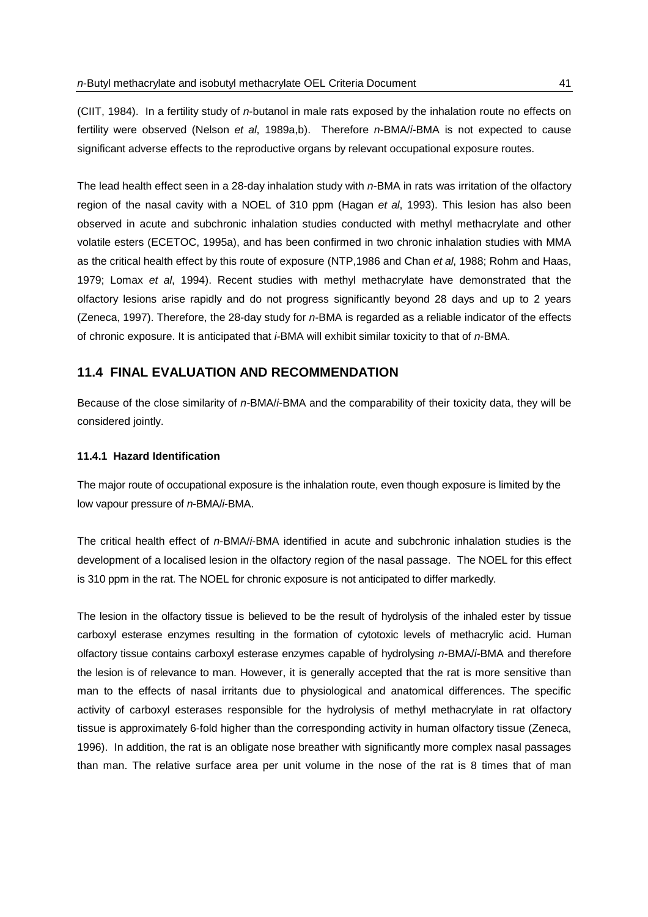(CIIT, 1984). In a fertility study of *n*-butanol in male rats exposed by the inhalation route no effects on fertility were observed (Nelson *et al*, 1989a,b). Therefore *n*-BMA/*i*-BMA is not expected to cause significant adverse effects to the reproductive organs by relevant occupational exposure routes.

The lead health effect seen in a 28-day inhalation study with *n*-BMA in rats was irritation of the olfactory region of the nasal cavity with a NOEL of 310 ppm (Hagan *et al*, 1993). This lesion has also been observed in acute and subchronic inhalation studies conducted with methyl methacrylate and other volatile esters (ECETOC, 1995a), and has been confirmed in two chronic inhalation studies with MMA as the critical health effect by this route of exposure (NTP,1986 and Chan *et al*, 1988; Rohm and Haas, 1979; Lomax *et al*, 1994). Recent studies with methyl methacrylate have demonstrated that the olfactory lesions arise rapidly and do not progress significantly beyond 28 days and up to 2 years (Zeneca, 1997). Therefore, the 28-day study for *n*-BMA is regarded as a reliable indicator of the effects of chronic exposure. It is anticipated that *i*-BMA will exhibit similar toxicity to that of *n*-BMA.

## 11.4 FINAL EVALUATION AND RECOMMENDATION

Because of the close similarity of *n*-BMA/*i*-BMA and the comparability of their toxicity data, they will be considered jointly.

### 11.4.1 Hazard Identification

The major route of occupational exposure is the inhalation route, even though exposure is limited by the low vapour pressure of *n*-BMA/*i*-BMA.

The critical health effect of *n*-BMA/*i*-BMA identified in acute and subchronic inhalation studies is the development of a localised lesion in the olfactory region of the nasal passage. The NOEL for this effect is 310 ppm in the rat. The NOEL for chronic exposure is not anticipated to differ markedly.

The lesion in the olfactory tissue is believed to be the result of hydrolysis of the inhaled ester by tissue carboxyl esterase enzymes resulting in the formation of cytotoxic levels of methacrylic acid. Human olfactory tissue contains carboxyl esterase enzymes capable of hydrolysing *n*-BMA/*i*-BMA and therefore the lesion is of relevance to man. However, it is generally accepted that the rat is more sensitive than man to the effects of nasal irritants due to physiological and anatomical differences. The specific activity of carboxyl esterases responsible for the hydrolysis of methyl methacrylate in rat olfactory tissue is approximately 6-fold higher than the corresponding activity in human olfactory tissue (Zeneca, 1996). In addition, the rat is an obligate nose breather with significantly more complex nasal passages than man. The relative surface area per unit volume in the nose of the rat is 8 times that of man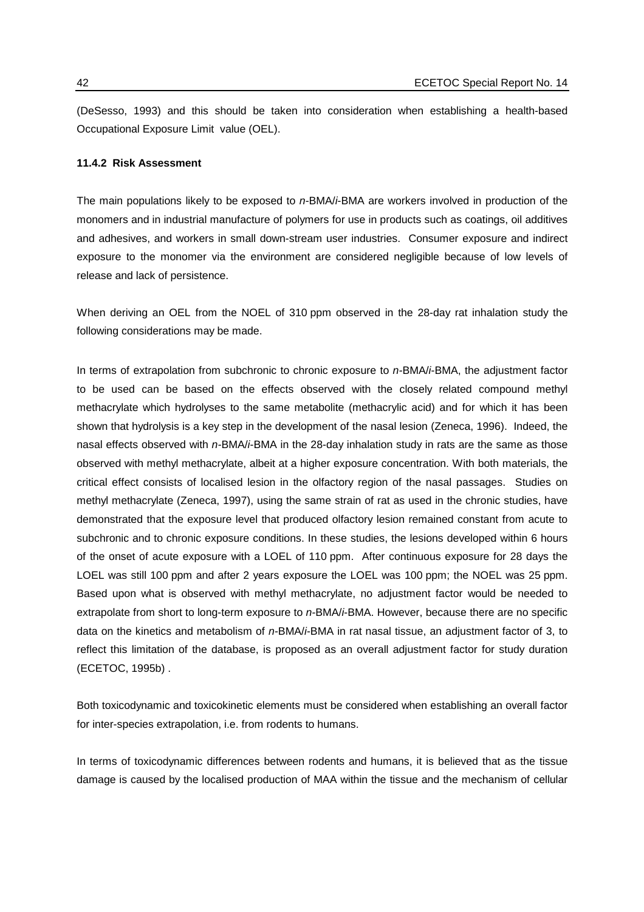(DeSesso, 1993) and this should be taken into consideration when establishing a health-based Occupational Exposure Limit value (OEL).

### 11.4.2 Risk Assessment

The main populations likely to be exposed to *n*-BMA/*i*-BMA are workers involved in production of the monomers and in industrial manufacture of polymers for use in products such as coatings, oil additives and adhesives, and workers in small down-stream user industries. Consumer exposure and indirect exposure to the monomer via the environment are considered negligible because of low levels of release and lack of persistence.

When deriving an OEL from the NOEL of 310 ppm observed in the 28-day rat inhalation study the following considerations may be made.

In terms of extrapolation from subchronic to chronic exposure to *n*-BMA/*i*-BMA, the adjustment factor to be used can be based on the effects observed with the closely related compound methyl methacrylate which hydrolyses to the same metabolite (methacrylic acid) and for which it has been shown that hydrolysis is a key step in the development of the nasal lesion (Zeneca, 1996). Indeed, the nasal effects observed with *n*-BMA/*i*-BMA in the 28-day inhalation study in rats are the same as those observed with methyl methacrylate, albeit at a higher exposure concentration. With both materials, the critical effect consists of localised lesion in the olfactory region of the nasal passages. Studies on methyl methacrylate (Zeneca, 1997), using the same strain of rat as used in the chronic studies, have demonstrated that the exposure level that produced olfactory lesion remained constant from acute to subchronic and to chronic exposure conditions. In these studies, the lesions developed within 6 hours of the onset of acute exposure with a LOEL of 110 ppm. After continuous exposure for 28 days the LOEL was still 100 ppm and after 2 years exposure the LOEL was 100 ppm; the NOEL was 25 ppm. Based upon what is observed with methyl methacrylate, no adjustment factor would be needed to extrapolate from short to long-term exposure to *n*-BMA/*i*-BMA. However, because there are no specific data on the kinetics and metabolism of *n*-BMA/*i*-BMA in rat nasal tissue, an adjustment factor of 3, to reflect this limitation of the database, is proposed as an overall adjustment factor for study duration (ECETOC, 1995b) .

Both toxicodynamic and toxicokinetic elements must be considered when establishing an overall factor for inter-species extrapolation, i.e. from rodents to humans.

In terms of toxicodynamic differences between rodents and humans, it is believed that as the tissue damage is caused by the localised production of MAA within the tissue and the mechanism of cellular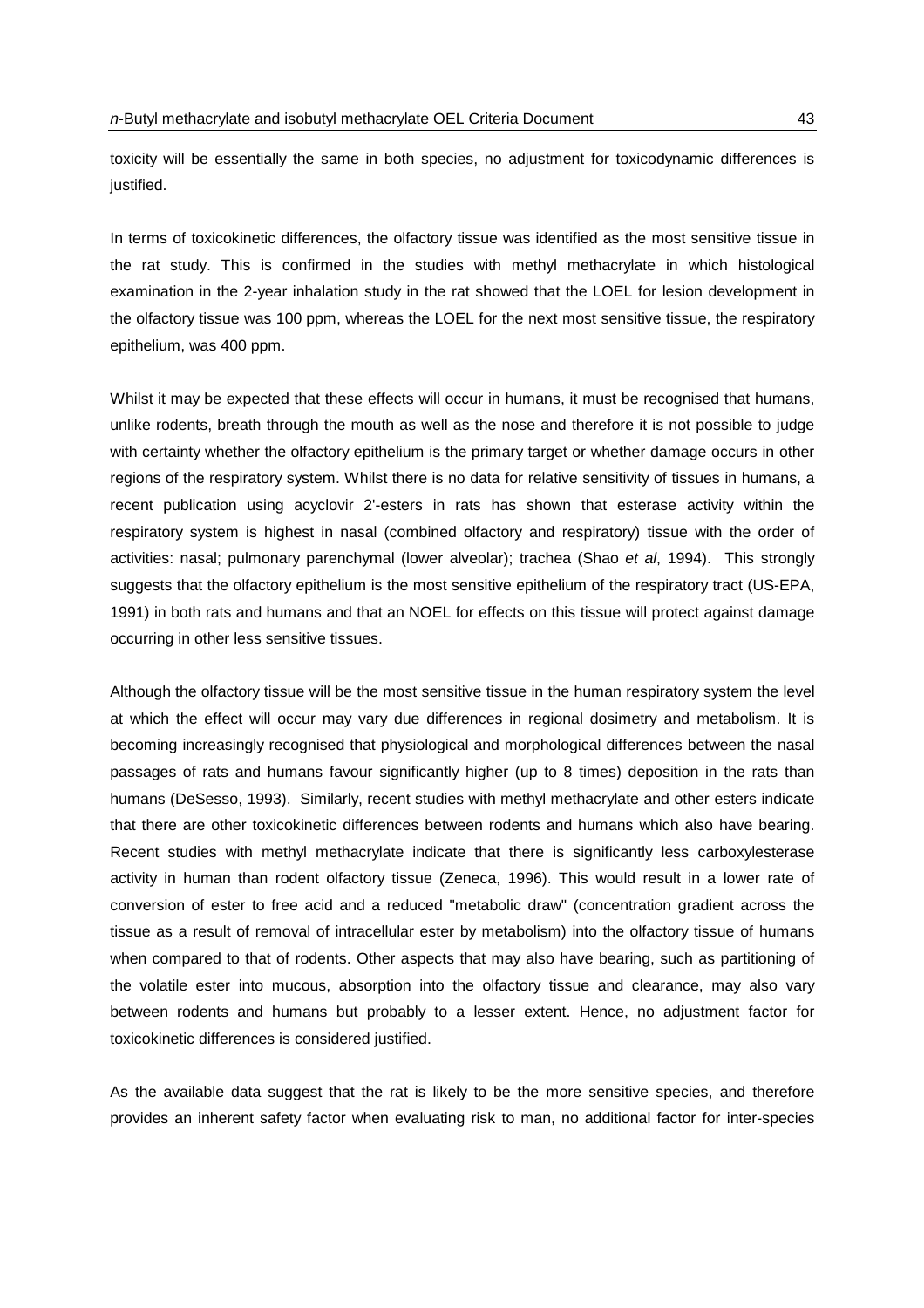toxicity will be essentially the same in both species, no adjustment for toxicodynamic differences is justified.

In terms of toxicokinetic differences, the olfactory tissue was identified as the most sensitive tissue in the rat study. This is confirmed in the studies with methyl methacrylate in which histological examination in the 2-year inhalation study in the rat showed that the LOEL for lesion development in the olfactory tissue was 100 ppm, whereas the LOEL for the next most sensitive tissue, the respiratory epithelium, was 400 ppm.

Whilst it may be expected that these effects will occur in humans, it must be recognised that humans, unlike rodents, breath through the mouth as well as the nose and therefore it is not possible to judge with certainty whether the olfactory epithelium is the primary target or whether damage occurs in other regions of the respiratory system. Whilst there is no data for relative sensitivity of tissues in humans, a recent publication using acyclovir 2'-esters in rats has shown that esterase activity within the respiratory system is highest in nasal (combined olfactory and respiratory) tissue with the order of activities: nasal; pulmonary parenchymal (lower alveolar); trachea (Shao *et al*, 1994). This strongly suggests that the olfactory epithelium is the most sensitive epithelium of the respiratory tract (US-EPA, 1991) in both rats and humans and that an NOEL for effects on this tissue will protect against damage occurring in other less sensitive tissues.

Although the olfactory tissue will be the most sensitive tissue in the human respiratory system the level at which the effect will occur may vary due differences in regional dosimetry and metabolism. It is becoming increasingly recognised that physiological and morphological differences between the nasal passages of rats and humans favour significantly higher (up to 8 times) deposition in the rats than humans (DeSesso, 1993). Similarly, recent studies with methyl methacrylate and other esters indicate that there are other toxicokinetic differences between rodents and humans which also have bearing. Recent studies with methyl methacrylate indicate that there is significantly less carboxylesterase activity in human than rodent olfactory tissue (Zeneca, 1996). This would result in a lower rate of conversion of ester to free acid and a reduced "metabolic draw" (concentration gradient across the tissue as a result of removal of intracellular ester by metabolism) into the olfactory tissue of humans when compared to that of rodents. Other aspects that may also have bearing, such as partitioning of the volatile ester into mucous, absorption into the olfactory tissue and clearance, may also vary between rodents and humans but probably to a lesser extent. Hence, no adjustment factor for toxicokinetic differences is considered justified.

As the available data suggest that the rat is likely to be the more sensitive species, and therefore provides an inherent safety factor when evaluating risk to man, no additional factor for inter-species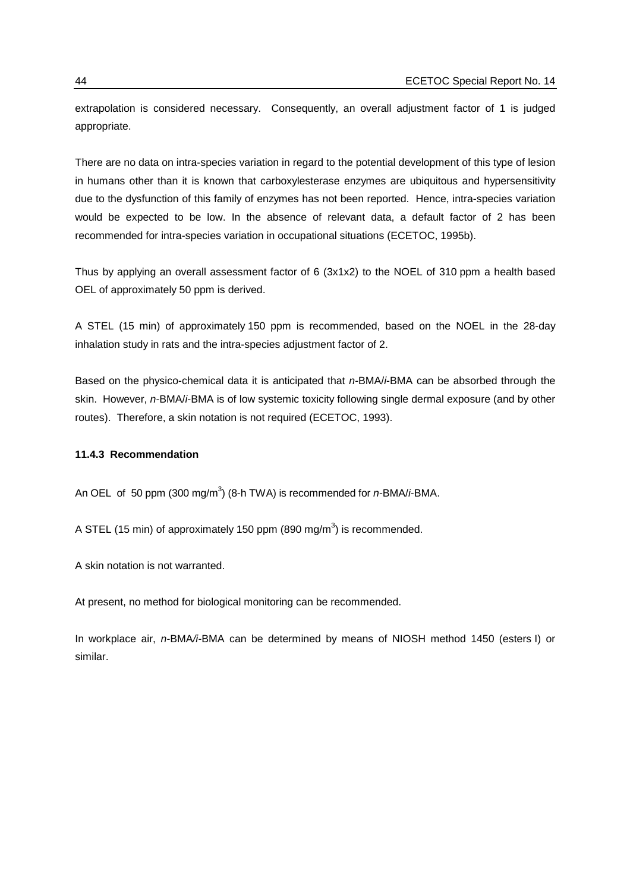extrapolation is considered necessary. Consequently, an overall adjustment factor of 1 is judged appropriate.

There are no data on intra-species variation in regard to the potential development of this type of lesion in humans other than it is known that carboxylesterase enzymes are ubiquitous and hypersensitivity due to the dysfunction of this family of enzymes has not been reported. Hence, intra-species variation would be expected to be low. In the absence of relevant data, a default factor of 2 has been recommended for intra-species variation in occupational situations (ECETOC, 1995b).

Thus by applying an overall assessment factor of 6 (3x1x2) to the NOEL of 310 ppm a health based OEL of approximately 50 ppm is derived.

A STEL (15 min) of approximately 150 ppm is recommended, based on the NOEL in the 28-day inhalation study in rats and the intra-species adjustment factor of 2.

Based on the physico-chemical data it is anticipated that *n*-BMA/*i*-BMA can be absorbed through the skin. However, *n*-BMA/*i*-BMA is of low systemic toxicity following single dermal exposure (and by other routes). Therefore, a skin notation is not required (ECETOC, 1993).

### 11.4.3 Recommendation

An OEL of 50 ppm (300 mg/m$^3$) (8-h TWA) is recommended for *n*-BMA/*i*-BMA.

A STEL (15 min) of approximately 150 ppm (890 mg/m$^3$) is recommended.

A skin notation is not warranted.

At present, no method for biological monitoring can be recommended.

In workplace air, *n*-BMA/*i*-BMA can be determined by means of NIOSH method 1450 (esters I) or similar.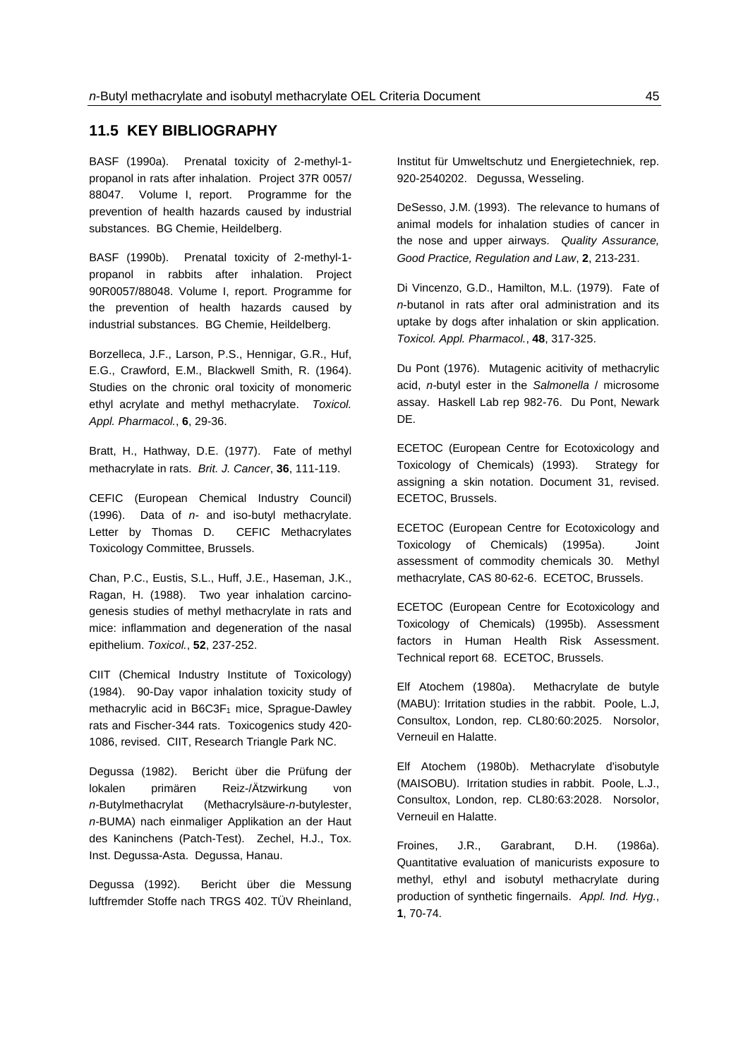## 11.5 KEY BIBLIOGRAPHY

BASF (1990a). Prenatal toxicity of 2-methyl-1-propanol in rats after inhalation. Project 37R 0057/ 88047. Volume I, report. Programme for the prevention of health hazards caused by industrial substances. BG Chemie, Heildelberg.

BASF (1990b). Prenatal toxicity of 2-methyl-1-propanol in rabbits after inhalation. Project 90R0057/88048. Volume I, report. Programme for the prevention of health hazards caused by industrial substances. BG Chemie, Heildelberg.

Borzelleca, J.F., Larson, P.S., Hennigar, G.R., Huf, E.G., Crawford, E.M., Blackwell Smith, R. (1964). Studies on the chronic oral toxicity of monomeric ethyl acrylate and methyl methacrylate. *Toxicol. Appl. Pharmacol.*, **6**, 29-36.

Bratt, H., Hathway, D.E. (1977). Fate of methyl methacrylate in rats. *Brit. J. Cancer*, **36**, 111-119.

CEFIC (European Chemical Industry Council) (1996). Data of *n*- and iso-butyl methacrylate. Letter by Thomas D. CEFIC Methacrylates Toxicology Committee, Brussels.

Chan, P.C., Eustis, S.L., Huff, J.E., Haseman, J.K., Ragan, H. (1988). Two year inhalation carcinogenesis studies of methyl methacrylate in rats and mice: inflammation and degeneration of the nasal epithelium. *Toxicol.*, **52**, 237-252.

CIIT (Chemical Industry Institute of Toxicology) (1984). 90-Day vapor inhalation toxicity study of methacrylic acid in B6C3F$_1$ mice, Sprague-Dawley rats and Fischer-344 rats. Toxicogenics study 420-1086, revised. CIIT, Research Triangle Park NC.

Degussa (1982). Bericht über die Prüfung der lokalen primären Reiz-/Ätzwirkung von *n*-Butylmethacrylat (Methacrylsäure-*n*-butylester, *n*-BUMA) nach einmaliger Applikation an der Haut des Kaninchens (Patch-Test). Zechel, H.J., Tox. Inst. Degussa-Asta. Degussa, Hanau.

Degussa (1992). Bericht über die Messung luftfremder Stoffe nach TRGS 402. TÜV Rheinland, Institut für Umweltschutz und Energietechniek, rep. 920-2540202. Degussa, Wesseling.

DeSesso, J.M. (1993). The relevance to humans of animal models for inhalation studies of cancer in the nose and upper airways. *Quality Assurance, Good Practice, Regulation and Law*, **2**, 213-231.

Di Vincenzo, G.D., Hamilton, M.L. (1979). Fate of *n*-butanol in rats after oral administration and its uptake by dogs after inhalation or skin application. *Toxicol. Appl. Pharmacol.*, **48**, 317-325.

Du Pont (1976). Mutagenic acitivity of methacrylic acid, *n*-butyl ester in the *Salmonella* / microsome assay. Haskell Lab rep 982-76. Du Pont, Newark DE.

ECETOC (European Centre for Ecotoxicology and Toxicology of Chemicals) (1993). Strategy for assigning a skin notation. Document 31, revised. ECETOC, Brussels.

ECETOC (European Centre for Ecotoxicology and Toxicology of Chemicals) (1995a). Joint assessment of commodity chemicals 30. Methyl methacrylate, CAS 80-62-6. ECETOC, Brussels.

ECETOC (European Centre for Ecotoxicology and Toxicology of Chemicals) (1995b). Assessment factors in Human Health Risk Assessment. Technical report 68. ECETOC, Brussels.

Elf Atochem (1980a). Methacrylate de butyle (MABU): Irritation studies in the rabbit. Poole, L.J, Consultox, London, rep. CL80:60:2025. Norsolor, Verneuil en Halatte.

Elf Atochem (1980b). Methacrylate d'isobutyle (MAISOBU). Irritation studies in rabbit. Poole, L.J., Consultox, London, rep. CL80:63:2028. Norsolor, Verneuil en Halatte.

Froines, J.R., Garabrant, D.H. (1986a). Quantitative evaluation of manicurists exposure to methyl, ethyl and isobutyl methacrylate during production of synthetic fingernails. *Appl. Ind. Hyg.*, **1**, 70-74.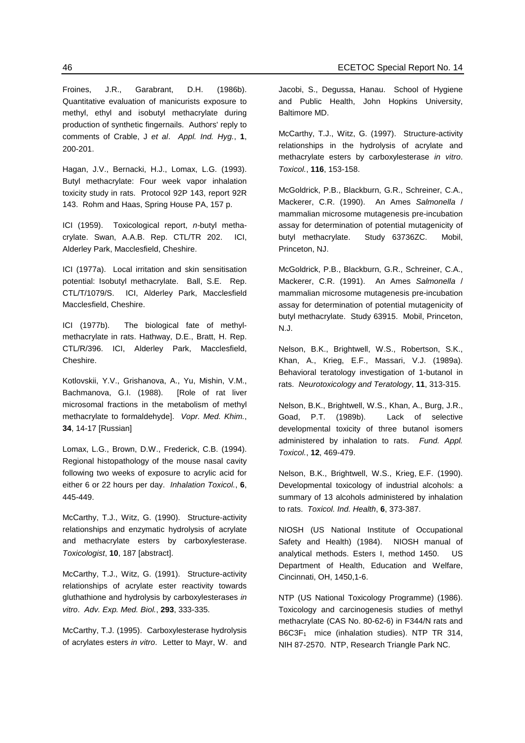Froines, J.R., Garabrant, D.H. (1986b). Quantitative evaluation of manicurists exposure to methyl, ethyl and isobutyl methacrylate during production of synthetic fingernails. Authors' reply to comments of Crable, J *et al*. *Appl. Ind. Hyg.*, **1**, 200-201.

Hagan, J.V., Bernacki, H.J., Lomax, L.G. (1993). Butyl methacrylate: Four week vapor inhalation toxicity study in rats. Protocol 92P 143, report 92R 143. Rohm and Haas, Spring House PA, 157 p.

ICI (1959). Toxicological report, *n*-butyl methacrylate. Swan, A.A.B. Rep. CTL/TR 202. ICI, Alderley Park, Macclesfield, Cheshire.

ICI (1977a). Local irritation and skin sensitisation potential: Isobutyl methacrylate. Ball, S.E. Rep. CTL/T/1079/S. ICI, Alderley Park, Macclesfield Macclesfield, Cheshire.

ICI (1977b). The biological fate of methylmethacrylate in rats. Hathway, D.E., Bratt, H. Rep. CTL/R/396. ICI, Alderley Park, Macclesfield, Cheshire.

Kotlovskii, Y.V., Grishanova, A., Yu, Mishin, V.M., Bachmanova, G.I. (1988). [Role of rat liver microsomal fractions in the metabolism of methyl methacrylate to formaldehyde]. *Vopr. Med. Khim.*, **34**, 14-17 [Russian]

Lomax, L.G., Brown, D.W., Frederick, C.B. (1994). Regional histopathology of the mouse nasal cavity following two weeks of exposure to acrylic acid for either 6 or 22 hours per day. *Inhalation Toxicol.*, **6**, 445-449.

McCarthy, T.J., Witz, G. (1990). Structure-activity relationships and enzymatic hydrolysis of acrylate and methacrylate esters by carboxylesterase. *Toxicologist*, **10**, 187 [abstract].

McCarthy, T.J., Witz, G. (1991). Structure-activity relationships of acrylate ester reactivity towards gluthathione and hydrolysis by carboxylesterases *in vitro*. *Adv. Exp. Med. Biol.*, **293**, 333-335.

McCarthy, T.J. (1995). Carboxylesterase hydrolysis of acrylates esters *in vitro*. Letter to Mayr, W. and Jacobi, S., Degussa, Hanau. School of Hygiene and Public Health, John Hopkins University, Baltimore MD.

McCarthy, T.J., Witz, G. (1997). Structure-activity relationships in the hydrolysis of acrylate and methacrylate esters by carboxylesterase *in vitro*. *Toxicol.*, **116**, 153-158.

McGoldrick, P.B., Blackburn, G.R., Schreiner, C.A., Mackerer, C.R. (1990). An Ames *Salmonella* / mammalian microsome mutagenesis pre-incubation assay for determination of potential mutagenicity of butyl methacrylate. Study 63736ZC. Mobil, Princeton, NJ.

McGoldrick, P.B., Blackburn, G.R., Schreiner, C.A., Mackerer, C.R. (1991). An Ames *Salmonella* / mammalian microsome mutagenesis pre-incubation assay for determination of potential mutagenicity of butyl methacrylate. Study 63915. Mobil, Princeton, N.J.

Nelson, B.K., Brightwell, W.S., Robertson, S.K., Khan, A., Krieg, E.F., Massari, V.J. (1989a). Behavioral teratology investigation of 1-butanol in rats. *Neurotoxicology and Teratology*, **11**, 313-315.

Nelson, B.K., Brightwell, W.S., Khan, A., Burg, J.R., Goad, P.T. (1989b). Lack of selective developmental toxicity of three butanol isomers administered by inhalation to rats. *Fund. Appl. Toxicol.*, **12**, 469-479.

Nelson, B.K., Brightwell, W.S., Krieg, E.F. (1990). Developmental toxicology of industrial alcohols: a summary of 13 alcohols administered by inhalation to rats. *Toxicol. Ind. Health*, **6**, 373-387.

NIOSH (US National Institute of Occupational Safety and Health) (1984). NIOSH manual of analytical methods. Esters I, method 1450. US Department of Health, Education and Welfare, Cincinnati, OH, 1450,1-6.

NTP (US National Toxicology Programme) (1986). Toxicology and carcinogenesis studies of methyl methacrylate (CAS No. 80-62-6) in F344/N rats and $B6C3F_1$ mice (inhalation studies). NTP TR 314, NIH 87-2570. NTP, Research Triangle Park NC.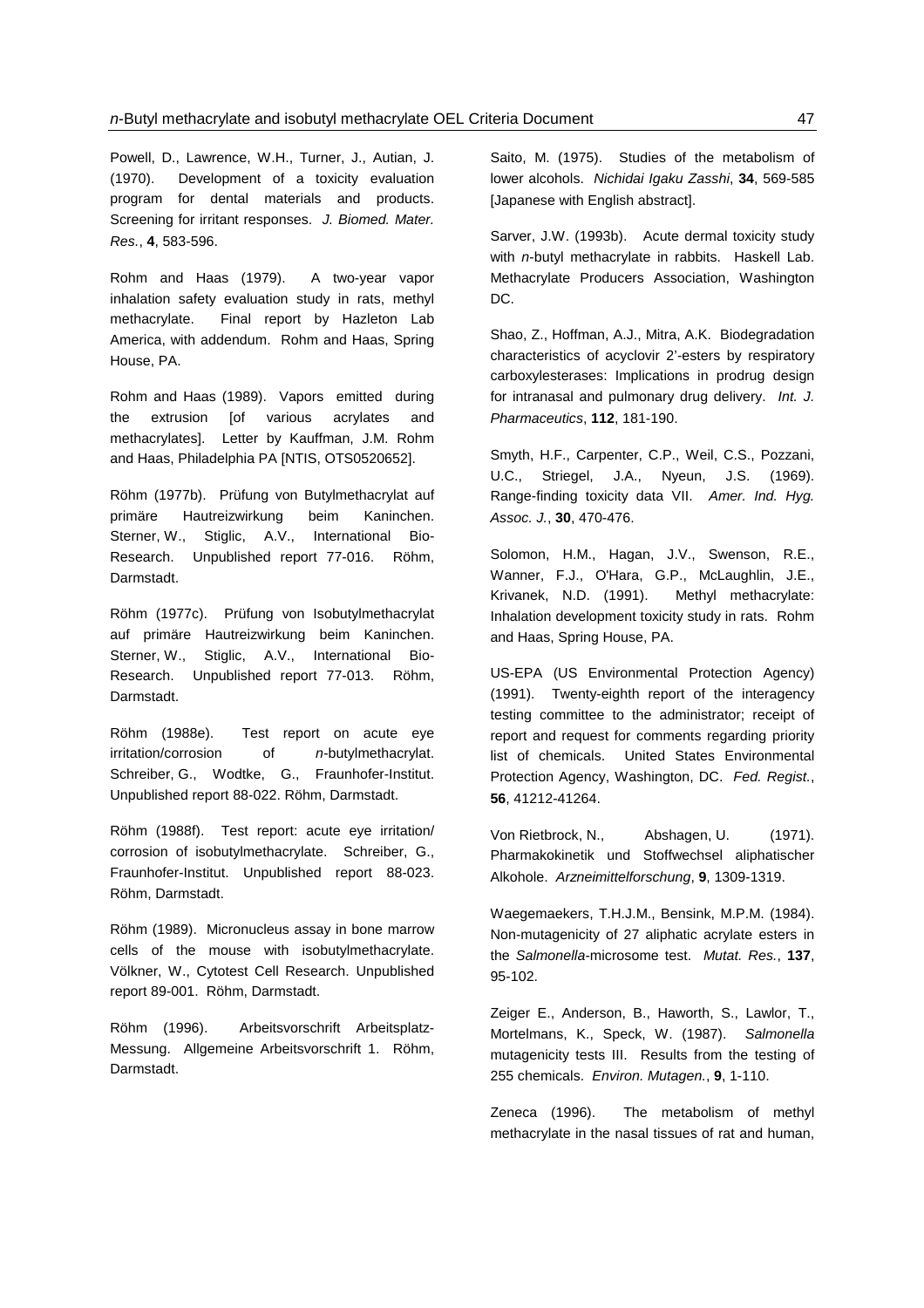Powell, D., Lawrence, W.H., Turner, J., Autian, J. (1970). Development of a toxicity evaluation program for dental materials and products. Screening for irritant responses. *J. Biomed. Mater. Res.*, **4**, 583-596.

Rohm and Haas (1979). A two-year vapor inhalation safety evaluation study in rats, methyl methacrylate. Final report by Hazleton Lab America, with addendum. Rohm and Haas, Spring House, PA.

Rohm and Haas (1989). Vapors emitted during the extrusion [of various acrylates and methacrylates]. Letter by Kauffman, J.M. Rohm and Haas, Philadelphia PA [NTIS, OTS0520652].

Röhm (1977b). Prüfung von Butylmethacrylat auf primäre Hautreizwirkung beim Kaninchen. Sterner, W., Stiglic, A.V., International Bio-Research. Unpublished report 77-016. Röhm, Darmstadt.

Röhm (1977c). Prüfung von Isobutylmethacrylat auf primäre Hautreizwirkung beim Kaninchen. Sterner, W., Stiglic, A.V., International Bio-Research. Unpublished report 77-013. Röhm, Darmstadt.

Röhm (1988e). Test report on acute eye irritation/corrosion of *n*-butylmethacrylat. Schreiber, G., Wodtke, G., Fraunhofer-Institut. Unpublished report 88-022. Röhm, Darmstadt.

Röhm (1988f). Test report: acute eye irritation/ corrosion of isobutylmethacrylate. Schreiber, G., Fraunhofer-Institut. Unpublished report 88-023. Röhm, Darmstadt.

Röhm (1989). Micronucleus assay in bone marrow cells of the mouse with isobutylmethacrylate. Völkner, W., Cytotest Cell Research. Unpublished report 89-001. Röhm, Darmstadt.

Röhm (1996). Arbeitsvorschrift Arbeitsplatz-Messung. Allgemeine Arbeitsvorschrift 1. Röhm, Darmstadt.

Saito, M. (1975). Studies of the metabolism of lower alcohols. *Nichidai Igaku Zasshi*, **34**, 569-585 [Japanese with English abstract].

Sarver, J.W. (1993b). Acute dermal toxicity study with *n*-butyl methacrylate in rabbits. Haskell Lab. Methacrylate Producers Association, Washington DC.

Shao, Z., Hoffman, A.J., Mitra, A.K. Biodegradation characteristics of acyclovir 2'-esters by respiratory carboxylesterases: Implications in prodrug design for intranasal and pulmonary drug delivery. *Int. J. Pharmaceutics*, **112**, 181-190.

Smyth, H.F., Carpenter, C.P., Weil, C.S., Pozzani, U.C., Striegel, J.A., Nyeun, J.S. (1969). Range-finding toxicity data VII. *Amer. Ind. Hyg. Assoc. J.*, **30**, 470-476.

Solomon, H.M., Hagan, J.V., Swenson, R.E., Wanner, F.J., O'Hara, G.P., McLaughlin, J.E., Krivanek, N.D. (1991). Methyl methacrylate: Inhalation development toxicity study in rats. Rohm and Haas, Spring House, PA.

US-EPA (US Environmental Protection Agency) (1991). Twenty-eighth report of the interagency testing committee to the administrator; receipt of report and request for comments regarding priority list of chemicals. United States Environmental Protection Agency, Washington, DC. *Fed. Regist.*, **56**, 41212-41264.

Von Rietbrock, N., Abshagen, U. (1971). Pharmakokinetik und Stoffwechsel aliphatischer Alkohole. *Arzneimittelforschung*, **9**, 1309-1319.

Waegemaekers, T.H.J.M., Bensink, M.P.M. (1984). Non-mutagenicity of 27 aliphatic acrylate esters in the *Salmonella*-microsome test. *Mutat. Res.*, **137**, 95-102.

Zeiger E., Anderson, B., Haworth, S., Lawlor, T., Mortelmans, K., Speck, W. (1987). *Salmonella* mutagenicity tests III. Results from the testing of 255 chemicals. *Environ. Mutagen.*, **9**, 1-110.

Zeneca (1996). The metabolism of methyl methacrylate in the nasal tissues of rat and human,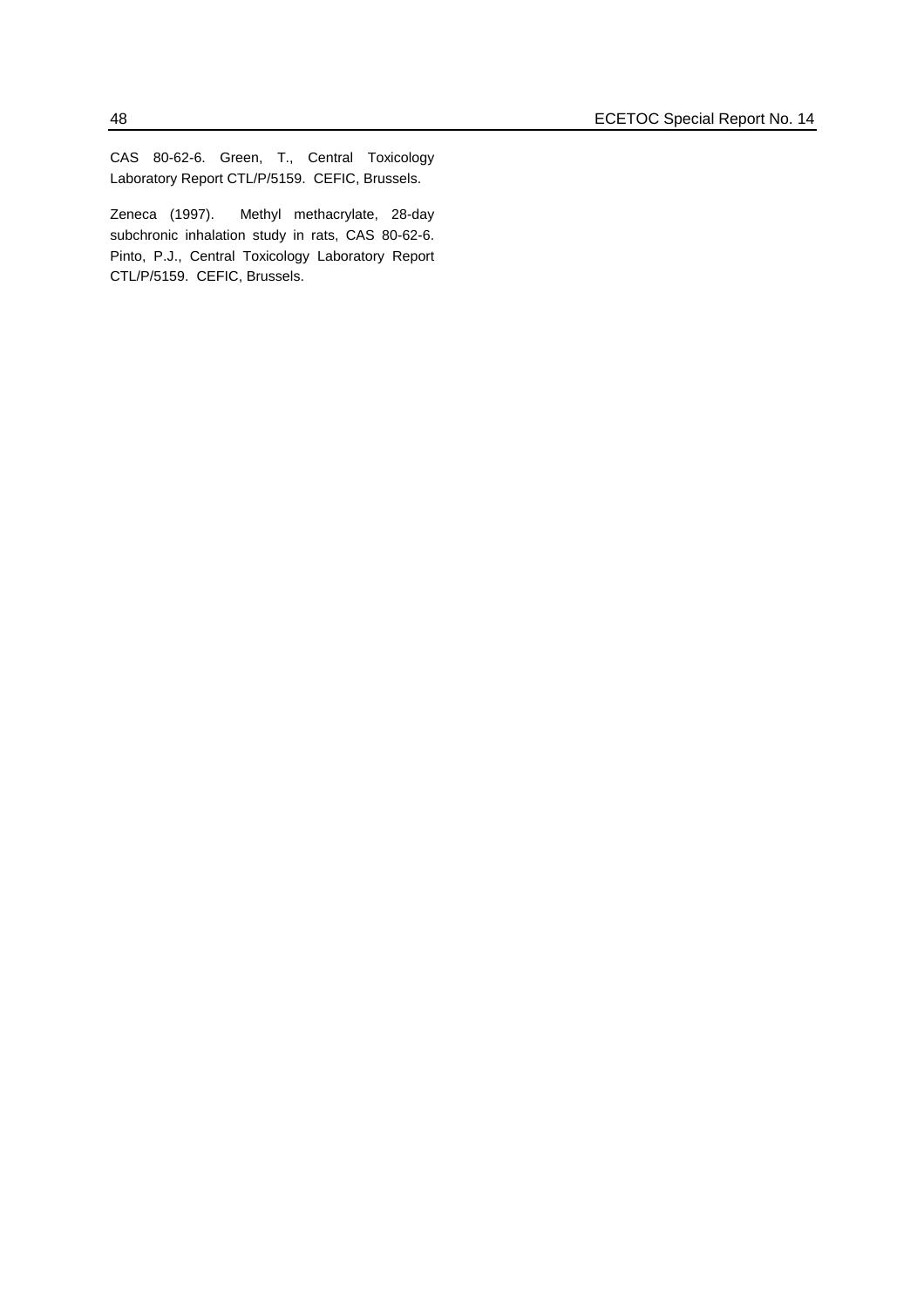CAS 80-62-6. Green, T., Central Toxicology Laboratory Report CTL/P/5159. CEFIC, Brussels.

Zeneca (1997). Methyl methacrylate, 28-day subchronic inhalation study in rats, CAS 80-62-6. Pinto, P.J., Central Toxicology Laboratory Report CTL/P/5159. CEFIC, Brussels.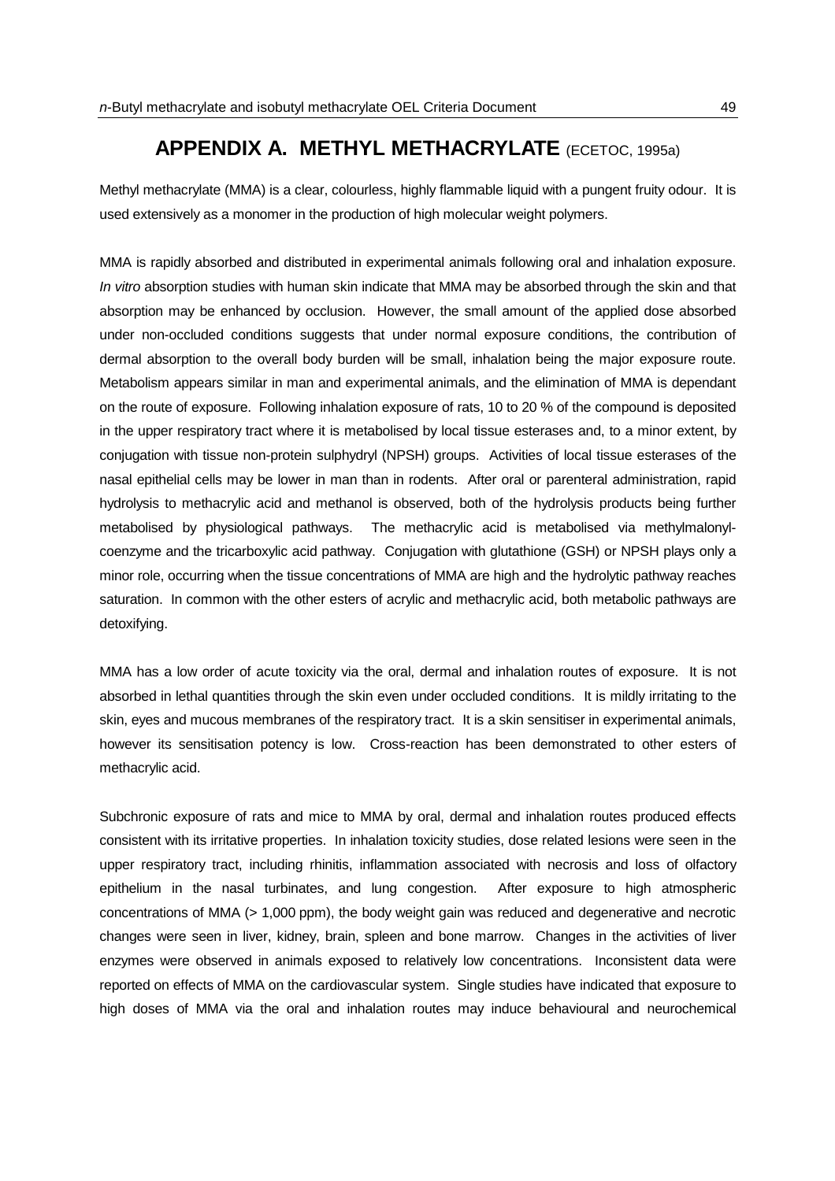## APPENDIX A. METHYL METHACRYLATE (ECETOC, 1995a)

Methyl methacrylate (MMA) is a clear, colourless, highly flammable liquid with a pungent fruity odour. It is used extensively as a monomer in the production of high molecular weight polymers.

MMA is rapidly absorbed and distributed in experimental animals following oral and inhalation exposure. *In vitro* absorption studies with human skin indicate that MMA may be absorbed through the skin and that absorption may be enhanced by occlusion. However, the small amount of the applied dose absorbed under non-occluded conditions suggests that under normal exposure conditions, the contribution of dermal absorption to the overall body burden will be small, inhalation being the major exposure route. Metabolism appears similar in man and experimental animals, and the elimination of MMA is dependant on the route of exposure. Following inhalation exposure of rats, 10 to 20 % of the compound is deposited in the upper respiratory tract where it is metabolised by local tissue esterases and, to a minor extent, by conjugation with tissue non-protein sulphydryl (NPSH) groups. Activities of local tissue esterases of the nasal epithelial cells may be lower in man than in rodents. After oral or parenteral administration, rapid hydrolysis to methacrylic acid and methanol is observed, both of the hydrolysis products being further metabolised by physiological pathways. The methacrylic acid is metabolised via methylmalonyl-coenzyme and the tricarboxylic acid pathway. Conjugation with glutathione (GSH) or NPSH plays only a minor role, occurring when the tissue concentrations of MMA are high and the hydrolytic pathway reaches saturation. In common with the other esters of acrylic and methacrylic acid, both metabolic pathways are detoxifying.

MMA has a low order of acute toxicity via the oral, dermal and inhalation routes of exposure. It is not absorbed in lethal quantities through the skin even under occluded conditions. It is mildly irritating to the skin, eyes and mucous membranes of the respiratory tract. It is a skin sensitiser in experimental animals, however its sensitisation potency is low. Cross-reaction has been demonstrated to other esters of methacrylic acid.

Subchronic exposure of rats and mice to MMA by oral, dermal and inhalation routes produced effects consistent with its irritative properties. In inhalation toxicity studies, dose related lesions were seen in the upper respiratory tract, including rhinitis, inflammation associated with necrosis and loss of olfactory epithelium in the nasal turbinates, and lung congestion. After exposure to high atmospheric concentrations of MMA (> 1,000 ppm), the body weight gain was reduced and degenerative and necrotic changes were seen in liver, kidney, brain, spleen and bone marrow. Changes in the activities of liver enzymes were observed in animals exposed to relatively low concentrations. Inconsistent data were reported on effects of MMA on the cardiovascular system. Single studies have indicated that exposure to high doses of MMA via the oral and inhalation routes may induce behavioural and neurochemical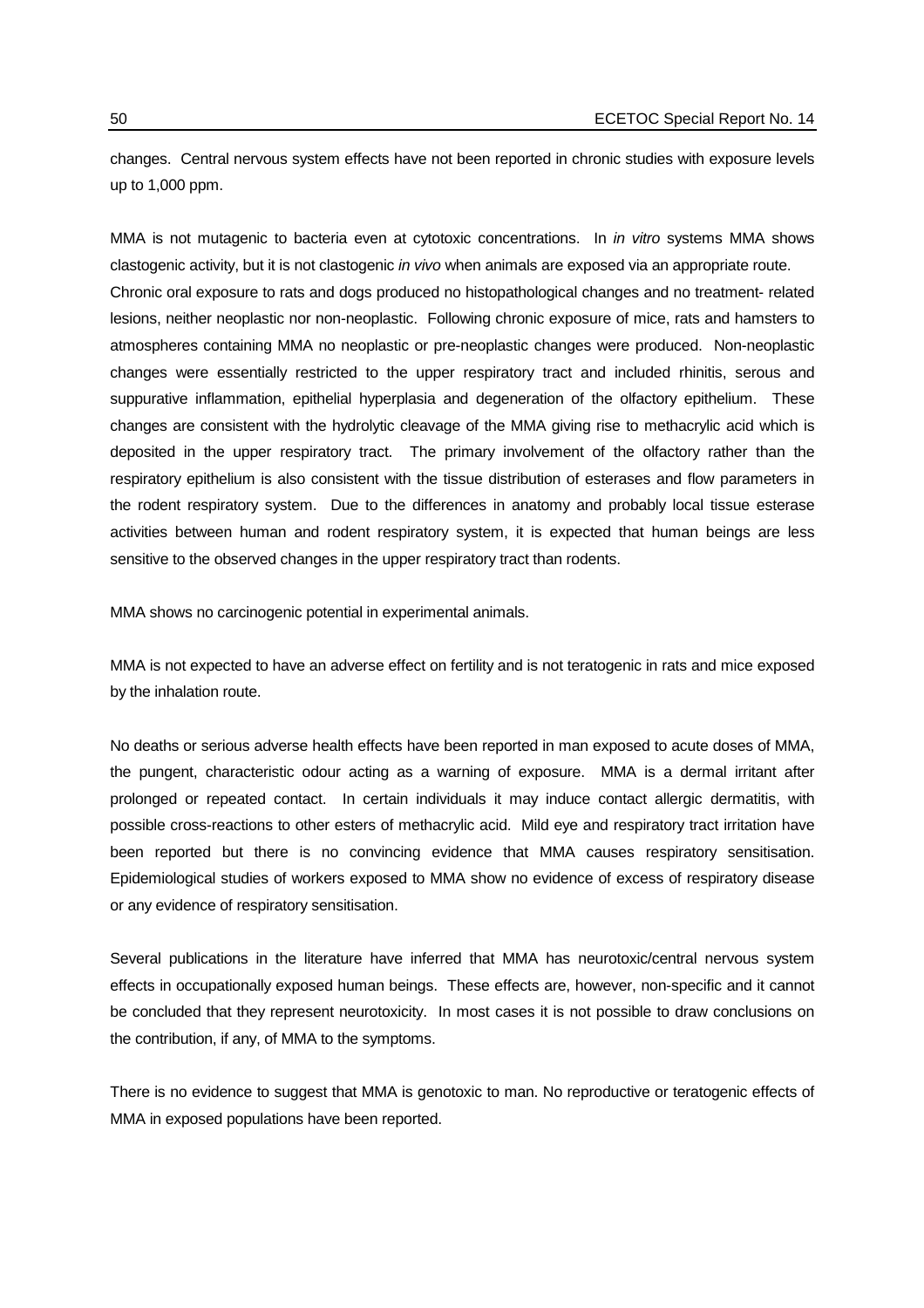changes. Central nervous system effects have not been reported in chronic studies with exposure levels up to 1,000 ppm.

MMA is not mutagenic to bacteria even at cytotoxic concentrations. In *in vitro* systems MMA shows clastogenic activity, but it is not clastogenic *in vivo* when animals are exposed via an appropriate route. Chronic oral exposure to rats and dogs produced no histopathological changes and no treatment- related lesions, neither neoplastic nor non-neoplastic. Following chronic exposure of mice, rats and hamsters to atmospheres containing MMA no neoplastic or pre-neoplastic changes were produced. Non-neoplastic changes were essentially restricted to the upper respiratory tract and included rhinitis, serous and suppurative inflammation, epithelial hyperplasia and degeneration of the olfactory epithelium. These changes are consistent with the hydrolytic cleavage of the MMA giving rise to methacrylic acid which is deposited in the upper respiratory tract. The primary involvement of the olfactory rather than the respiratory epithelium is also consistent with the tissue distribution of esterases and flow parameters in the rodent respiratory system. Due to the differences in anatomy and probably local tissue esterase activities between human and rodent respiratory system, it is expected that human beings are less sensitive to the observed changes in the upper respiratory tract than rodents.

MMA shows no carcinogenic potential in experimental animals.

MMA is not expected to have an adverse effect on fertility and is not teratogenic in rats and mice exposed by the inhalation route.

No deaths or serious adverse health effects have been reported in man exposed to acute doses of MMA, the pungent, characteristic odour acting as a warning of exposure. MMA is a dermal irritant after prolonged or repeated contact. In certain individuals it may induce contact allergic dermatitis, with possible cross-reactions to other esters of methacrylic acid. Mild eye and respiratory tract irritation have been reported but there is no convincing evidence that MMA causes respiratory sensitisation. Epidemiological studies of workers exposed to MMA show no evidence of excess of respiratory disease or any evidence of respiratory sensitisation.

Several publications in the literature have inferred that MMA has neurotoxic/central nervous system effects in occupationally exposed human beings. These effects are, however, non-specific and it cannot be concluded that they represent neurotoxicity. In most cases it is not possible to draw conclusions on the contribution, if any, of MMA to the symptoms.

There is no evidence to suggest that MMA is genotoxic to man. No reproductive or teratogenic effects of MMA in exposed populations have been reported.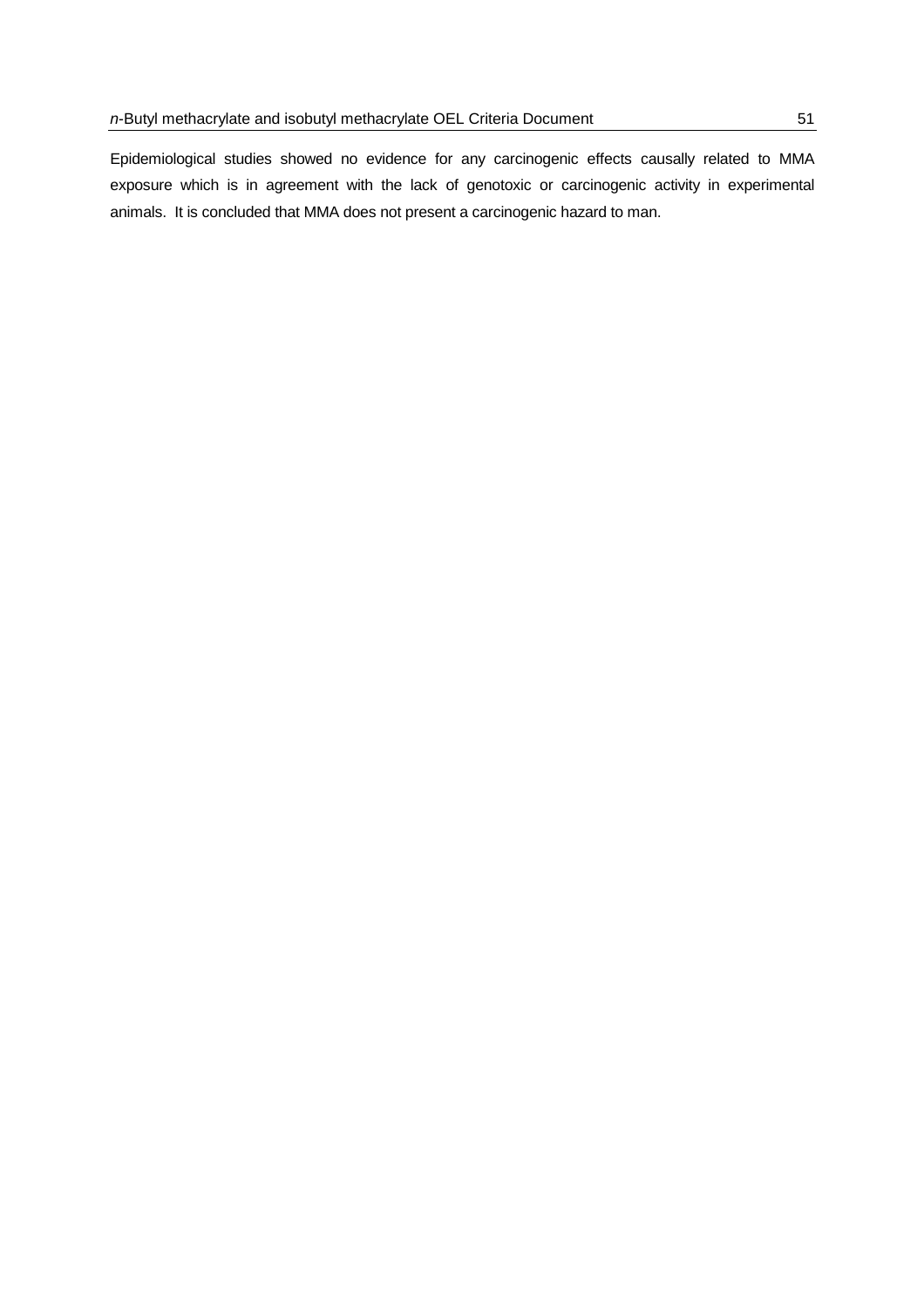Epidemiological studies showed no evidence for any carcinogenic effects causally related to MMA exposure which is in agreement with the lack of genotoxic or carcinogenic activity in experimental animals. It is concluded that MMA does not present a carcinogenic hazard to man.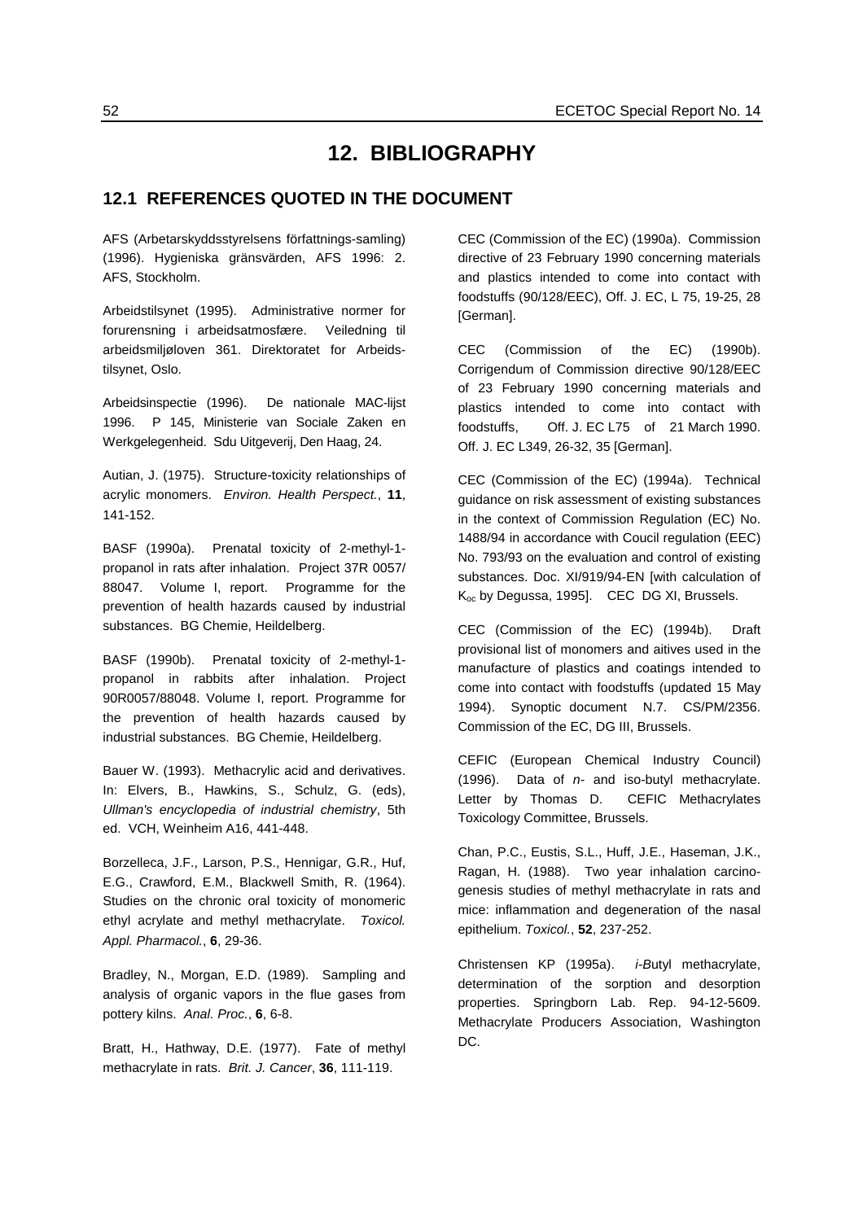# 12. BIBLIOGRAPHY

## 12.1 REFERENCES QUOTED IN THE DOCUMENT

AFS (Arbetarskyddsstyrelsens författnings-samling) (1996). Hygieniska gränsvärden, AFS 1996: 2. AFS, Stockholm.

Arbeidstilsynet (1995). Administrative normer for forurensning i arbeidsatmosfære. Veiledning til arbeidsmiljøloven 361. Direktoratet for Arbeids-tilsynet, Oslo.

Arbeidsinspectie (1996). De nationale MAC-lijst 1996. P 145, Ministerie van Sociale Zaken en Werkgelegenheid. Sdu Uitgeverij, Den Haag, 24.

Autian, J. (1975). Structure-toxicity relationships of acrylic monomers. *Environ. Health Perspect.*, **11**, 141-152.

BASF (1990a). Prenatal toxicity of 2-methyl-1-propanol in rats after inhalation. Project 37R 0057/ 88047. Volume I, report. Programme for the prevention of health hazards caused by industrial substances. BG Chemie, Heildelberg.

BASF (1990b). Prenatal toxicity of 2-methyl-1-propanol in rabbits after inhalation. Project 90R0057/88048. Volume I, report. Programme for the prevention of health hazards caused by industrial substances. BG Chemie, Heildelberg.

Bauer W. (1993). Methacrylic acid and derivatives. In: Elvers, B., Hawkins, S., Schulz, G. (eds), *Ullman's encyclopedia of industrial chemistry*, 5th ed. VCH, Weinheim A16, 441-448.

Borzelleca, J.F., Larson, P.S., Hennigar, G.R., Huf, E.G., Crawford, E.M., Blackwell Smith, R. (1964). Studies on the chronic oral toxicity of monomeric ethyl acrylate and methyl methacrylate. *Toxicol. Appl. Pharmacol.*, **6**, 29-36.

Bradley, N., Morgan, E.D. (1989). Sampling and analysis of organic vapors in the flue gases from pottery kilns. *Anal. Proc.*, **6**, 6-8.

Bratt, H., Hathway, D.E. (1977). Fate of methyl methacrylate in rats. *Brit. J. Cancer*, **36**, 111-119.

CEC (Commission of the EC) (1990a). Commission directive of 23 February 1990 concerning materials and plastics intended to come into contact with foodstuffs (90/128/EEC), Off. J. EC, L 75, 19-25, 28 [German].

CEC (Commission of the EC) (1990b). Corrigendum of Commission directive 90/128/EEC of 23 February 1990 concerning materials and plastics intended to come into contact with foodstuffs, Off. J. EC L75 of 21 March 1990. Off. J. EC L349, 26-32, 35 [German].

CEC (Commission of the EC) (1994a). Technical guidance on risk assessment of existing substances in the context of Commission Regulation (EC) No. 1488/94 in accordance with Coucil regulation (EEC) No. 793/93 on the evaluation and control of existing substances. Doc. XI/919/94-EN [with calculation of $K_{oc}$ by Degussa, 1995]. CEC DG XI, Brussels.

CEC (Commission of the EC) (1994b). Draft provisional list of monomers and aitives used in the manufacture of plastics and coatings intended to come into contact with foodstuffs (updated 15 May 1994). Synoptic document N.7. CS/PM/2356. Commission of the EC, DG III, Brussels.

CEFIC (European Chemical Industry Council) (1996). Data of *n*- and iso-butyl methacrylate. Letter by Thomas D. CEFIC Methacrylates Toxicology Committee, Brussels.

Chan, P.C., Eustis, S.L., Huff, J.E., Haseman, J.K., Ragan, H. (1988). Two year inhalation carcino-genesis studies of methyl methacrylate in rats and mice: inflammation and degeneration of the nasal epithelium. *Toxicol.*, **52**, 237-252.

Christensen KP (1995a). *i-B*utyl methacrylate, determination of the sorption and desorption properties. Springborn Lab. Rep. 94-12-5609. Methacrylate Producers Association, Washington DC.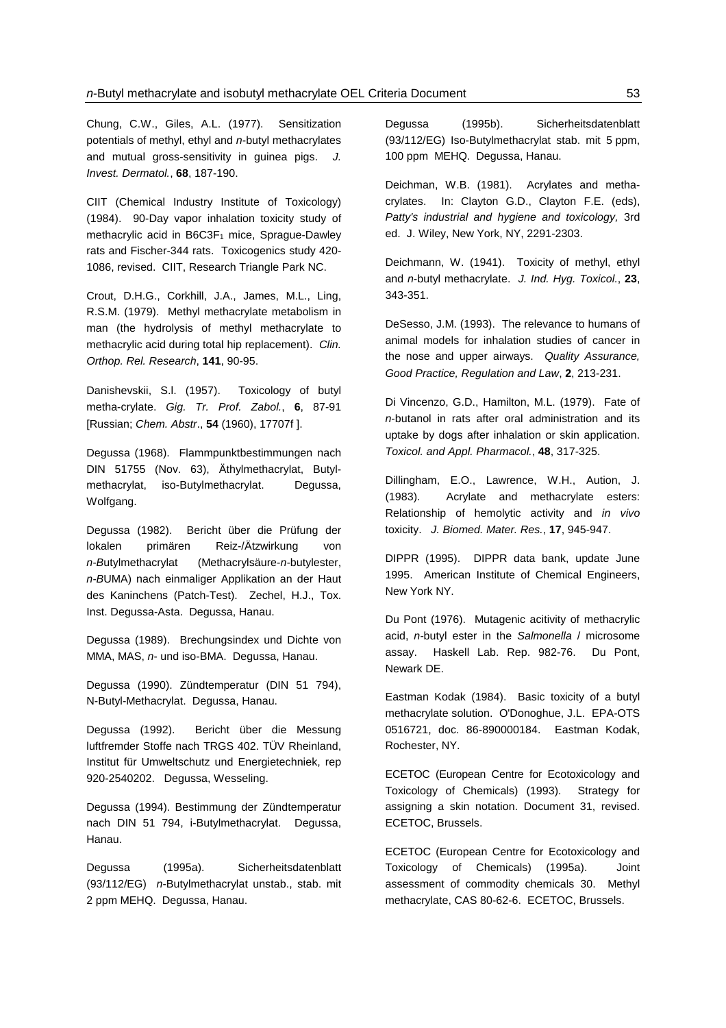Chung, C.W., Giles, A.L. (1977). Sensitization potentials of methyl, ethyl and *n*-butyl methacrylates and mutual gross-sensitivity in guinea pigs. *J. Invest. Dermatol.*, **68**, 187-190.

CIIT (Chemical Industry Institute of Toxicology) (1984). 90-Day vapor inhalation toxicity study of methacrylic acid in $B6C3F_1$ mice, Sprague-Dawley rats and Fischer-344 rats. Toxicogenics study 420-1086, revised. CIIT, Research Triangle Park NC.

Crout, D.H.G., Corkhill, J.A., James, M.L., Ling, R.S.M. (1979). Methyl methacrylate metabolism in man (the hydrolysis of methyl methacrylate to methacrylic acid during total hip replacement). *Clin. Orthop. Rel. Research*, **141**, 90-95.

Danishevskii, S.I. (1957). Toxicology of butyl metha-crylate. *Gig. Tr. Prof. Zabol.*, **6**, 87-91 [Russian; *Chem. Abstr*., **54** (1960), 17707f ].

Degussa (1968). Flammpunktbestimmungen nach DIN 51755 (Nov. 63), Äthylmethacrylat, Butylmethacrylat, iso-Butylmethacrylat. Degussa, Wolfgang.

Degussa (1982). Bericht über die Prüfung der lokalen primären Reiz-/Ätzwirkung von *n-B*utylmethacrylat (Methacrylsäure-*n*-butylester, *n-B*UMA) nach einmaliger Applikation an der Haut des Kaninchens (Patch-Test). Zechel, H.J., Tox. Inst. Degussa-Asta. Degussa, Hanau.

Degussa (1989). Brechungsindex und Dichte von MMA, MAS, *n*- und iso-BMA. Degussa, Hanau.

Degussa (1990). Zündtemperatur (DIN 51 794), N-Butyl-Methacrylat. Degussa, Hanau.

Degussa (1992). Bericht über die Messung luftfremder Stoffe nach TRGS 402. TÜV Rheinland, Institut für Umweltschutz und Energietechniek, rep 920-2540202. Degussa, Wesseling.

Degussa (1994). Bestimmung der Zündtemperatur nach DIN 51 794, i-Butylmethacrylat. Degussa, Hanau.

Degussa (1995a). Sicherheitsdatenblatt (93/112/EG) *n*-Butylmethacrylat unstab., stab. mit 2 ppm MEHQ. Degussa, Hanau.

Degussa (1995b). Sicherheitsdatenblatt (93/112/EG) Iso-Butylmethacrylat stab. mit 5 ppm, 100 ppm MEHQ. Degussa, Hanau.

Deichman, W.B. (1981). Acrylates and methacrylates. In: Clayton G.D., Clayton F.E. (eds), *Patty's industrial and hygiene and toxicology,* 3rd ed. J. Wiley, New York, NY, 2291-2303.

Deichmann, W. (1941). Toxicity of methyl, ethyl and *n*-butyl methacrylate. *J. Ind. Hyg. Toxicol.*, **23**, 343-351.

DeSesso, J.M. (1993). The relevance to humans of animal models for inhalation studies of cancer in the nose and upper airways. *Quality Assurance, Good Practice, Regulation and Law*, **2**, 213-231.

Di Vincenzo, G.D., Hamilton, M.L. (1979). Fate of *n*-butanol in rats after oral administration and its uptake by dogs after inhalation or skin application. *Toxicol. and Appl. Pharmacol.*, **48**, 317-325.

Dillingham, E.O., Lawrence, W.H., Aution, J. (1983). Acrylate and methacrylate esters: Relationship of hemolytic activity and *in vivo* toxicity. *J. Biomed. Mater. Res.*, **17**, 945-947.

DIPPR (1995). DIPPR data bank, update June 1995. American Institute of Chemical Engineers, New York NY.

Du Pont (1976). Mutagenic acitivity of methacrylic acid, *n*-butyl ester in the *Salmonella* / microsome assay. Haskell Lab. Rep. 982-76. Du Pont, Newark DE.

Eastman Kodak (1984). Basic toxicity of a butyl methacrylate solution. O'Donoghue, J.L. EPA-OTS 0516721, doc. 86-890000184. Eastman Kodak, Rochester, NY.

ECETOC (European Centre for Ecotoxicology and Toxicology of Chemicals) (1993). Strategy for assigning a skin notation. Document 31, revised. ECETOC, Brussels.

ECETOC (European Centre for Ecotoxicology and Toxicology of Chemicals) (1995a). Joint assessment of commodity chemicals 30. Methyl methacrylate, CAS 80-62-6. ECETOC, Brussels.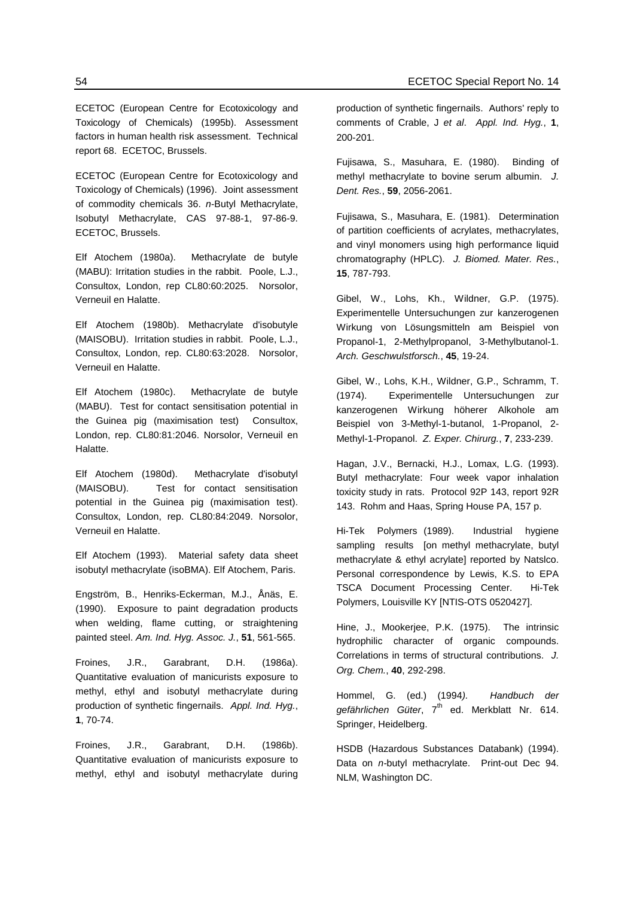ECETOC (European Centre for Ecotoxicology and Toxicology of Chemicals) (1995b). Assessment factors in human health risk assessment. Technical report 68. ECETOC, Brussels.

ECETOC (European Centre for Ecotoxicology and Toxicology of Chemicals) (1996). Joint assessment of commodity chemicals 36. *n*-Butyl Methacrylate, Isobutyl Methacrylate, CAS 97-88-1, 97-86-9. ECETOC, Brussels.

Elf Atochem (1980a). Methacrylate de butyle (MABU): Irritation studies in the rabbit. Poole, L.J., Consultox, London, rep CL80:60:2025. Norsolor, Verneuil en Halatte.

Elf Atochem (1980b). Methacrylate d'isobutyle (MAISOBU). Irritation studies in rabbit. Poole, L.J., Consultox, London, rep. CL80:63:2028. Norsolor, Verneuil en Halatte.

Elf Atochem (1980c). Methacrylate de butyle (MABU). Test for contact sensitisation potential in the Guinea pig (maximisation test) Consultox, London, rep. CL80:81:2046. Norsolor, Verneuil en Halatte.

Elf Atochem (1980d). Methacrylate d'isobutyl (MAISOBU). Test for contact sensitisation potential in the Guinea pig (maximisation test). Consultox, London, rep. CL80:84:2049. Norsolor, Verneuil en Halatte.

Elf Atochem (1993). Material safety data sheet isobutyl methacrylate (isoBMA). Elf Atochem, Paris.

Engström, B., Henriks-Eckerman, M.J., Ånäs, E. (1990). Exposure to paint degradation products when welding, flame cutting, or straightening painted steel. *Am. Ind. Hyg. Assoc. J.*, **51**, 561-565.

Froines, J.R., Garabrant, D.H. (1986a). Quantitative evaluation of manicurists exposure to methyl, ethyl and isobutyl methacrylate during production of synthetic fingernails. *Appl. Ind. Hyg.*, **1**, 70-74.

Froines, J.R., Garabrant, D.H. (1986b). Quantitative evaluation of manicurists exposure to methyl, ethyl and isobutyl methacrylate during production of synthetic fingernails. Authors' reply to comments of Crable, J *et al*. *Appl. Ind. Hyg.*, **1**, 200-201.

Fujisawa, S., Masuhara, E. (1980). Binding of methyl methacrylate to bovine serum albumin. *J. Dent. Res.*, **59**, 2056-2061.

Fujisawa, S., Masuhara, E. (1981). Determination of partition coefficients of acrylates, methacrylates, and vinyl monomers using high performance liquid chromatography (HPLC). *J. Biomed. Mater. Res.*, **15**, 787-793.

Gibel, W., Lohs, Kh., Wildner, G.P. (1975). Experimentelle Untersuchungen zur kanzerogenen Wirkung von Lösungsmitteln am Beispiel von Propanol-1, 2-Methylpropanol, 3-Methylbutanol-1. *Arch. Geschwulstforsch.*, **45**, 19-24.

Gibel, W., Lohs, K.H., Wildner, G.P., Schramm, T. (1974). Experimentelle Untersuchungen zur kanzerogenen Wirkung höherer Alkohole am Beispiel von 3-Methyl-1-butanol, 1-Propanol, 2-Methyl-1-Propanol. *Z. Exper. Chirurg.*, **7**, 233-239.

Hagan, J.V., Bernacki, H.J., Lomax, L.G. (1993). Butyl methacrylate: Four week vapor inhalation toxicity study in rats. Protocol 92P 143, report 92R 143. Rohm and Haas, Spring House PA, 157 p.

Hi-Tek Polymers (1989). Industrial hygiene sampling results [on methyl methacrylate, butyl methacrylate & ethyl acrylate] reported by Natslco. Personal correspondence by Lewis, K.S. to EPA TSCA Document Processing Center. Hi-Tek Polymers, Louisville KY [NTIS-OTS 0520427].

Hine, J., Mookerjee, P.K. (1975). The intrinsic hydrophilic character of organic compounds. Correlations in terms of structural contributions. *J. Org. Chem.*, **40**, 292-298.

Hommel, G. (ed.) (1994). *Handbuch der gefährlichen Güter*, 7th ed. Merkblatt Nr. 614. Springer, Heidelberg.

HSDB (Hazardous Substances Databank) (1994). Data on *n*-butyl methacrylate. Print-out Dec 94. NLM, Washington DC.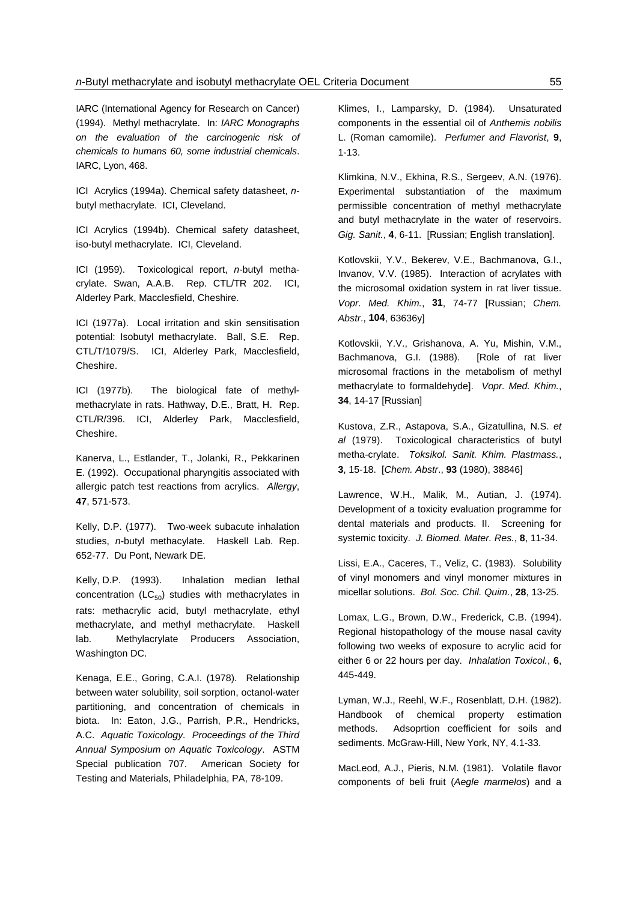IARC (International Agency for Research on Cancer) (1994). Methyl methacrylate. In: *IARC Monographs on the evaluation of the carcinogenic risk of chemicals to humans 60, some industrial chemicals*. IARC, Lyon, 468.

ICI Acrylics (1994a). Chemical safety datasheet, *n*-butyl methacrylate. ICI, Cleveland.

ICI Acrylics (1994b). Chemical safety datasheet, iso-butyl methacrylate. ICI, Cleveland.

ICI (1959). Toxicological report, *n*-butyl methacrylate. Swan, A.A.B. Rep. CTL/TR 202. ICI, Alderley Park, Macclesfield, Cheshire.

ICI (1977a). Local irritation and skin sensitisation potential: Isobutyl methacrylate. Ball, S.E. Rep. CTL/T/1079/S. ICI, Alderley Park, Macclesfield, Cheshire.

ICI (1977b). The biological fate of methyl-methacrylate in rats. Hathway, D.E., Bratt, H. Rep. CTL/R/396. ICI, Alderley Park, Macclesfield, Cheshire.

Kanerva, L., Estlander, T., Jolanki, R., Pekkarinen E. (1992). Occupational pharyngitis associated with allergic patch test reactions from acrylics. *Allergy*, **47**, 571-573.

Kelly, D.P. (1977). Two-week subacute inhalation studies, *n*-butyl methacylate. Haskell Lab. Rep. 652-77. Du Pont, Newark DE.

Kelly, D.P. (1993). Inhalation median lethal concentration ($LC_{50}$) studies with methacrylates in rats: methacrylic acid, butyl methacrylate, ethyl methacrylate, and methyl methacrylate. Haskell lab. Methylacrylate Producers Association, Washington DC.

Kenaga, E.E., Goring, C.A.I. (1978). Relationship between water solubility, soil sorption, octanol-water partitioning, and concentration of chemicals in biota. In: Eaton, J.G., Parrish, P.R., Hendricks, A.C. *Aquatic Toxicology. Proceedings of the Third Annual Symposium on Aquatic Toxicology*. ASTM Special publication 707. American Society for Testing and Materials, Philadelphia, PA, 78-109.

Klimes, I., Lamparsky, D. (1984). Unsaturated components in the essential oil of *Anthemis nobilis* L. (Roman camomile). *Perfumer and Flavorist*, **9**, 1-13.

Klimkina, N.V., Ekhina, R.S., Sergeev, A.N. (1976). Experimental substantiation of the maximum permissible concentration of methyl methacrylate and butyl methacrylate in the water of reservoirs. *Gig. Sanit.*, **4**, 6-11. [Russian; English translation].

Kotlovskii, Y.V., Bekerev, V.E., Bachmanova, G.I., Invanov, V.V. (1985). Interaction of acrylates with the microsomal oxidation system in rat liver tissue. *Vopr. Med. Khim.*, **31**, 74-77 [Russian; *Chem. Abstr.*, **104**, 63636y]

Kotlovskii, Y.V., Grishanova, A. Yu, Mishin, V.M., Bachmanova, G.I. (1988). [Role of rat liver microsomal fractions in the metabolism of methyl methacrylate to formaldehyde]. *Vopr. Med. Khim.*, **34**, 14-17 [Russian]

Kustova, Z.R., Astapova, S.A., Gizatullina, N.S. *et al* (1979). Toxicological characteristics of butyl metha-crylate. *Toksikol. Sanit. Khim. Plastmass.*, **3**, 15-18. [*Chem. Abstr.*, **93** (1980), 38846]

Lawrence, W.H., Malik, M., Autian, J. (1974). Development of a toxicity evaluation programme for dental materials and products. II. Screening for systemic toxicity. *J. Biomed. Mater. Res.*, **8**, 11-34.

Lissi, E.A., Caceres, T., Veliz, C. (1983). Solubility of vinyl monomers and vinyl monomer mixtures in micellar solutions. *Bol. Soc. Chil. Quim.*, **28**, 13-25.

Lomax, L.G., Brown, D.W., Frederick, C.B. (1994). Regional histopathology of the mouse nasal cavity following two weeks of exposure to acrylic acid for either 6 or 22 hours per day. *Inhalation Toxicol.*, **6**, 445-449.

Lyman, W.J., Reehl, W.F., Rosenblatt, D.H. (1982). Handbook of chemical property estimation methods. Adsoprtion coefficient for soils and sediments. McGraw-Hill, New York, NY, 4.1-33.

MacLeod, A.J., Pieris, N.M. (1981). Volatile flavor components of beli fruit (*Aegle marmelos*) and a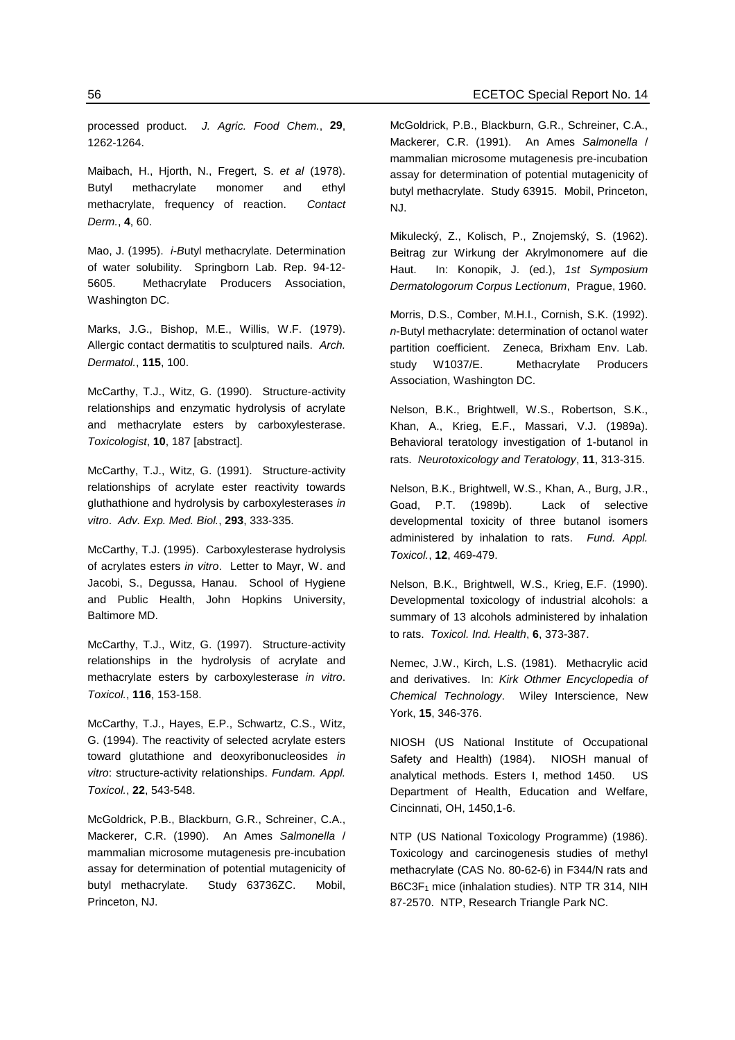processed product. *J. Agric. Food Chem.*, **29**, 1262-1264.

Maibach, H., Hjorth, N., Fregert, S. *et al* (1978). Butyl methacrylate monomer and ethyl methacrylate, frequency of reaction. *Contact Derm.*, **4**, 60.

Mao, J. (1995). *i-B*utyl methacrylate. Determination of water solubility. Springborn Lab. Rep. 94-12-5605. Methacrylate Producers Association, Washington DC.

Marks, J.G., Bishop, M.E., Willis, W.F. (1979). Allergic contact dermatitis to sculptured nails. *Arch. Dermatol.*, **115**, 100.

McCarthy, T.J., Witz, G. (1990). Structure-activity relationships and enzymatic hydrolysis of acrylate and methacrylate esters by carboxylesterase. *Toxicologist*, **10**, 187 [abstract].

McCarthy, T.J., Witz, G. (1991). Structure-activity relationships of acrylate ester reactivity towards gluthathione and hydrolysis by carboxylesterases *in vitro*. *Adv. Exp. Med. Biol.*, **293**, 333-335.

McCarthy, T.J. (1995). Carboxylesterase hydrolysis of acrylates esters *in vitro*. Letter to Mayr, W. and Jacobi, S., Degussa, Hanau. School of Hygiene and Public Health, John Hopkins University, Baltimore MD.

McCarthy, T.J., Witz, G. (1997). Structure-activity relationships in the hydrolysis of acrylate and methacrylate esters by carboxylesterase *in vitro*. *Toxicol.*, **116**, 153-158.

McCarthy, T.J., Hayes, E.P., Schwartz, C.S., Witz, G. (1994). The reactivity of selected acrylate esters toward glutathione and deoxyribonucleosides *in vitro*: structure-activity relationships. *Fundam. Appl. Toxicol.*, **22**, 543-548.

McGoldrick, P.B., Blackburn, G.R., Schreiner, C.A., Mackerer, C.R. (1990). An Ames *Salmonella* / mammalian microsome mutagenesis pre-incubation assay for determination of potential mutagenicity of butyl methacrylate. Study 63736ZC. Mobil, Princeton, NJ.

McGoldrick, P.B., Blackburn, G.R., Schreiner, C.A., Mackerer, C.R. (1991). An Ames *Salmonella* / mammalian microsome mutagenesis pre-incubation assay for determination of potential mutagenicity of butyl methacrylate. Study 63915. Mobil, Princeton, NJ.

Mikulecký, Z., Kolisch, P., Znojemský, S. (1962). Beitrag zur Wirkung der Akrylmonomere auf die Haut. In: Konopik, J. (ed.), *1st Symposium Dermatologorum Corpus Lectionum*, Prague, 1960.

Morris, D.S., Comber, M.H.I., Cornish, S.K. (1992). *n*-Butyl methacrylate: determination of octanol water partition coefficient. Zeneca, Brixham Env. Lab. study W1037/E. Methacrylate Producers Association, Washington DC.

Nelson, B.K., Brightwell, W.S., Robertson, S.K., Khan, A., Krieg, E.F., Massari, V.J. (1989a). Behavioral teratology investigation of 1-butanol in rats. *Neurotoxicology and Teratology*, **11**, 313-315.

Nelson, B.K., Brightwell, W.S., Khan, A., Burg, J.R., Goad, P.T. (1989b). Lack of selective developmental toxicity of three butanol isomers administered by inhalation to rats. *Fund. Appl. Toxicol.*, **12**, 469-479.

Nelson, B.K., Brightwell, W.S., Krieg, E.F. (1990). Developmental toxicology of industrial alcohols: a summary of 13 alcohols administered by inhalation to rats. *Toxicol. Ind. Health*, **6**, 373-387.

Nemec, J.W., Kirch, L.S. (1981). Methacrylic acid and derivatives. In: *Kirk Othmer Encyclopedia of Chemical Technology*. Wiley Interscience, New York, **15**, 346-376.

NIOSH (US National Institute of Occupational Safety and Health) (1984). NIOSH manual of analytical methods. Esters I, method 1450. US Department of Health, Education and Welfare, Cincinnati, OH, 1450,1-6.

NTP (US National Toxicology Programme) (1986). Toxicology and carcinogenesis studies of methyl methacrylate (CAS No. 80-62-6) in F344/N rats and $B6C3F_1$ mice (inhalation studies). NTP TR 314, NIH 87-2570. NTP, Research Triangle Park NC.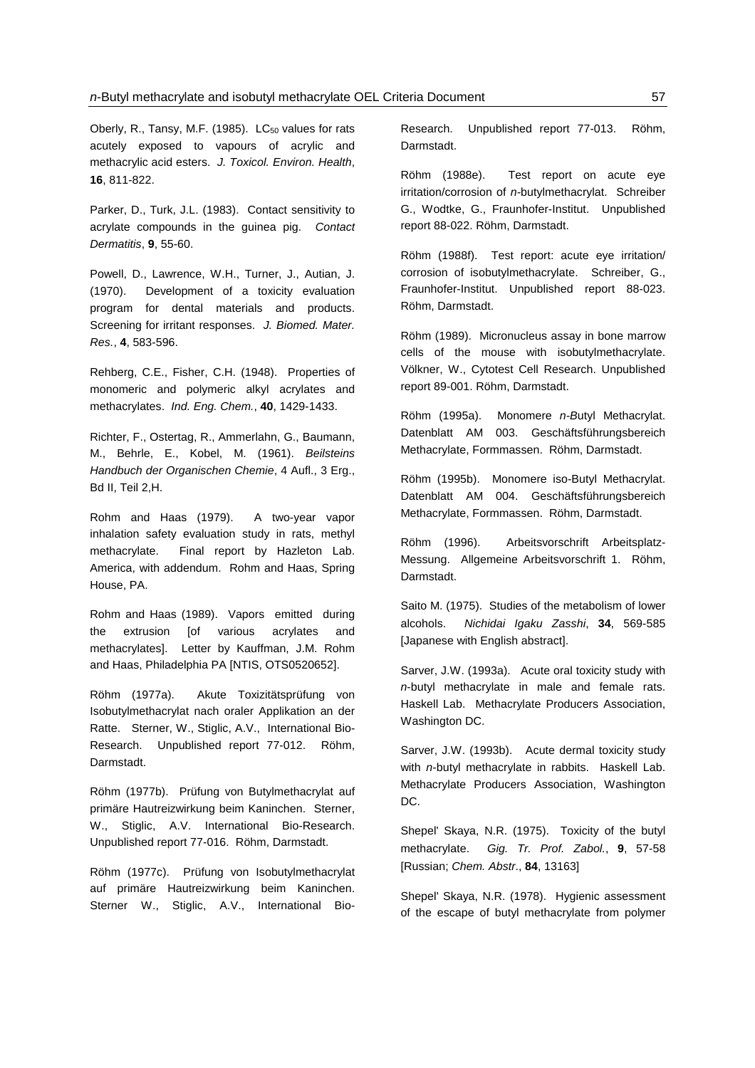Oberly, R., Tansy, M.F. (1985). $LC_{50}$ values for rats acutely exposed to vapours of acrylic and methacrylic acid esters. *J. Toxicol. Environ. Health*, **16**, 811-822.

Parker, D., Turk, J.L. (1983). Contact sensitivity to acrylate compounds in the guinea pig. *Contact Dermatitis*, **9**, 55-60.

Powell, D., Lawrence, W.H., Turner, J., Autian, J. (1970). Development of a toxicity evaluation program for dental materials and products. Screening for irritant responses. *J. Biomed. Mater. Res.*, **4**, 583-596.

Rehberg, C.E., Fisher, C.H. (1948). Properties of monomeric and polymeric alkyl acrylates and methacrylates. *Ind. Eng. Chem.*, **40**, 1429-1433.

Richter, F., Ostertag, R., Ammerlahn, G., Baumann, M., Behrle, E., Kobel, M. (1961). *Beilsteins Handbuch der Organischen Chemie*, 4 Aufl., 3 Erg., Bd II, Teil 2,H.

Rohm and Haas (1979). A two-year vapor inhalation safety evaluation study in rats, methyl methacrylate. Final report by Hazleton Lab. America, with addendum. Rohm and Haas, Spring House, PA.

Rohm and Haas (1989). Vapors emitted during the extrusion [of various acrylates and methacrylates]. Letter by Kauffman, J.M. Rohm and Haas, Philadelphia PA [NTIS, OTS0520652].

Röhm (1977a). Akute Toxizitätsprüfung von Isobutylmethacrylat nach oraler Applikation an der Ratte. Sterner, W., Stiglic, A.V., International Bio-Research. Unpublished report 77-012. Röhm, Darmstadt.

Röhm (1977b). Prüfung von Butylmethacrylat auf primäre Hautreizwirkung beim Kaninchen. Sterner, W., Stiglic, A.V. International Bio-Research. Unpublished report 77-016. Röhm, Darmstadt.

Röhm (1977c). Prüfung von Isobutylmethacrylat auf primäre Hautreizwirkung beim Kaninchen. Sterner W., Stiglic, A.V., International Bio-Research. Unpublished report 77-013. Röhm, Darmstadt.

Röhm (1988e). Test report on acute eye irritation/corrosion of *n*-butylmethacrylat. Schreiber G., Wodtke, G., Fraunhofer-Institut. Unpublished report 88-022. Röhm, Darmstadt.

Röhm (1988f). Test report: acute eye irritation/ corrosion of isobutylmethacrylate. Schreiber, G., Fraunhofer-Institut. Unpublished report 88-023. Röhm, Darmstadt.

Röhm (1989). Micronucleus assay in bone marrow cells of the mouse with isobutylmethacrylate. Völkner, W., Cytotest Cell Research. Unpublished report 89-001. Röhm, Darmstadt.

Röhm (1995a). Monomere *n-B*utyl Methacrylat. Datenblatt AM 003. Geschäftsführungsbereich Methacrylate, Formmassen. Röhm, Darmstadt.

Röhm (1995b). Monomere iso-Butyl Methacrylat. Datenblatt AM 004. Geschäftsführungsbereich Methacrylate, Formmassen. Röhm, Darmstadt.

Röhm (1996). Arbeitsvorschrift Arbeitsplatz-Messung. Allgemeine Arbeitsvorschrift 1. Röhm, Darmstadt.

Saito M. (1975). Studies of the metabolism of lower alcohols. *Nichidai Igaku Zasshi*, **34**, 569-585 [Japanese with English abstract].

Sarver, J.W. (1993a). Acute oral toxicity study with *n*-butyl methacrylate in male and female rats. Haskell Lab. Methacrylate Producers Association, Washington DC.

Sarver, J.W. (1993b). Acute dermal toxicity study with *n*-butyl methacrylate in rabbits. Haskell Lab. Methacrylate Producers Association, Washington DC.

Shepel' Skaya, N.R. (1975). Toxicity of the butyl methacrylate. *Gig. Tr. Prof. Zabol.*, **9**, 57-58 [Russian; *Chem. Abstr*., **84**, 13163]

Shepel' Skaya, N.R. (1978). Hygienic assessment of the escape of butyl methacrylate from polymer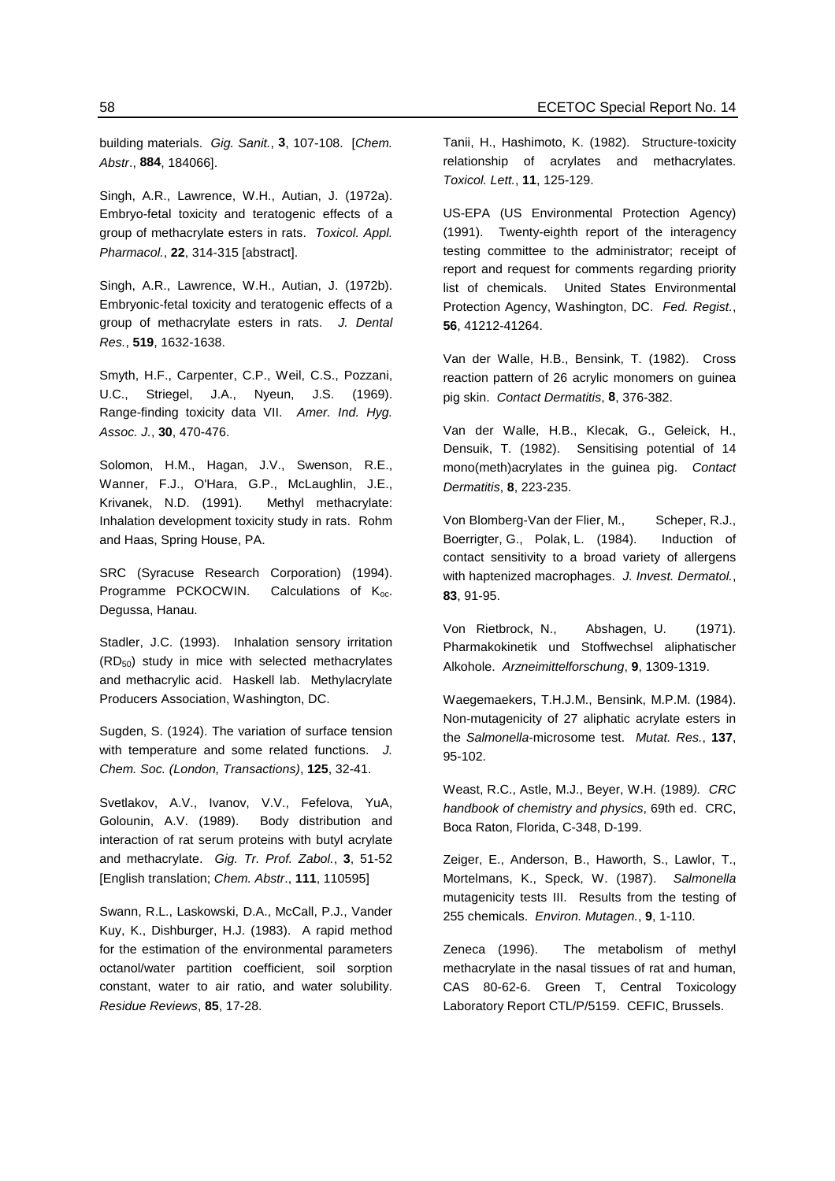building materials. *Gig. Sanit.*, **3**, 107-108. [*Chem. Abstr*., **884**, 184066].

Singh, A.R., Lawrence, W.H., Autian, J. (1972a). Embryo-fetal toxicity and teratogenic effects of a group of methacrylate esters in rats. *Toxicol. Appl. Pharmacol.*, **22**, 314-315 [abstract].

Singh, A.R., Lawrence, W.H., Autian, J. (1972b). Embryonic-fetal toxicity and teratogenic effects of a group of methacrylate esters in rats. *J. Dental Res.*, **519**, 1632-1638.

Smyth, H.F., Carpenter, C.P., Weil, C.S., Pozzani, U.C., Striegel, J.A., Nyeun, J.S. (1969). Range-finding toxicity data VII. *Amer. Ind. Hyg. Assoc. J.*, **30**, 470-476.

Solomon, H.M., Hagan, J.V., Swenson, R.E., Wanner, F.J., O'Hara, G.P., McLaughlin, J.E., Krivanek, N.D. (1991). Methyl methacrylate: Inhalation development toxicity study in rats. Rohm and Haas, Spring House, PA.

SRC (Syracuse Research Corporation) (1994). Programme PCKOCWIN. Calculations of $K_{oc}$. Degussa, Hanau.

Stadler, J.C. (1993). Inhalation sensory irritation ($RD_{50}$) study in mice with selected methacrylates and methacrylic acid. Haskell lab. Methylacrylate Producers Association, Washington, DC.

Sugden, S. (1924). The variation of surface tension with temperature and some related functions. *J. Chem. Soc. (London, Transactions)*, **125**, 32-41.

Svetlakov, A.V., Ivanov, V.V., Fefelova, YuA, Golounin, A.V. (1989). Body distribution and interaction of rat serum proteins with butyl acrylate and methacrylate. *Gig. Tr. Prof. Zabol.*, **3**, 51-52 [English translation; *Chem. Abstr*., **111**, 110595]

Swann, R.L., Laskowski, D.A., McCall, P.J., Vander Kuy, K., Dishburger, H.J. (1983). A rapid method for the estimation of the environmental parameters octanol/water partition coefficient, soil sorption constant, water to air ratio, and water solubility. *Residue Reviews*, **85**, 17-28.

Tanii, H., Hashimoto, K. (1982). Structure-toxicity relationship of acrylates and methacrylates. *Toxicol. Lett.*, **11**, 125-129.

US-EPA (US Environmental Protection Agency) (1991). Twenty-eighth report of the interagency testing committee to the administrator; receipt of report and request for comments regarding priority list of chemicals. United States Environmental Protection Agency, Washington, DC. *Fed. Regist.*, **56**, 41212-41264.

Van der Walle, H.B., Bensink, T. (1982). Cross reaction pattern of 26 acrylic monomers on guinea pig skin. *Contact Dermatitis*, **8**, 376-382.

Van der Walle, H.B., Klecak, G., Geleick, H., Densuik, T. (1982). Sensitising potential of 14 mono(meth)acrylates in the guinea pig. *Contact Dermatitis*, **8**, 223-235.

Von Blomberg-Van der Flier, M., Scheper, R.J., Boerrigter, G., Polak, L. (1984). Induction of contact sensitivity to a broad variety of allergens with haptenized macrophages. *J. Invest. Dermatol.*, **83**, 91-95.

Von Rietbrock, N., Abshagen, U. (1971). Pharmakokinetik und Stoffwechsel aliphatischer Alkohole. *Arzneimittelforschung*, **9**, 1309-1319.

Waegemaekers, T.H.J.M., Bensink, M.P.M. (1984). Non-mutagenicity of 27 aliphatic acrylate esters in the *Salmonella*-microsome test. *Mutat. Res.*, **137**, 95-102.

Weast, R.C., Astle, M.J., Beyer, W.H. (1989). *CRC handbook of chemistry and physics*, 69th ed. CRC, Boca Raton, Florida, C-348, D-199.

Zeiger, E., Anderson, B., Haworth, S., Lawlor, T., Mortelmans, K., Speck, W. (1987). *Salmonella* mutagenicity tests III. Results from the testing of 255 chemicals. *Environ. Mutagen.*, **9**, 1-110.

Zeneca (1996). The metabolism of methyl methacrylate in the nasal tissues of rat and human, CAS 80-62-6. Green T, Central Toxicology Laboratory Report CTL/P/5159. CEFIC, Brussels.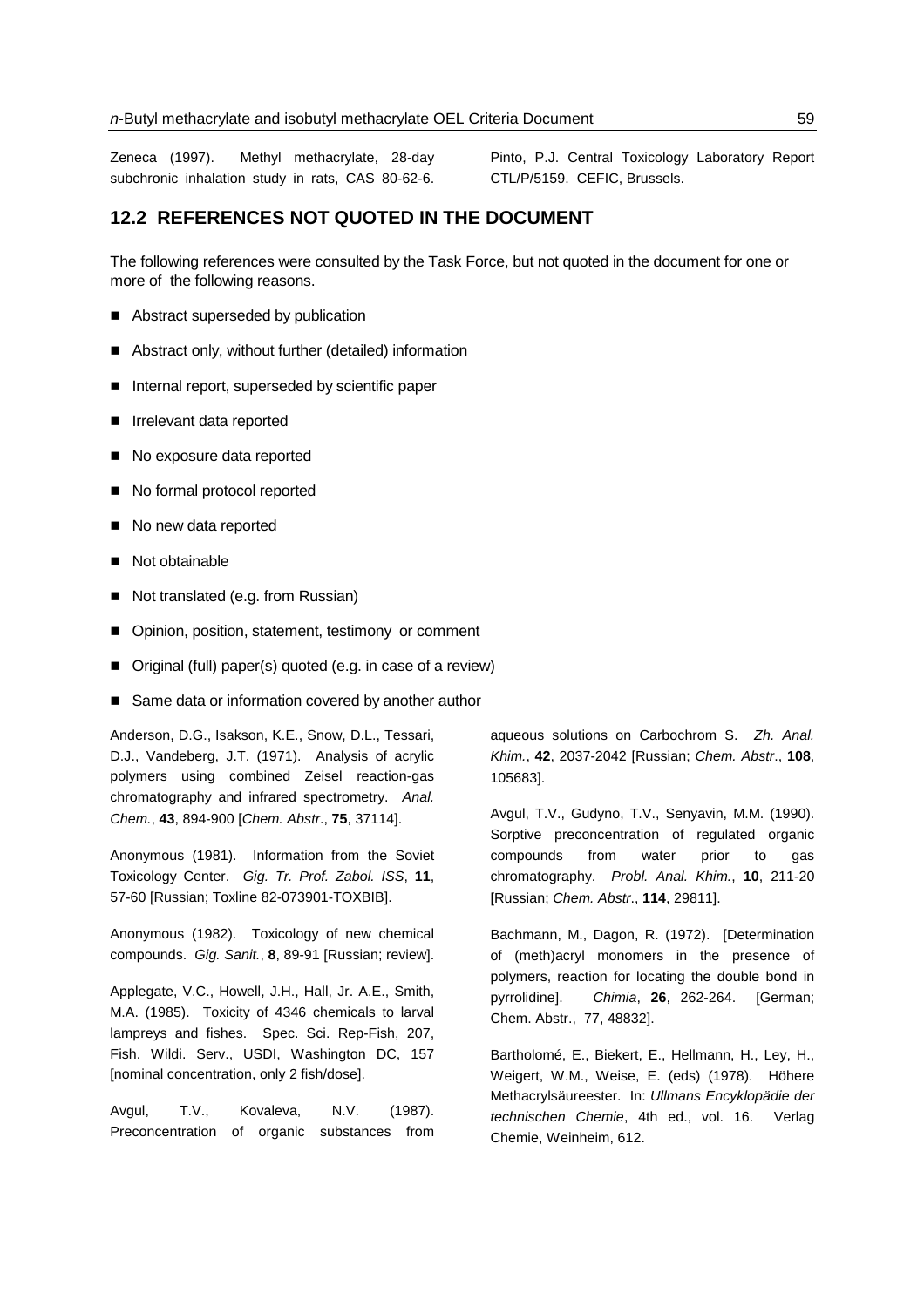Zeneca (1997). Methyl methacrylate, 28-day subchronic inhalation study in rats, CAS 80-62-6. Pinto, P.J. Central Toxicology Laboratory Report CTL/P/5159. CEFIC, Brussels.

## 12.2 REFERENCES NOT QUOTED IN THE DOCUMENT

The following references were consulted by the Task Force, but not quoted in the document for one or more of the following reasons.

- Abstract superseded by publication
- Abstract only, without further (detailed) information
- Internal report, superseded by scientific paper
- Irrelevant data reported
- No exposure data reported
- No formal protocol reported
- No new data reported
- Not obtainable
- Not translated (e.g. from Russian)
- Opinion, position, statement, testimony or comment
- Original (full) paper(s) quoted (e.g. in case of a review)
- Same data or information covered by another author

Anderson, D.G., Isakson, K.E., Snow, D.L., Tessari, D.J., Vandeberg, J.T. (1971). Analysis of acrylic polymers using combined Zeisel reaction-gas chromatography and infrared spectrometry. *Anal. Chem.*, **43**, 894-900 [*Chem. Abstr*., **75**, 37114].

Anonymous (1981). Information from the Soviet Toxicology Center. *Gig. Tr. Prof. Zabol. ISS*, **11**, 57-60 [Russian; Toxline 82-073901-TOXBIB].

Anonymous (1982). Toxicology of new chemical compounds. *Gig. Sanit.*, **8**, 89-91 [Russian; review].

Applegate, V.C., Howell, J.H., Hall, Jr. A.E., Smith, M.A. (1985). Toxicity of 4346 chemicals to larval lampreys and fishes. Spec. Sci. Rep-Fish, 207, Fish. Wildi. Serv., USDI, Washington DC, 157 [nominal concentration, only 2 fish/dose].

Avgul, T.V., Kovaleva, N.V. (1987). Preconcentration of organic substances from aqueous solutions on Carbochrom S. *Zh. Anal. Khim.*, **42**, 2037-2042 [Russian; *Chem. Abstr*., **108**, 105683].

Avgul, T.V., Gudyno, T.V., Senyavin, M.M. (1990). Sorptive preconcentration of regulated organic compounds from water prior to gas chromatography. *Probl. Anal. Khim.*, **10**, 211-20 [Russian; *Chem. Abstr*., **114**, 29811].

Bachmann, M., Dagon, R. (1972). [Determination of (meth)acryl monomers in the presence of polymers, reaction for locating the double bond in pyrrolidine]. *Chimia*, **26**, 262-264. [German; Chem. Abstr., 77, 48832].

Bartholomé, E., Biekert, E., Hellmann, H., Ley, H., Weigert, W.M., Weise, E. (eds) (1978). Höhere Methacrylsäureester. In: *Ullmans Encyklopädie der technischen Chemie*, 4th ed., vol. 16. Verlag Chemie, Weinheim, 612.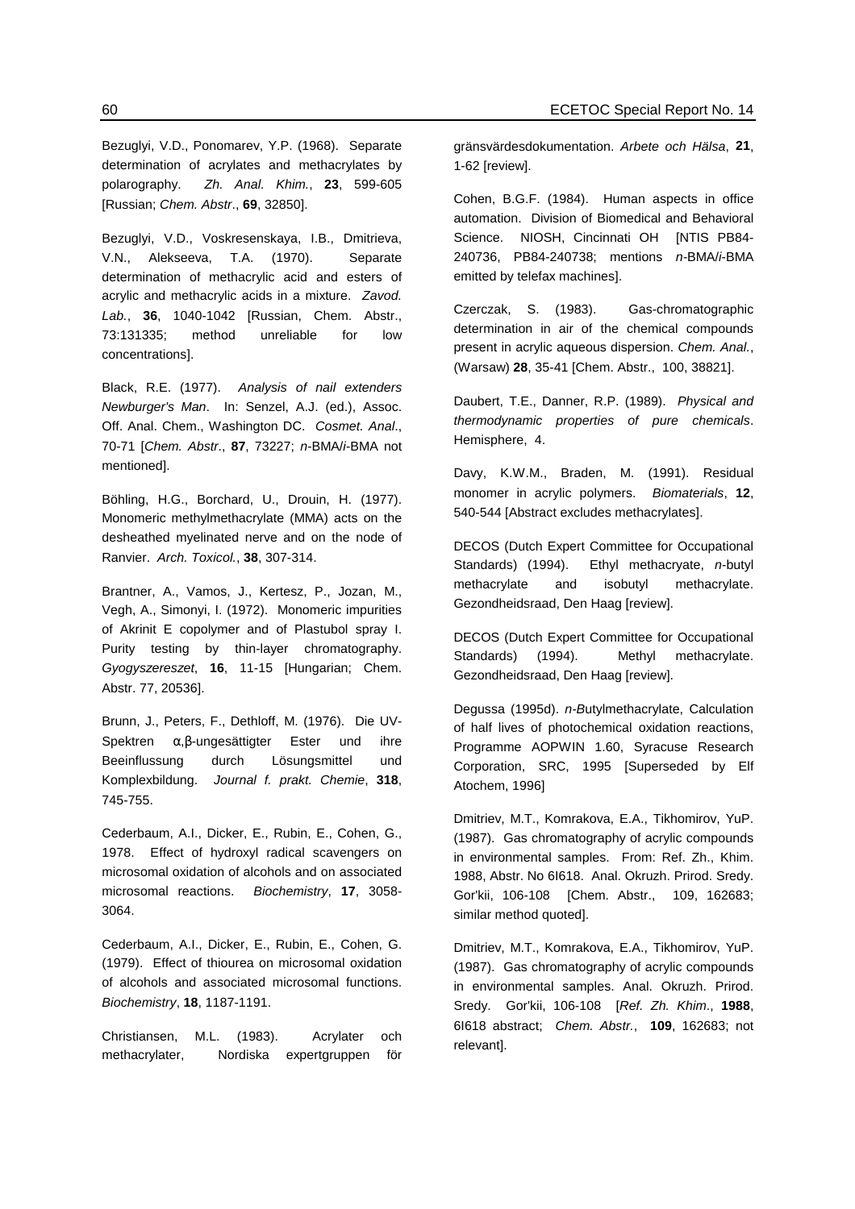Bezuglyi, V.D., Ponomarev, Y.P. (1968). Separate determination of acrylates and methacrylates by polarography. *Zh. Anal. Khim.*, **23**, 599-605 [Russian; *Chem. Abstr*., **69**, 32850].

Bezuglyi, V.D., Voskresenskaya, I.B., Dmitrieva, V.N., Alekseeva, T.A. (1970). Separate determination of methacrylic acid and esters of acrylic and methacrylic acids in a mixture. *Zavod. Lab.*, **36**, 1040-1042 [Russian, Chem. Abstr., 73:131335; method unreliable for low concentrations].

Black, R.E. (1977). *Analysis of nail extenders Newburger's Man*. In: Senzel, A.J. (ed.), Assoc. Off. Anal. Chem., Washington DC. *Cosmet. Anal*., 70-71 [*Chem. Abstr*., **87**, 73227; *n*-BMA/*i*-BMA not mentioned].

Böhling, H.G., Borchard, U., Drouin, H. (1977). Monomeric methylmethacrylate (MMA) acts on the desheathed myelinated nerve and on the node of Ranvier. *Arch. Toxicol.*, **38**, 307-314.

Brantner, A., Vamos, J., Kertesz, P., Jozan, M., Vegh, A., Simonyi, I. (1972). Monomeric impurities of Akrinit E copolymer and of Plastubol spray I. Purity testing by thin-layer chromatography. *Gyogyszereszet*, **16**, 11-15 [Hungarian; Chem. Abstr. 77, 20536].

Brunn, J., Peters, F., Dethloff, M. (1976). Die UV-Spektren α,β-ungesättigter Ester und ihre Beeinflussung durch Lösungsmittel und Komplexbildung. *Journal f. prakt. Chemie*, **318**, 745-755.

Cederbaum, A.I., Dicker, E., Rubin, E., Cohen, G., 1978. Effect of hydroxyl radical scavengers on microsomal oxidation of alcohols and on associated microsomal reactions. *Biochemistry*, **17**, 3058-3064.

Cederbaum, A.I., Dicker, E., Rubin, E., Cohen, G. (1979). Effect of thiourea on microsomal oxidation of alcohols and associated microsomal functions. *Biochemistry*, **18**, 1187-1191.

Christiansen, M.L. (1983). Acrylater och methacrylater, Nordiska expertgruppen för gränsvärdesdokumentation. *Arbete och Hälsa*, **21**, 1-62 [review].

Cohen, B.G.F. (1984). Human aspects in office automation. Division of Biomedical and Behavioral Science. NIOSH, Cincinnati OH [NTIS PB84-240736, PB84-240738; mentions *n*-BMA/*i*-BMA emitted by telefax machines].

Czerczak, S. (1983). Gas-chromatographic determination in air of the chemical compounds present in acrylic aqueous dispersion. *Chem. Anal.*, (Warsaw) **28**, 35-41 [Chem. Abstr., 100, 38821].

Daubert, T.E., Danner, R.P. (1989). *Physical and thermodynamic properties of pure chemicals*. Hemisphere, 4.

Davy, K.W.M., Braden, M. (1991). Residual monomer in acrylic polymers. *Biomaterials*, **12**, 540-544 [Abstract excludes methacrylates].

DECOS (Dutch Expert Committee for Occupational Standards) (1994). Ethyl methacryate, *n*-butyl methacrylate and isobutyl methacrylate. Gezondheidsraad, Den Haag [review].

DECOS (Dutch Expert Committee for Occupational Standards) (1994). Methyl methacrylate. Gezondheidsraad, Den Haag [review].

Degussa (1995d). *n-B*utylmethacrylate, Calculation of half lives of photochemical oxidation reactions, Programme AOPWIN 1.60, Syracuse Research Corporation, SRC, 1995 [Superseded by Elf Atochem, 1996]

Dmitriev, M.T., Komrakova, E.A., Tikhomirov, YuP. (1987). Gas chromatography of acrylic compounds in environmental samples. From: Ref. Zh., Khim. 1988, Abstr. No 6I618. Anal. Okruzh. Prirod. Sredy. Gor'kii, 106-108 [Chem. Abstr., 109, 162683; similar method quoted].

Dmitriev, M.T., Komrakova, E.A., Tikhomirov, YuP. (1987). Gas chromatography of acrylic compounds in environmental samples. Anal. Okruzh. Prirod. Sredy. Gor'kii, 106-108 [*Ref. Zh. Khim*., **1988**, 6I618 abstract; *Chem. Abstr.*, **109**, 162683; not relevant].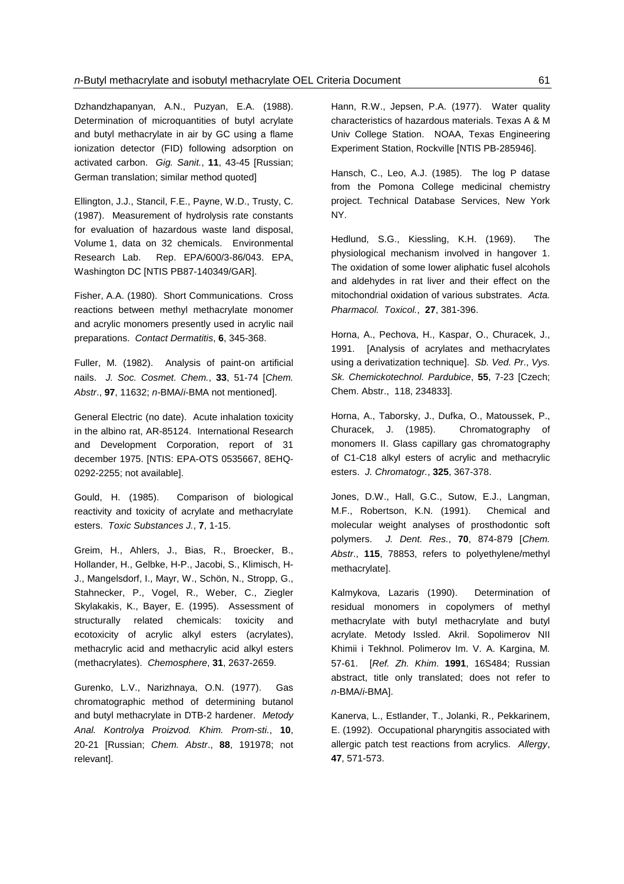Dzhandzhapanyan, A.N., Puzyan, E.A. (1988). Determination of microquantities of butyl acrylate and butyl methacrylate in air by GC using a flame ionization detector (FID) following adsorption on activated carbon. *Gig. Sanit.*, **11**, 43-45 [Russian; German translation; similar method quoted]

Ellington, J.J., Stancil, F.E., Payne, W.D., Trusty, C. (1987). Measurement of hydrolysis rate constants for evaluation of hazardous waste land disposal, Volume 1, data on 32 chemicals. Environmental Research Lab. Rep. EPA/600/3-86/043. EPA, Washington DC [NTIS PB87-140349/GAR].

Fisher, A.A. (1980). Short Communications. Cross reactions between methyl methacrylate monomer and acrylic monomers presently used in acrylic nail preparations. *Contact Dermatitis*, **6**, 345-368.

Fuller, M. (1982). Analysis of paint-on artificial nails. *J. Soc. Cosmet. Chem.*, **33**, 51-74 [*Chem. Abstr*., **97**, 11632; *n*-BMA/*i*-BMA not mentioned].

General Electric (no date). Acute inhalation toxicity in the albino rat, AR-85124. International Research and Development Corporation, report of 31 december 1975. [NTIS: EPA-OTS 0535667, 8EHQ-0292-2255; not available].

Gould, H. (1985). Comparison of biological reactivity and toxicity of acrylate and methacrylate esters. *Toxic Substances J.*, **7**, 1-15.

Greim, H., Ahlers, J., Bias, R., Broecker, B., Hollander, H., Gelbke, H-P., Jacobi, S., Klimisch, H-J., Mangelsdorf, I., Mayr, W., Schön, N., Stropp, G., Stahnecker, P., Vogel, R., Weber, C., Ziegler Skylakakis, K., Bayer, E. (1995). Assessment of structurally related chemicals: toxicity and ecotoxicity of acrylic alkyl esters (acrylates), methacrylic acid and methacrylic acid alkyl esters (methacrylates). *Chemosphere*, **31**, 2637-2659.

Gurenko, L.V., Narizhnaya, O.N. (1977). Gas chromatographic method of determining butanol and butyl methacrylate in DTB-2 hardener. *Metody Anal. Kontrolya Proizvod. Khim. Prom-sti.*, **10**, 20-21 [Russian; *Chem. Abstr*., **88**, 191978; not relevant].

Hann, R.W., Jepsen, P.A. (1977). Water quality characteristics of hazardous materials. Texas A & M Univ College Station. NOAA, Texas Engineering Experiment Station, Rockville [NTIS PB-285946].

Hansch, C., Leo, A.J. (1985). The log P datase from the Pomona College medicinal chemistry project. Technical Database Services, New York NY.

Hedlund, S.G., Kiessling, K.H. (1969). The physiological mechanism involved in hangover 1. The oxidation of some lower aliphatic fusel alcohols and aldehydes in rat liver and their effect on the mitochondrial oxidation of various substrates. *Acta. Pharmacol. Toxicol.*, **27**, 381-396.

Horna, A., Pechova, H., Kaspar, O., Churacek, J., 1991. [Analysis of acrylates and methacrylates using a derivatization technique]. *Sb. Ved. Pr*., *Vys. Sk. Chemickotechnol. Pardubice*, **55**, 7-23 [Czech; Chem. Abstr., 118, 234833].

Horna, A., Taborsky, J., Dufka, O., Matoussek, P., Churacek, J. (1985). Chromatography of monomers II. Glass capillary gas chromatography of C1-C18 alkyl esters of acrylic and methacrylic esters. *J. Chromatogr.*, **325**, 367-378.

Jones, D.W., Hall, G.C., Sutow, E.J., Langman, M.F., Robertson, K.N. (1991). Chemical and molecular weight analyses of prosthodontic soft polymers. *J. Dent. Res.*, **70**, 874-879 [*Chem. Abstr*., **115**, 78853, refers to polyethylene/methyl methacrylate].

Kalmykova, Lazaris (1990). Determination of residual monomers in copolymers of methyl methacrylate with butyl methacrylate and butyl acrylate. Metody Issled. Akril. Sopolimerov NII Khimii i Tekhnol. Polimerov Im. V. A. Kargina, M. 57-61. [*Ref. Zh. Khim*. **1991**, 16S484; Russian abstract, title only translated; does not refer to *n*-BMA/*i*-BMA].

Kanerva, L., Estlander, T., Jolanki, R., Pekkarinem, E. (1992). Occupational pharyngitis associated with allergic patch test reactions from acrylics. *Allergy*, **47**, 571-573.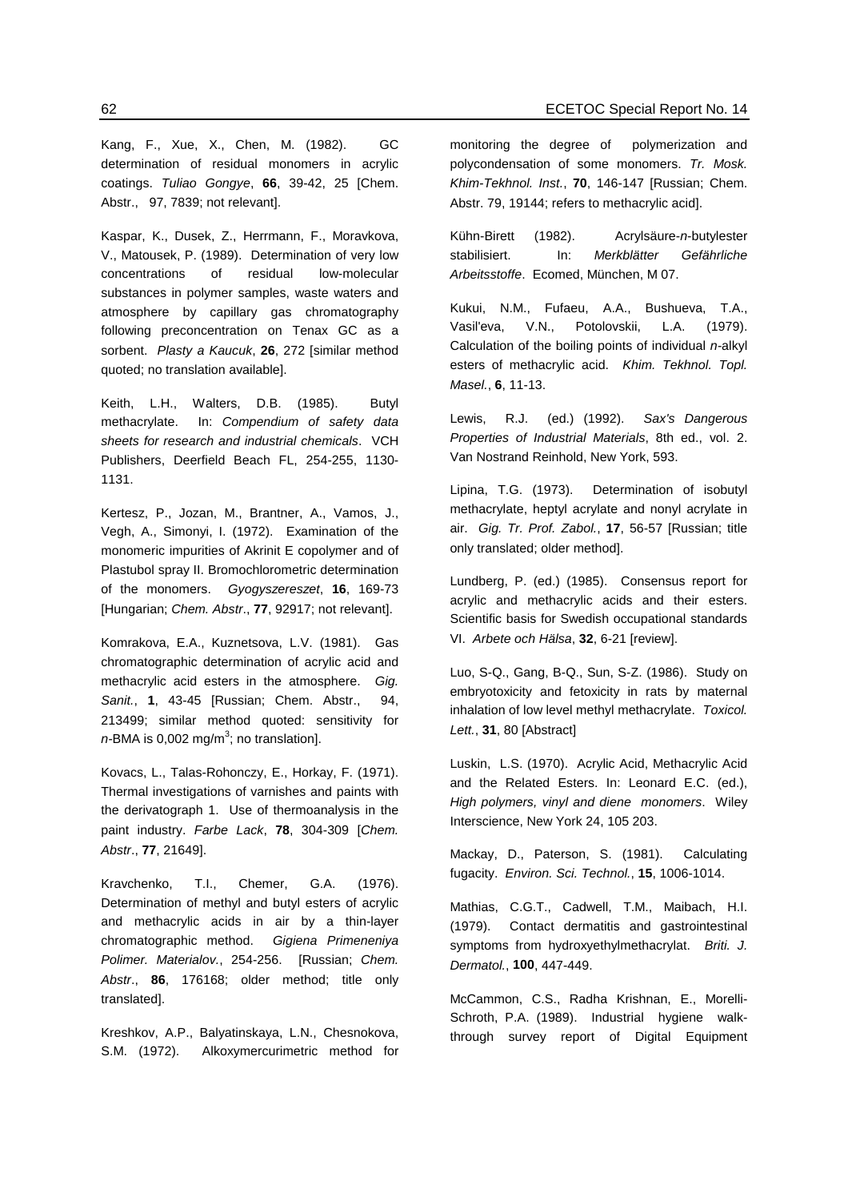Kang, F., Xue, X., Chen, M. (1982). GC determination of residual monomers in acrylic coatings. *Tuliao Gongye*, **66**, 39-42, 25 [Chem. Abstr., 97, 7839; not relevant].

Kaspar, K., Dusek, Z., Herrmann, F., Moravkova, V., Matousek, P. (1989). Determination of very low concentrations of residual low-molecular substances in polymer samples, waste waters and atmosphere by capillary gas chromatography following preconcentration on Tenax GC as a sorbent. *Plasty a Kaucuk*, **26**, 272 [similar method quoted; no translation available].

Keith, L.H., Walters, D.B. (1985). Butyl methacrylate. In: *Compendium of safety data sheets for research and industrial chemicals*. VCH Publishers, Deerfield Beach FL, 254-255, 1130-1131.

Kertesz, P., Jozan, M., Brantner, A., Vamos, J., Vegh, A., Simonyi, I. (1972). Examination of the monomeric impurities of Akrinit E copolymer and of Plastubol spray II. Bromochlorometric determination of the monomers. *Gyogyszereszet*, **16**, 169-73 [Hungarian; *Chem. Abstr*., **77**, 92917; not relevant].

Komrakova, E.A., Kuznetsova, L.V. (1981). Gas chromatographic determination of acrylic acid and methacrylic acid esters in the atmosphere. *Gig. Sanit.*, **1**, 43-45 [Russian; Chem. Abstr., 94, 213499; similar method quoted: sensitivity for *n*-BMA is 0,002 mg/m$^3$; no translation].

Kovacs, L., Talas-Rohonczy, E., Horkay, F. (1971). Thermal investigations of varnishes and paints with the derivatograph 1. Use of thermoanalysis in the paint industry. *Farbe Lack*, **78**, 304-309 [*Chem. Abstr*., **77**, 21649].

Kravchenko, T.I., Chemer, G.A. (1976). Determination of methyl and butyl esters of acrylic and methacrylic acids in air by a thin-layer chromatographic method. *Gigiena Primeneniya Polimer. Materialov.*, 254-256. [Russian; *Chem. Abstr*., **86**, 176168; older method; title only translated].

Kreshkov, A.P., Balyatinskaya, L.N., Chesnokova, S.M. (1972). Alkoxymercurimetric method for monitoring the degree of polymerization and polycondensation of some monomers. *Tr. Mosk. Khim-Tekhnol. Inst.*, **70**, 146-147 [Russian; Chem. Abstr. 79, 19144; refers to methacrylic acid].

Kühn-Birett (1982). Acrylsäure-*n*-butylester stabilisiert. In: *Merkblätter Gefährliche Arbeitsstoffe*. Ecomed, München, M 07.

Kukui, N.M., Fufaeu, A.A., Bushueva, T.A., Vasil'eva, V.N., Potolovskii, L.A. (1979). Calculation of the boiling points of individual *n*-alkyl esters of methacrylic acid. *Khim. Tekhnol. Topl. Masel.*, **6**, 11-13.

Lewis, R.J. (ed.) (1992). *Sax's Dangerous Properties of Industrial Materials*, 8th ed., vol. 2. Van Nostrand Reinhold, New York, 593.

Lipina, T.G. (1973). Determination of isobutyl methacrylate, heptyl acrylate and nonyl acrylate in air. *Gig. Tr. Prof. Zabol.*, **17**, 56-57 [Russian; title only translated; older method].

Lundberg, P. (ed.) (1985). Consensus report for acrylic and methacrylic acids and their esters. Scientific basis for Swedish occupational standards VI. *Arbete och Hälsa*, **32**, 6-21 [review].

Luo, S-Q., Gang, B-Q., Sun, S-Z. (1986). Study on embryotoxicity and fetoxicity in rats by maternal inhalation of low level methyl methacrylate. *Toxicol. Lett.*, **31**, 80 [Abstract]

Luskin, L.S. (1970). Acrylic Acid, Methacrylic Acid and the Related Esters. In: Leonard E.C. (ed.), *High polymers, vinyl and diene monomers*. Wiley Interscience, New York 24, 105 203.

Mackay, D., Paterson, S. (1981). Calculating fugacity. *Environ. Sci. Technol.*, **15**, 1006-1014.

Mathias, C.G.T., Cadwell, T.M., Maibach, H.I. (1979). Contact dermatitis and gastrointestinal symptoms from hydroxyethylmethacrylat. *Briti. J. Dermatol.*, **100**, 447-449.

McCammon, C.S., Radha Krishnan, E., Morelli-Schroth, P.A. (1989). Industrial hygiene walk-through survey report of Digital Equipment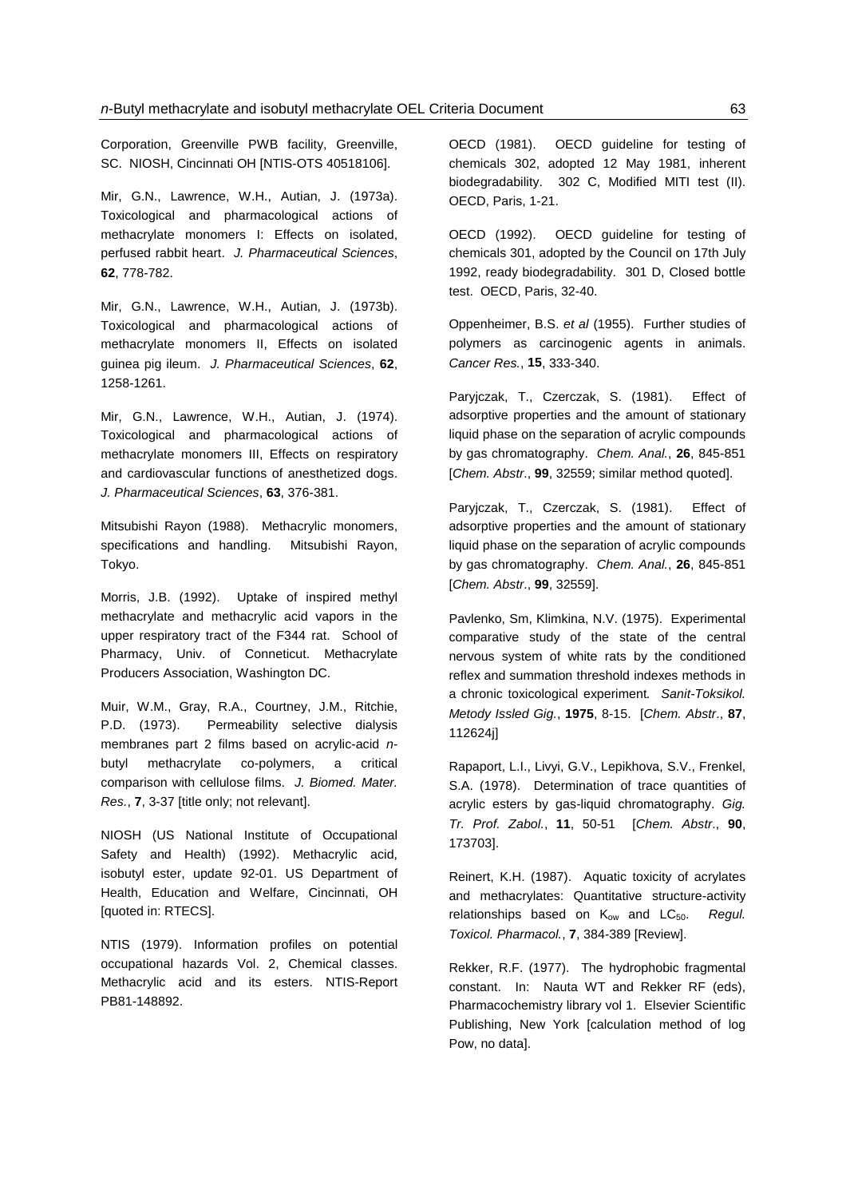Corporation, Greenville PWB facility, Greenville, SC. NIOSH, Cincinnati OH [NTIS-OTS 40518106].

Mir, G.N., Lawrence, W.H., Autian, J. (1973a). Toxicological and pharmacological actions of methacrylate monomers I: Effects on isolated, perfused rabbit heart. *J. Pharmaceutical Sciences*, **62**, 778-782.

Mir, G.N., Lawrence, W.H., Autian, J. (1973b). Toxicological and pharmacological actions of methacrylate monomers II, Effects on isolated guinea pig ileum. *J. Pharmaceutical Sciences*, **62**, 1258-1261.

Mir, G.N., Lawrence, W.H., Autian, J. (1974). Toxicological and pharmacological actions of methacrylate monomers III, Effects on respiratory and cardiovascular functions of anesthetized dogs. *J. Pharmaceutical Sciences*, **63**, 376-381.

Mitsubishi Rayon (1988). Methacrylic monomers, specifications and handling. Mitsubishi Rayon, Tokyo.

Morris, J.B. (1992). Uptake of inspired methyl methacrylate and methacrylic acid vapors in the upper respiratory tract of the F344 rat. School of Pharmacy, Univ. of Conneticut. Methacrylate Producers Association, Washington DC.

Muir, W.M., Gray, R.A., Courtney, J.M., Ritchie, P.D. (1973). Permeability selective dialysis membranes part 2 films based on acrylic-acid *n*-butyl methacrylate co-polymers, a critical comparison with cellulose films. *J. Biomed. Mater. Res.*, **7**, 3-37 [title only; not relevant].

NIOSH (US National Institute of Occupational Safety and Health) (1992). Methacrylic acid, isobutyl ester, update 92-01. US Department of Health, Education and Welfare, Cincinnati, OH [quoted in: RTECS].

NTIS (1979). Information profiles on potential occupational hazards Vol. 2, Chemical classes. Methacrylic acid and its esters. NTIS-Report PB81-148892.

OECD (1981). OECD guideline for testing of chemicals 302, adopted 12 May 1981, inherent biodegradability. 302 C, Modified MITI test (II). OECD, Paris, 1-21.

OECD (1992). OECD guideline for testing of chemicals 301, adopted by the Council on 17th July 1992, ready biodegradability. 301 D, Closed bottle test. OECD, Paris, 32-40.

Oppenheimer, B.S. *et al* (1955). Further studies of polymers as carcinogenic agents in animals. *Cancer Res.*, **15**, 333-340.

Paryjczak, T., Czerczak, S. (1981). Effect of adsorptive properties and the amount of stationary liquid phase on the separation of acrylic compounds by gas chromatography. *Chem. Anal.*, **26**, 845-851 [*Chem. Abstr*., **99**, 32559; similar method quoted].

Paryjczak, T., Czerczak, S. (1981). Effect of adsorptive properties and the amount of stationary liquid phase on the separation of acrylic compounds by gas chromatography. *Chem. Anal.*, **26**, 845-851 [*Chem. Abstr*., **99**, 32559].

Pavlenko, Sm, Klimkina, N.V. (1975). Experimental comparative study of the state of the central nervous system of white rats by the conditioned reflex and summation threshold indexes methods in a chronic toxicological experiment. *Sanit-Toksikol. Metody Issled Gig.*, **1975**, 8-15. [*Chem. Abstr*., **87**, 112624j]

Rapaport, L.I., Livyi, G.V., Lepikhova, S.V., Frenkel, S.A. (1978). Determination of trace quantities of acrylic esters by gas-liquid chromatography. *Gig. Tr. Prof. Zabol.*, **11**, 50-51 [*Chem. Abstr*., **90**, 173703].

Reinert, K.H. (1987). Aquatic toxicity of acrylates and methacrylates: Quantitative structure-activity relationships based on $K_{ow}$ and $LC_{50}$. *Regul. Toxicol. Pharmacol.*, **7**, 384-389 [Review].

Rekker, R.F. (1977). The hydrophobic fragmental constant. In: Nauta WT and Rekker RF (eds), Pharmacochemistry library vol 1. Elsevier Scientific Publishing, New York [calculation method of log Pow, no data].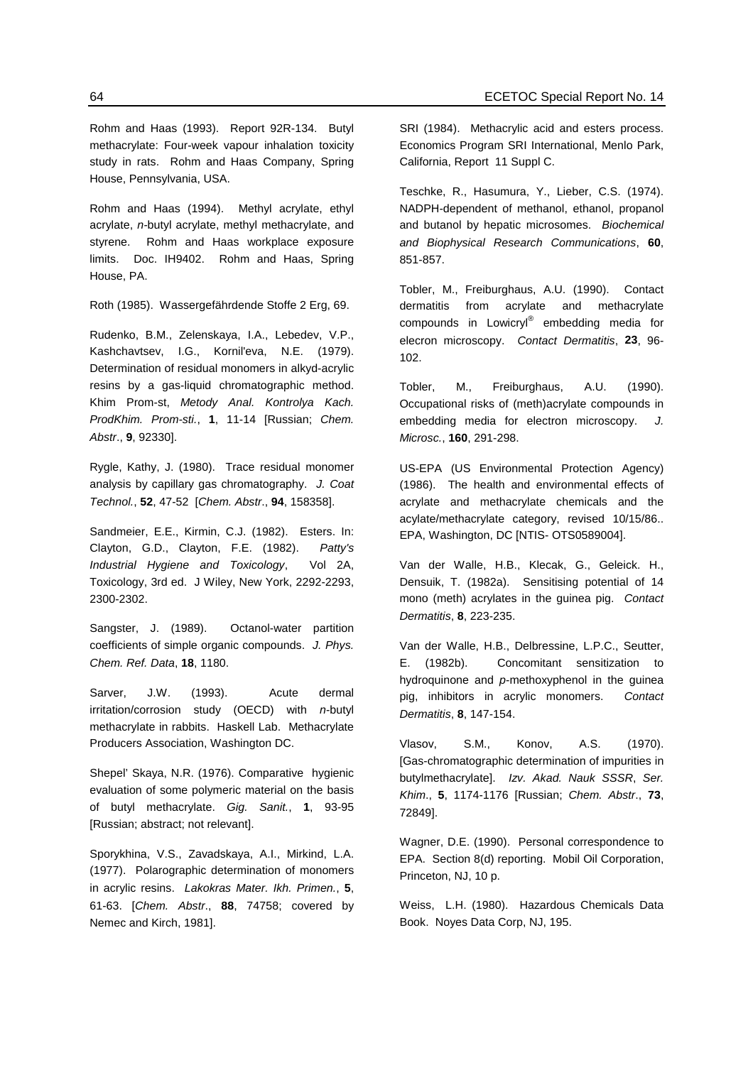Rohm and Haas (1993). Report 92R-134. Butyl methacrylate: Four-week vapour inhalation toxicity study in rats. Rohm and Haas Company, Spring House, Pennsylvania, USA.

Rohm and Haas (1994). Methyl acrylate, ethyl acrylate, *n*-butyl acrylate, methyl methacrylate, and styrene. Rohm and Haas workplace exposure limits. Doc. IH9402. Rohm and Haas, Spring House, PA.

Roth (1985). Wassergefährdende Stoffe 2 Erg, 69.

Rudenko, B.M., Zelenskaya, I.A., Lebedev, V.P., Kashchavtsev, I.G., Kornil'eva, N.E. (1979). Determination of residual monomers in alkyd-acrylic resins by a gas-liquid chromatographic method. Khim Prom-st, *Metody Anal. Kontrolya Kach. ProdKhim. Prom-sti.*, **1**, 11-14 [Russian; *Chem. Abstr*., **9**, 92330].

Rygle, Kathy, J. (1980). Trace residual monomer analysis by capillary gas chromatography. *J. Coat Technol.*, **52**, 47-52 [*Chem. Abstr*., **94**, 158358].

Sandmeier, E.E., Kirmin, C.J. (1982). Esters. In: Clayton, G.D., Clayton, F.E. (1982). *Patty's Industrial Hygiene and Toxicology*, Vol 2A, Toxicology, 3rd ed. J Wiley, New York, 2292-2293, 2300-2302.

Sangster, J. (1989). Octanol-water partition coefficients of simple organic compounds. *J. Phys. Chem. Ref. Data*, **18**, 1180.

Sarver, J.W. (1993). Acute dermal irritation/corrosion study (OECD) with *n*-butyl methacrylate in rabbits. Haskell Lab. Methacrylate Producers Association, Washington DC.

Shepel' Skaya, N.R. (1976). Comparative hygienic evaluation of some polymeric material on the basis of butyl methacrylate. *Gig. Sanit.*, **1**, 93-95 [Russian; abstract; not relevant].

Sporykhina, V.S., Zavadskaya, A.I., Mirkind, L.A. (1977). Polarographic determination of monomers in acrylic resins. *Lakokras Mater. Ikh. Primen.*, **5**, 61-63. [*Chem. Abstr*., **88**, 74758; covered by Nemec and Kirch, 1981].

SRI (1984). Methacrylic acid and esters process. Economics Program SRI International, Menlo Park, California, Report 11 Suppl C.

Teschke, R., Hasumura, Y., Lieber, C.S. (1974). NADPH-dependent of methanol, ethanol, propanol and butanol by hepatic microsomes. *Biochemical and Biophysical Research Communications*, **60**, 851-857.

Tobler, M., Freiburghaus, A.U. (1990). Contact dermatitis from acrylate and methacrylate compounds in Lowicryl® embedding media for elecron microscopy. *Contact Dermatitis*, **23**, 96-102.

Tobler, M., Freiburghaus, A.U. (1990). Occupational risks of (meth)acrylate compounds in embedding media for electron microscopy. *J. Microsc.*, **160**, 291-298.

US-EPA (US Environmental Protection Agency) (1986). The health and environmental effects of acrylate and methacrylate chemicals and the acrylate/methacrylate category, revised 10/15/86.. EPA, Washington, DC [NTIS- OTS0589004].

Van der Walle, H.B., Klecak, G., Geleick. H., Densuik, T. (1982a). Sensitising potential of 14 mono (meth) acrylates in the guinea pig. *Contact Dermatitis*, **8**, 223-235.

Van der Walle, H.B., Delbressine, L.P.C., Seutter, E. (1982b). Concomitant sensitization to hydroquinone and *p*-methoxyphenol in the guinea pig, inhibitors in acrylic monomers. *Contact Dermatitis*, **8**, 147-154.

Vlasov, S.M., Konov, A.S. (1970). [Gas-chromatographic determination of impurities in butylmethacrylate]. *Izv. Akad. Nauk SSSR*, *Ser. Khim*., **5**, 1174-1176 [Russian; *Chem. Abstr*., **73**, 72849].

Wagner, D.E. (1990). Personal correspondence to EPA. Section 8(d) reporting. Mobil Oil Corporation, Princeton, NJ, 10 p.

Weiss, L.H. (1980). Hazardous Chemicals Data Book. Noyes Data Corp, NJ, 195.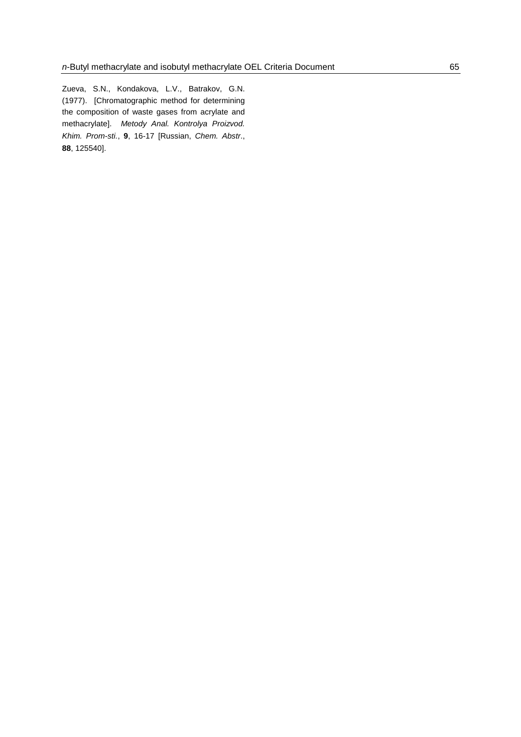Zueva, S.N., Kondakova, L.V., Batrakov, G.N. (1977). [Chromatographic method for determining the composition of waste gases from acrylate and methacrylate]. *Metody Anal. Kontrolya Proizvod. Khim. Prom-sti.*, **9**, 16-17 [Russian, *Chem. Abstr*., **88**, 125540].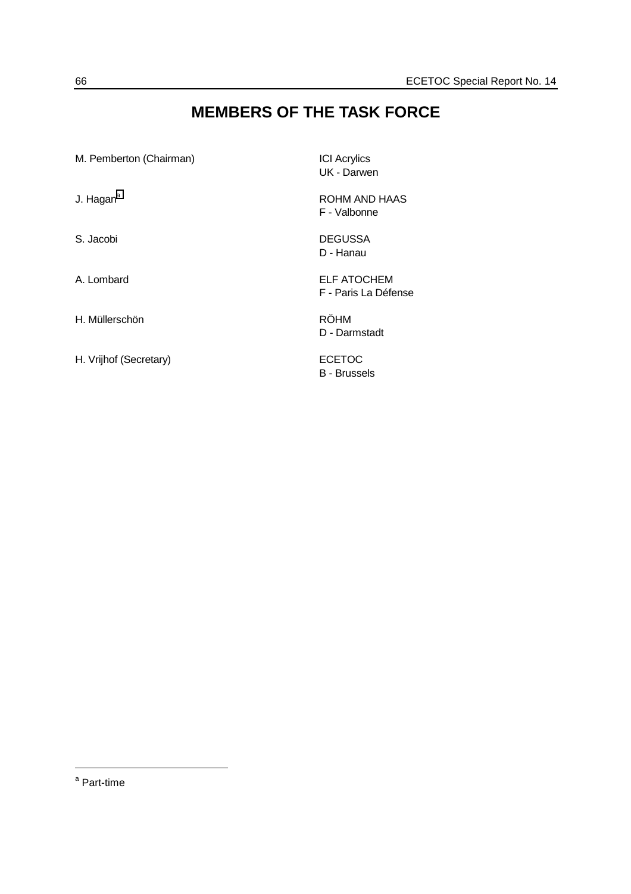# MEMBERS OF THE TASK FORCE

| | |
|---|---|
| M. Pemberton (Chairman) | ICI Acrylics<br>UK - Darwen |
| J. Hagan[a] | ROHM AND HAAS<br>F - Valbonne |
| S. Jacobi | DEGUSSA<br>D - Hanau |
| A. Lombard | ELF ATOCHEM<br>F - Paris La Défense |
| H. Müllerschön | RÖHM<br>D - Darmstadt |
| H. Vrijhof (Secretary) | ECETOC<br>B - Brussels |

[a] Part-time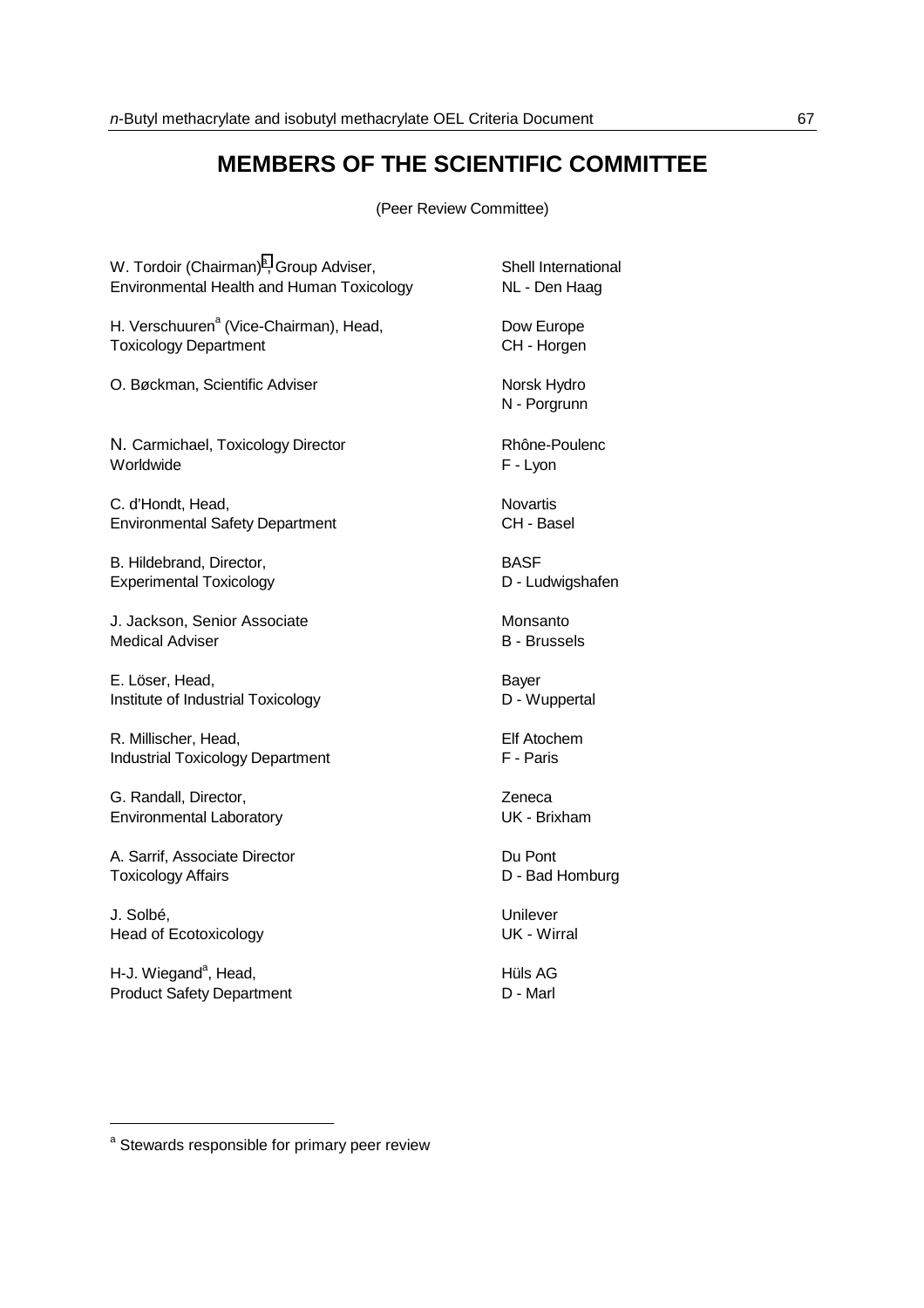# MEMBERS OF THE SCIENTIFIC COMMITTEE

(Peer Review Committee)

| | |
|---|---|
| W. Tordoir (Chairman)[a], Group Adviser, Environmental Health and Human Toxicology | Shell International NL - Den Haag |
| H. Verschuuren[a] (Vice-Chairman), Head, Toxicology Department | Dow Europe CH - Horgen |
| O. Bøckman, Scientific Adviser | Norsk Hydro N - Porgrunn |
| N. Carmichael, Toxicology Director Worldwide | Rhône-Poulenc F - Lyon |
| C. d'Hondt, Head, Environmental Safety Department | Novartis CH - Basel |
| B. Hildebrand, Director, Experimental Toxicology | BASF D - Ludwigshafen |
| J. Jackson, Senior Associate Medical Adviser | Monsanto B - Brussels |
| E. Löser, Head, Institute of Industrial Toxicology | Bayer D - Wuppertal |
| R. Millischer, Head, Industrial Toxicology Department | Elf Atochem F - Paris |
| G. Randall, Director, Environmental Laboratory | Zeneca UK - Brixham |
| A. Sarrif, Associate Director Toxicology Affairs | Du Pont D - Bad Homburg |
| J. Solbé, Head of Ecotoxicology | Unilever UK - Wirral |
| H-J. Wiegand[a], Head, Product Safety Department | Hüls AG D - Marl |

[a] Stewards responsible for primary peer review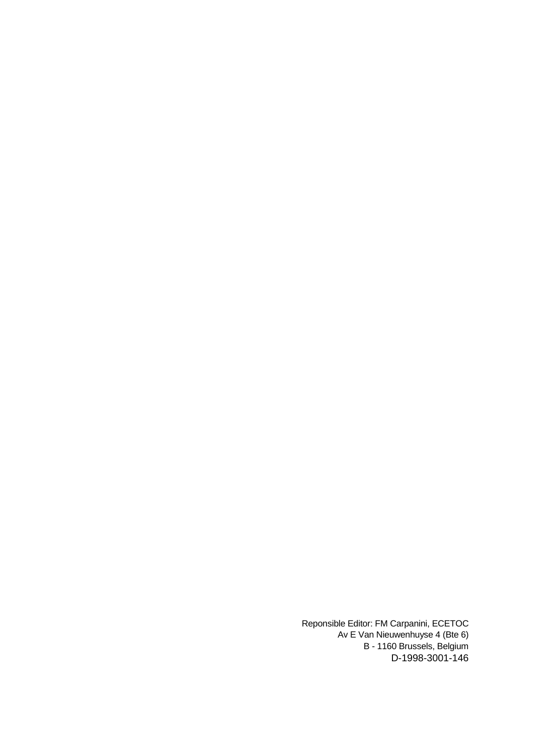Reponsible Editor: FM Carpanini, ECETOC
Av E Van Nieuwenhuyse 4 (Bte 6)
B - 1160 Brussels, Belgium
D-1998-3001-146